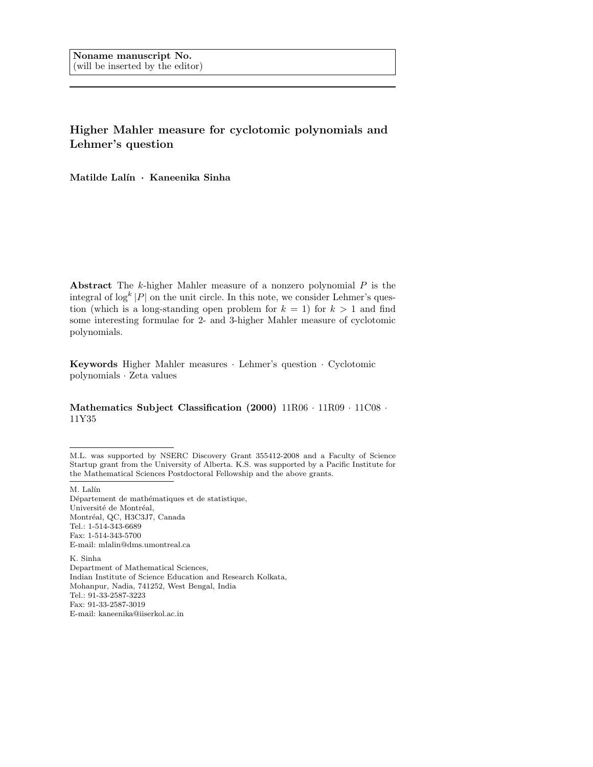**Noname manuscript No.**
(will be inserted by the editor)

# Higher Mahler measure for cyclotomic polynomials and Lehmer's question

**Matilde Lalín · Kaneenika Sinha**

**Abstract** The $k$-higher Mahler measure of a nonzero polynomial $P$ is the integral of $\log^k |P|$ on the unit circle. In this note, we consider Lehmer's question (which is a long-standing open problem for $k = 1$) for $k > 1$ and find some interesting formulae for 2- and 3-higher Mahler measure of cyclotomic polynomials.

**Keywords** Higher Mahler measures · Lehmer's question · Cyclotomic polynomials · Zeta values

**Mathematics Subject Classification (2000)** 11R06 · 11R09 · 11C08 · 11Y35

M.L. was supported by NSERC Discovery Grant 355412-2008 and a Faculty of Science Startup grant from the University of Alberta. K.S. was supported by a Pacific Institute for the Mathematical Sciences Postdoctoral Fellowship and the above grants.

M. Lalín
Département de mathématiques et de statistique,
Université de Montréal,
Montréal, QC, H3C3J7, Canada
Tel.: 1-514-343-6689
Fax: 1-514-343-5700
E-mail: mlalin@dms.umontreal.ca

K. Sinha
Department of Mathematical Sciences,
Indian Institute of Science Education and Research Kolkata,
Mohanpur, Nadia, 741252, West Bengal, India
Tel.: 91-33-2587-3223
Fax: 91-33-2587-3019
E-mail: kaneenika@iiserkol.ac.in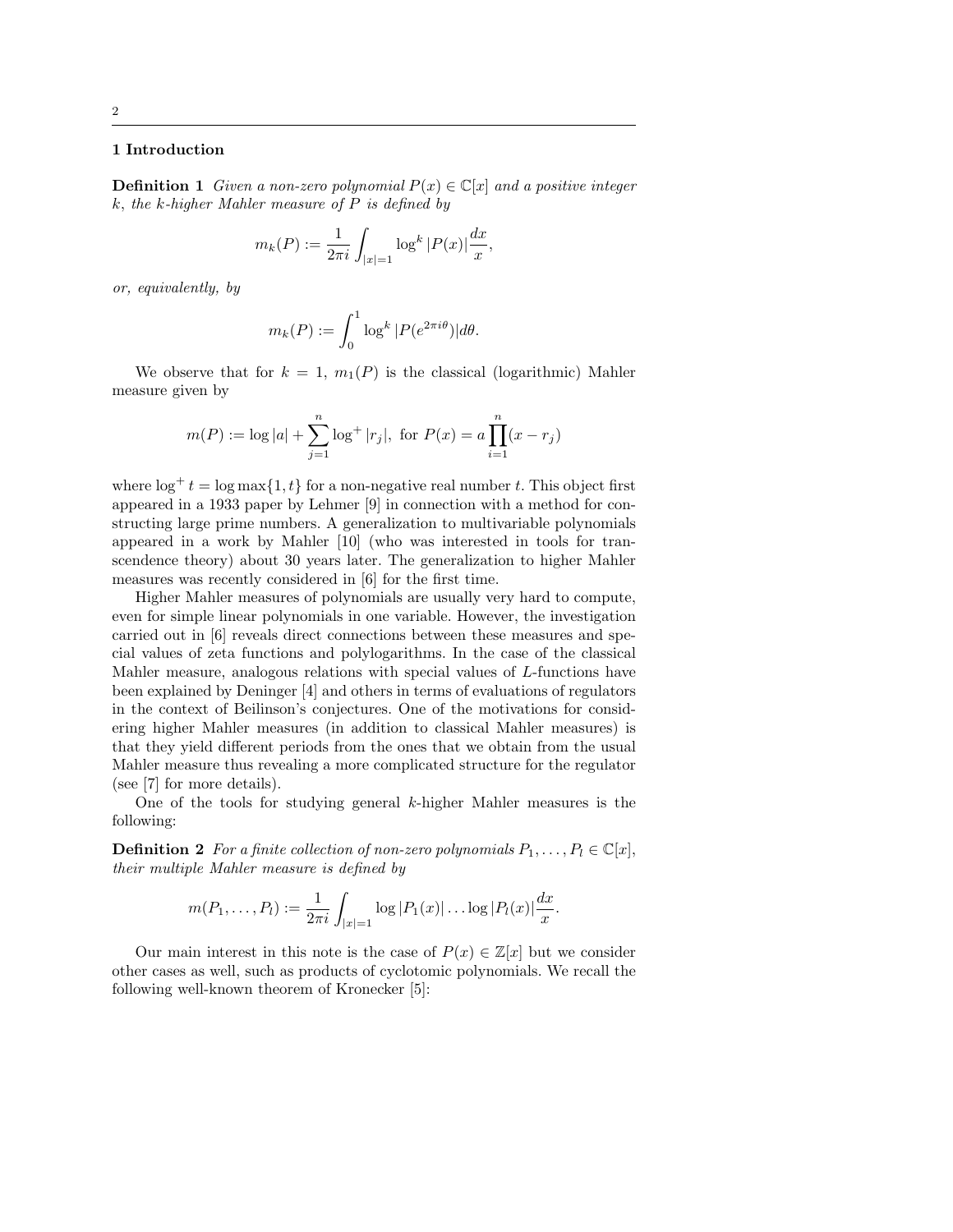## 1 Introduction

**Definition 1** *Given a non-zero polynomial $P(x) \in \mathbb{C}[x]$ and a positive integer $k$, the $k$-higher Mahler measure of $P$ is defined by*

$$m_k(P) := \frac{1}{2\pi i} \int_{|x|=1} \log^k |P(x)| \frac{dx}{x},$$

*or, equivalently, by*

$$m_k(P) := \int_0^1 \log^k |P(e^{2\pi i\theta})| d\theta.$$

We observe that for $k = 1$, $m_1(P)$ is the classical (logarithmic) Mahler measure given by

$$m(P) := \log |a| + \sum_{j=1}^n \log^+ |r_j|, \text{ for } P(x) = a \prod_{i=1}^n (x - r_j)$$

where $\log^+ t = \log \max\{1, t\}$ for a non-negative real number $t$. This object first appeared in a 1933 paper by Lehmer [9] in connection with a method for constructing large prime numbers. A generalization to multivariable polynomials appeared in a work by Mahler [10] (who was interested in tools for transcendence theory) about 30 years later. The generalization to higher Mahler measures was recently considered in [6] for the first time.

Higher Mahler measures of polynomials are usually very hard to compute, even for simple linear polynomials in one variable. However, the investigation carried out in [6] reveals direct connections between these measures and special values of zeta functions and polylogarithms. In the case of the classical Mahler measure, analogous relations with special values of $L$-functions have been explained by Deninger [4] and others in terms of evaluations of regulators in the context of Beilinson's conjectures. One of the motivations for considering higher Mahler measures (in addition to classical Mahler measures) is that they yield different periods from the ones that we obtain from the usual Mahler measure thus revealing a more complicated structure for the regulator (see [7] for more details).

One of the tools for studying general $k$-higher Mahler measures is the following:

**Definition 2** *For a finite collection of non-zero polynomials $P_1, \dots, P_l \in \mathbb{C}[x]$, their multiple Mahler measure is defined by*

$$m(P_1, \dots, P_l) := \frac{1}{2\pi i} \int_{|x|=1} \log |P_1(x)| \dots \log |P_l(x)| \frac{dx}{x}.$$

Our main interest in this note is the case of $P(x) \in \mathbb{Z}[x]$ but we consider other cases as well, such as products of cyclotomic polynomials. We recall the following well-known theorem of Kronecker [5]: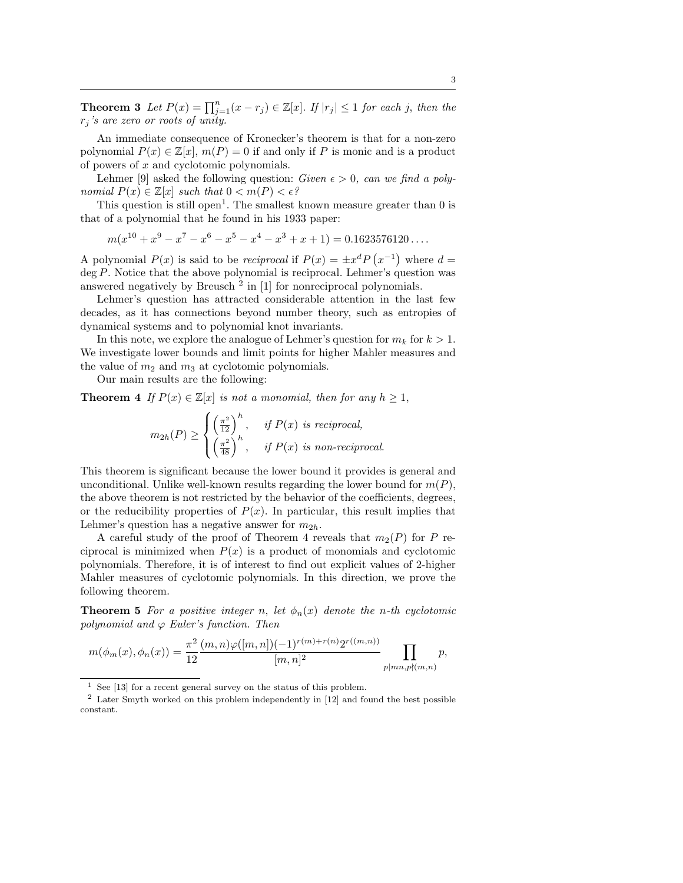**Theorem 3** *Let $P(x) = \prod_{j=1}^{n}(x - r_j) \in \mathbb{Z}[x]$. If $|r_j| \leq 1$ for each $j$, then the $r_j$'s are zero or roots of unity.*

An immediate consequence of Kronecker's theorem is that for a non-zero polynomial $P(x) \in \mathbb{Z}[x]$, $m(P) = 0$ if and only if $P$ is monic and is a product of powers of $x$ and cyclotomic polynomials.

Lehmer [9] asked the following question: *Given $\epsilon > 0$, can we find a polynomial $P(x) \in \mathbb{Z}[x]$ such that $0 < m(P) < \epsilon$?*

This question is still open[1]. The smallest known measure greater than 0 is that of a polynomial that he found in his 1933 paper:

$$m(x^{10} + x^9 - x^7 - x^6 - x^5 - x^4 - x^3 + x + 1) = 0.1623576120\ldots.$$

A polynomial $P(x)$ is said to be *reciprocal* if $P(x) = \pm x^d P\left(x^{-1}\right)$ where $d = \deg P$. Notice that the above polynomial is reciprocal. Lehmer's question was answered negatively by Breusch [2] in [1] for nonreciprocal polynomials.

Lehmer's question has attracted considerable attention in the last few decades, as it has connections beyond number theory, such as entropies of dynamical systems and to polynomial knot invariants.

In this note, we explore the analogue of Lehmer's question for $m_k$ for $k > 1$. We investigate lower bounds and limit points for higher Mahler measures and the value of $m_2$ and $m_3$ at cyclotomic polynomials.

Our main results are the following:

**Theorem 4** *If $P(x) \in \mathbb{Z}[x]$ is not a monomial, then for any $h \geq 1$,*

$$m_{2h}(P) \geq \begin{cases} \left(\frac{\pi^2}{12}\right)^h, & \text{if } P(x) \text{ is reciprocal,} \\ \left(\frac{\pi^2}{48}\right)^h, & \text{if } P(x) \text{ is non-reciprocal.} \end{cases}$$

This theorem is significant because the lower bound it provides is general and unconditional. Unlike well-known results regarding the lower bound for $m(P)$, the above theorem is not restricted by the behavior of the coefficients, degrees, or the reducibility properties of $P(x)$. In particular, this result implies that Lehmer's question has a negative answer for $m_{2h}$.

A careful study of the proof of Theorem 4 reveals that $m_2(P)$ for $P$ reciprocal is minimized when $P(x)$ is a product of monomials and cyclotomic polynomials. Therefore, it is of interest to find out explicit values of 2-higher Mahler measures of cyclotomic polynomials. In this direction, we prove the following theorem.

**Theorem 5** *For a positive integer $n$, let $\phi_n(x)$ denote the $n$-th cyclotomic polynomial and $\varphi$ Euler's function. Then*

$$m(\phi_m(x), \phi_n(x)) = \frac{\pi^2}{12} \frac{(m,n)\varphi([m,n])(-1)^{r(m)+r(n)} 2^{r((m,n))}}{[m,n]^2} \prod_{p | mn, p \nmid (m,n)} p,$$

[1] See [13] for a recent general survey on the status of this problem.

[2] Later Smyth worked on this problem independently in [12] and found the best possible constant.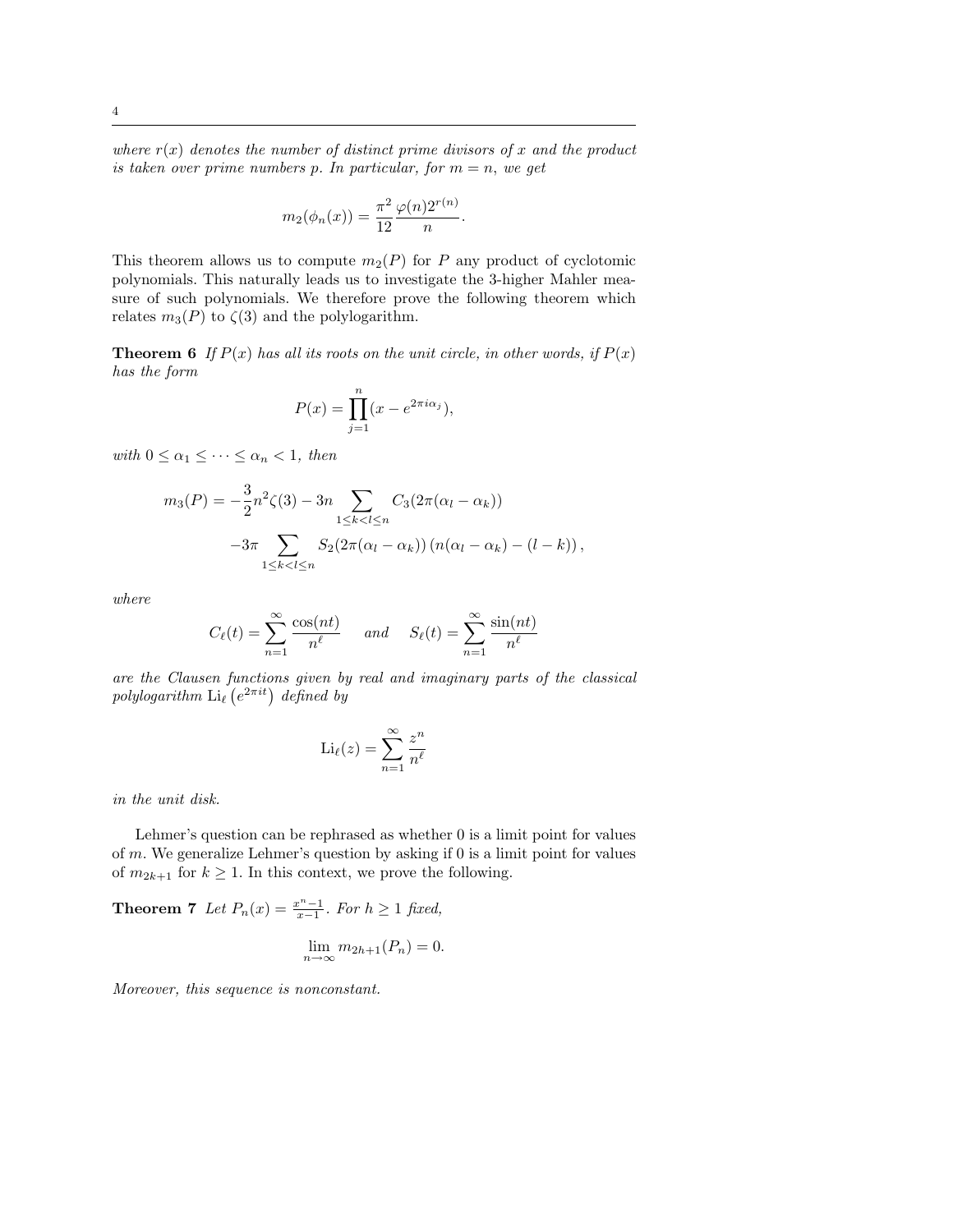*where $r(x)$ denotes the number of distinct prime divisors of $x$ and the product is taken over prime numbers $p$. In particular, for $m = n$, we get*

$$m_2(\phi_n(x)) = \frac{\pi^2}{12} \frac{\varphi(n) 2^{r(n)}}{n}.$$

This theorem allows us to compute $m_2(P)$ for $P$ any product of cyclotomic polynomials. This naturally leads us to investigate the 3-higher Mahler measure of such polynomials. We therefore prove the following theorem which relates $m_3(P)$ to $\zeta(3)$ and the polylogarithm.

**Theorem 6** *If $P(x)$ has all its roots on the unit circle, in other words, if $P(x)$ has the form*

$$P(x) = \prod_{j=1}^{n} (x - e^{2\pi i \alpha_j}),$$

*with $0 \leq \alpha_1 \leq \cdots \leq \alpha_n < 1$, then*

$$\begin{aligned} m_3(P) = &-\frac{3}{2} n^2 \zeta(3) - 3n \sum_{1 \leq k < l \leq n} C_3(2\pi(\alpha_l - \alpha_k)) \\ &- 3\pi \sum_{1 \leq k < l \leq n} S_2(2\pi(\alpha_l - \alpha_k)) \left( n(\alpha_l - \alpha_k) - (l - k) \right), \end{aligned}$$

*where*

$$C_\ell(t) = \sum_{n=1}^{\infty} \frac{\cos(nt)}{n^\ell} \quad \text{ and } \quad S_\ell(t) = \sum_{n=1}^{\infty} \frac{\sin(nt)}{n^\ell}$$

*are the Clausen functions given by real and imaginary parts of the classical polylogarithm $\mathrm{Li}_\ell\left(e^{2\pi i t}\right)$ defined by*

$$\mathrm{Li}_\ell(z) = \sum_{n=1}^{\infty} \frac{z^n}{n^\ell}$$

*in the unit disk.*

Lehmer's question can be rephrased as whether 0 is a limit point for values of $m$. We generalize Lehmer's question by asking if 0 is a limit point for values of $m_{2k+1}$ for $k \geq 1$. In this context, we prove the following.

**Theorem 7** *Let $P_n(x) = \frac{x^n - 1}{x - 1}$. For $h \geq 1$ fixed,*

$$\lim_{n \to \infty} m_{2h+1}(P_n) = 0.$$

*Moreover, this sequence is nonconstant.*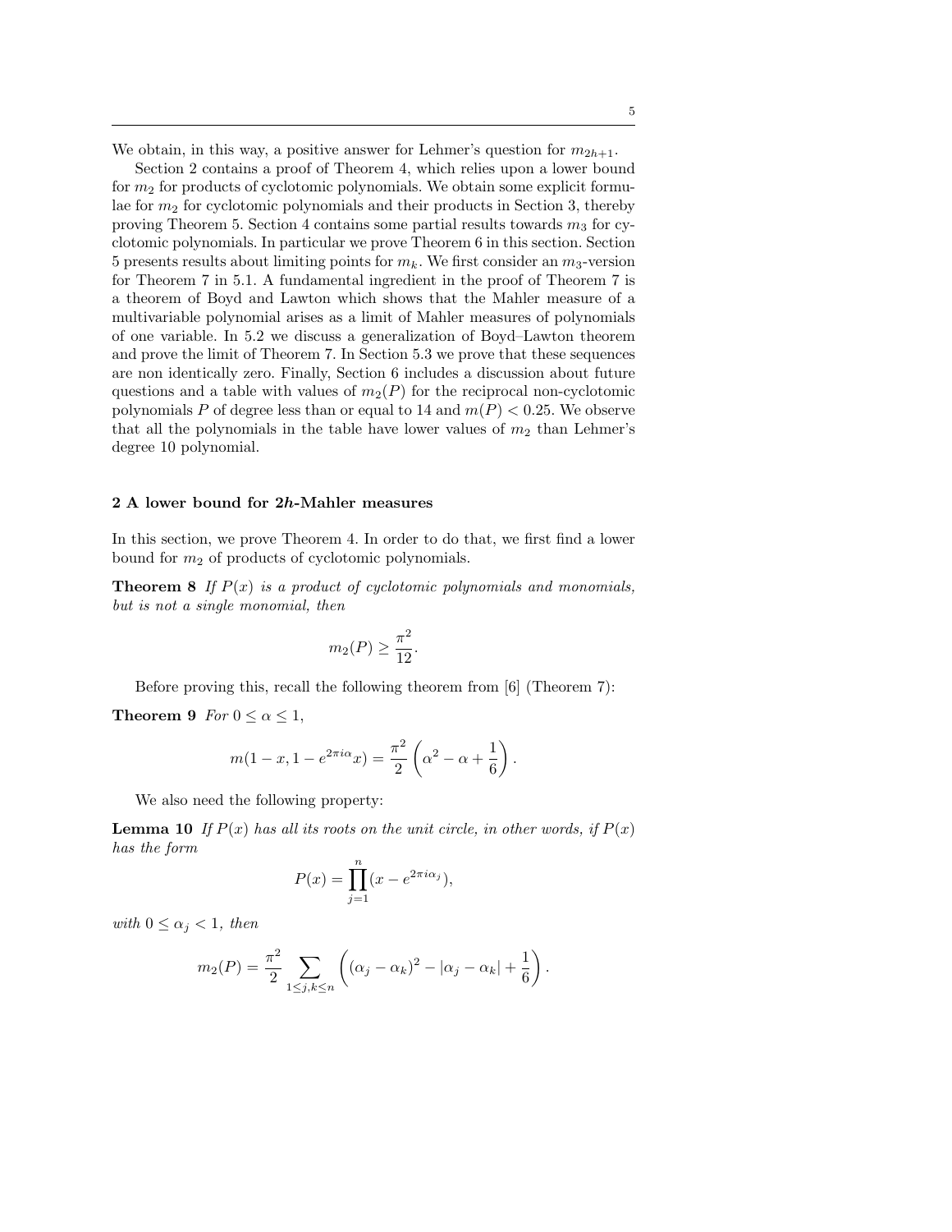We obtain, in this way, a positive answer for Lehmer's question for $m_{2h+1}$.

Section 2 contains a proof of Theorem 4, which relies upon a lower bound for $m_2$ for products of cyclotomic polynomials. We obtain some explicit formulae for $m_2$ for cyclotomic polynomials and their products in Section 3, thereby proving Theorem 5. Section 4 contains some partial results towards $m_3$ for cyclotomic polynomials. In particular we prove Theorem 6 in this section. Section 5 presents results about limiting points for $m_k$. We first consider an $m_3$-version for Theorem 7 in 5.1. A fundamental ingredient in the proof of Theorem 7 is a theorem of Boyd and Lawton which shows that the Mahler measure of a multivariable polynomial arises as a limit of Mahler measures of polynomials of one variable. In 5.2 we discuss a generalization of Boyd–Lawton theorem and prove the limit of Theorem 7. In Section 5.3 we prove that these sequences are non identically zero. Finally, Section 6 includes a discussion about future questions and a table with values of $m_2(P)$ for the reciprocal non-cyclotomic polynomials $P$ of degree less than or equal to 14 and $m(P) < 0.25$. We observe that all the polynomials in the table have lower values of $m_2$ than Lehmer's degree 10 polynomial.

## 2 A lower bound for $2h$-Mahler measures

In this section, we prove Theorem 4. In order to do that, we first find a lower bound for $m_2$ of products of cyclotomic polynomials.

**Theorem 8** *If $P(x)$ is a product of cyclotomic polynomials and monomials, but is not a single monomial, then*

$$m_2(P) \geq \frac{\pi^2}{12}.$$

Before proving this, recall the following theorem from [6] (Theorem 7):

**Theorem 9** *For $0 \leq \alpha \leq 1$,*

$$m(1-x, 1-e^{2\pi i \alpha}x) = \frac{\pi^2}{2}\left(\alpha^2 - \alpha + \frac{1}{6}\right).$$

We also need the following property:

**Lemma 10** *If $P(x)$ has all its roots on the unit circle, in other words, if $P(x)$ has the form*

$$P(x) = \prod_{j=1}^{n}(x - e^{2\pi i \alpha_j}),$$

*with $0 \leq \alpha_j < 1$, then*

$$m_2(P) = \frac{\pi^2}{2}\sum_{1\leq j,k\leq n}\left((\alpha_j - \alpha_k)^2 - |\alpha_j - \alpha_k| + \frac{1}{6}\right).$$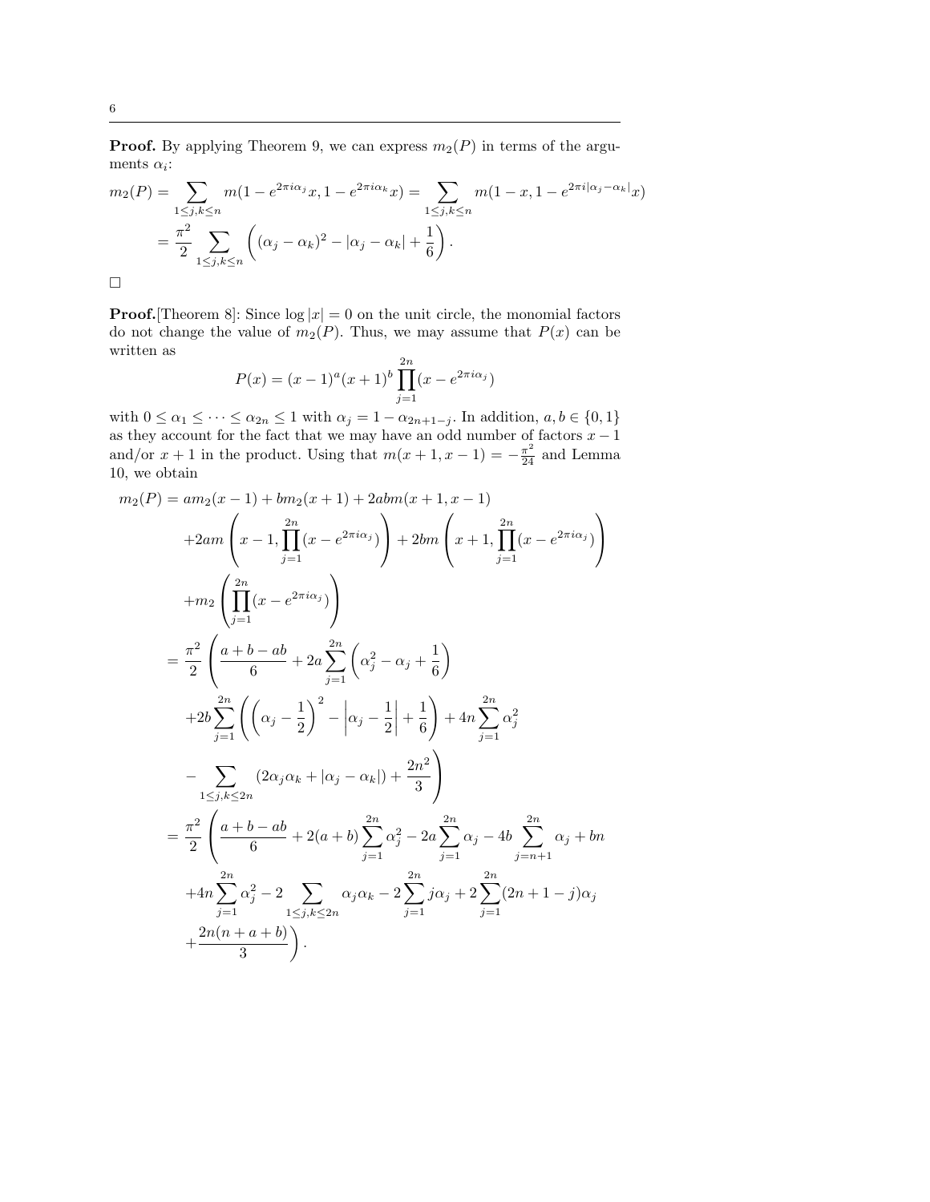**Proof.** By applying Theorem 9, we can express $m_2(P)$ in terms of the arguments $\alpha_i$:

$$
\begin{aligned}
m_2(P) &= \sum_{1\le j,k\le n} m(1-e^{2\pi i\alpha_j}x, 1-e^{2\pi i\alpha_k}x) = \sum_{1\le j,k\le n} m(1-x, 1-e^{2\pi i|\alpha_j-\alpha_k|}x)\\
&= \frac{\pi^2}{2}\sum_{1\le j,k\le n}\left((\alpha_j-\alpha_k)^2 - |\alpha_j-\alpha_k| + \frac{1}{6}\right).
\end{aligned}
$$

□

**Proof.**[Theorem 8]: Since $\log|x| = 0$ on the unit circle, the monomial factors do not change the value of $m_2(P)$. Thus, we may assume that $P(x)$ can be written as

$$
P(x) = (x-1)^a(x+1)^b\prod_{j=1}^{2n}(x-e^{2\pi i\alpha_j})
$$

with $0\le\alpha_1\le\cdots\le\alpha_{2n}\le 1$ with $\alpha_j = 1-\alpha_{2n+1-j}$. In addition, $a,b\in\{0,1\}$ as they account for the fact that we may have an odd number of factors $x-1$ and/or $x+1$ in the product. Using that $m(x+1,x-1) = -\frac{\pi^2}{24}$ and Lemma 10, we obtain

$$
\begin{aligned}
m_2(P) &= am_2(x-1) + bm_2(x+1) + 2abm(x+1,x-1)\\
&\quad +2am\left(x-1, \prod_{j=1}^{2n}(x-e^{2\pi i\alpha_j})\right) + 2bm\left(x+1,\prod_{j=1}^{2n}(x-e^{2\pi i\alpha_j})\right)\\
&\quad +m_2\left(\prod_{j=1}^{2n}(x-e^{2\pi i\alpha_j})\right)\\
&= \frac{\pi^2}{2}\left(\frac{a+b-ab}{6} + 2a\sum_{j=1}^{2n}\left(\alpha_j^2-\alpha_j+\frac{1}{6}\right)\right.\\
&\quad +2b\sum_{j=1}^{2n}\left(\left(\alpha_j-\frac{1}{2}\right)^2 - \left|\alpha_j-\frac{1}{2}\right| + \frac{1}{6}\right) + 4n\sum_{j=1}^{2n}\alpha_j^2\\
&\quad \left.-\sum_{1\le j,k\le 2n}\left(2\alpha_j\alpha_k + |\alpha_j-\alpha_k|\right) + \frac{2n^2}{3}\right)\\
&= \frac{\pi^2}{2}\left(\frac{a+b-ab}{6} + 2(a+b)\sum_{j=1}^{2n}\alpha_j^2 - 2a\sum_{j=1}^{2n}\alpha_j - 4b\sum_{j=n+1}^{2n}\alpha_j + bn\right.\\
&\quad +4n\sum_{j=1}^{2n}\alpha_j^2 - 2\sum_{1\le j,k\le 2n}\alpha_j\alpha_k - 2\sum_{j=1}^{2n}j\alpha_j + 2\sum_{j=1}^{2n}(2n+1-j)\alpha_j\\
&\quad \left.+\frac{2n(n+a+b)}{3}\right).
\end{aligned}
$$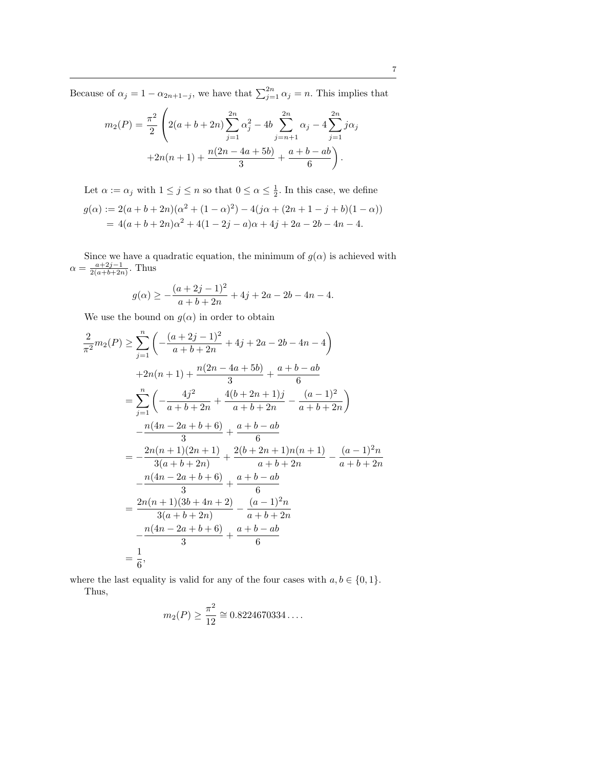Because of $\alpha_j = 1 - \alpha_{2n+1-j}$, we have that $\sum_{j=1}^{2n} \alpha_j = n$. This implies that

$$
\begin{aligned}
m_2(P) = \frac{\pi^2}{2} \Bigg( & 2(a+b+2n) \sum_{j=1}^{2n} \alpha_j^2 - 4b \sum_{j=n+1}^{2n} \alpha_j - 4 \sum_{j=1}^{2n} j\alpha_j \\
& + 2n(n+1) + \frac{n(2n-4a+5b)}{3} + \frac{a+b-ab}{6} \Bigg).
\end{aligned}
$$

Let $\alpha := \alpha_j$ with $1 \leq j \leq n$ so that $0 \leq \alpha \leq \frac{1}{2}$. In this case, we define

$$
\begin{aligned}
g(\alpha) &:= 2(a+b+2n)(\alpha^2 + (1-\alpha)^2) - 4(j\alpha + (2n+1-j+b)(1-\alpha)) \\
&= 4(a+b+2n)\alpha^2 + 4(1-2j-a)\alpha + 4j + 2a - 2b - 4n - 4.
\end{aligned}
$$

Since we have a quadratic equation, the minimum of $g(\alpha)$ is achieved with $\alpha = \frac{a+2j-1}{2(a+b+2n)}$. Thus

$$
g(\alpha) \geq -\frac{(a+2j-1)^2}{a+b+2n} + 4j + 2a - 2b - 4n - 4.
$$

We use the bound on $g(\alpha)$ in order to obtain

$$
\begin{aligned}
\frac{2}{\pi^2} m_2(P) &\geq \sum_{j=1}^{n} \left( -\frac{(a+2j-1)^2}{a+b+2n} + 4j + 2a - 2b - 4n - 4 \right) \\
&\quad + 2n(n+1) + \frac{n(2n-4a+5b)}{3} + \frac{a+b-ab}{6} \\
&= \sum_{j=1}^{n} \left( -\frac{4j^2}{a+b+2n} + \frac{4(b+2n+1)j}{a+b+2n} - \frac{(a-1)^2}{a+b+2n} \right) \\
&\quad - \frac{n(4n-2a+b+6)}{3} + \frac{a+b-ab}{6} \\
&= -\frac{2n(n+1)(2n+1)}{3(a+b+2n)} + \frac{2(b+2n+1)n(n+1)}{a+b+2n} - \frac{(a-1)^2 n}{a+b+2n} \\
&\quad - \frac{n(4n-2a+b+6)}{3} + \frac{a+b-ab}{6} \\
&= \frac{2n(n+1)(3b+4n+2)}{3(a+b+2n)} - \frac{(a-1)^2 n}{a+b+2n} \\
&\quad - \frac{n(4n-2a+b+6)}{3} + \frac{a+b-ab}{6} \\
&= \frac{1}{6},
\end{aligned}
$$

where the last equality is valid for any of the four cases with $a, b \in \{0, 1\}$.

Thus,

$$
m_2(P) \geq \frac{\pi^2}{12} \cong 0.8224670334 \ldots.
$$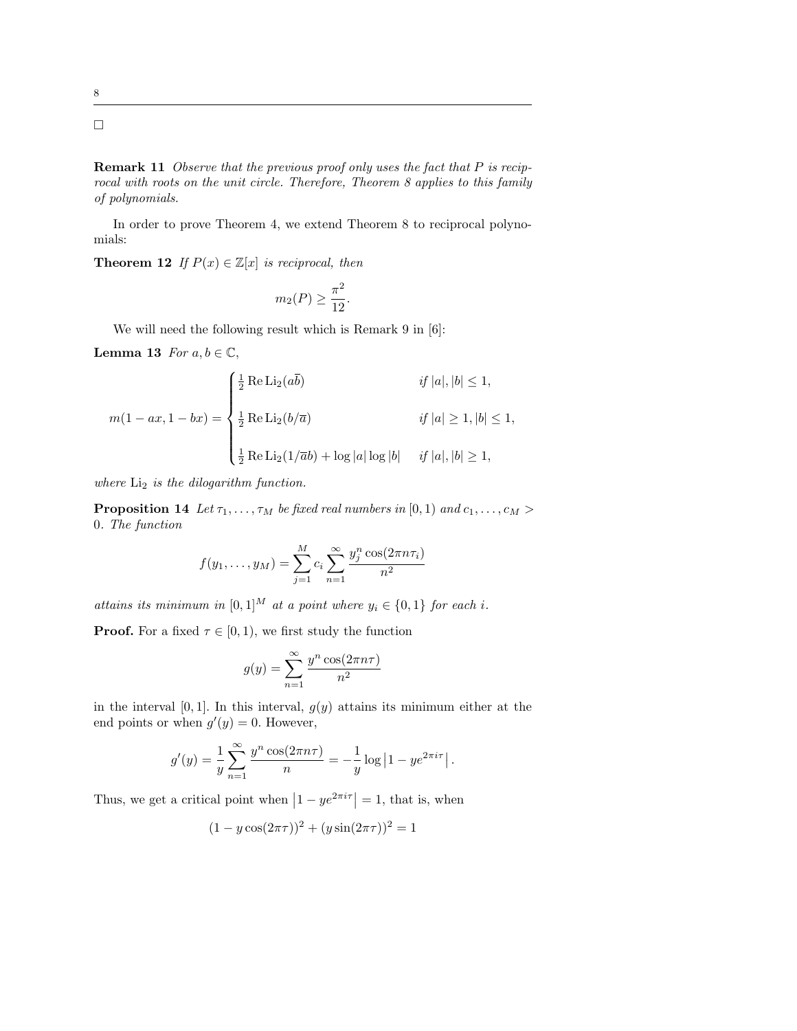□

**Remark 11** *Observe that the previous proof only uses the fact that $P$ is reciprocal with roots on the unit circle. Therefore, Theorem 8 applies to this family of polynomials.*

In order to prove Theorem 4, we extend Theorem 8 to reciprocal polynomials:

**Theorem 12** *If $P(x) \in \mathbb{Z}[x]$ is reciprocal, then*

$$m_2(P) \geq \frac{\pi^2}{12}.$$

We will need the following result which is Remark 9 in [6]:

**Lemma 13** *For $a, b \in \mathbb{C}$,*

$$m(1-ax, 1-bx) = \begin{cases} \frac{1}{2}\operatorname{Re}\operatorname{Li}_2(a\overline{b}) & \text{if } |a|, |b| \leq 1, \\ \\ \frac{1}{2}\operatorname{Re}\operatorname{Li}_2(b/\overline{a}) & \text{if } |a| \geq 1, |b| \leq 1, \\ \\ \frac{1}{2}\operatorname{Re}\operatorname{Li}_2(1/\overline{a}b) + \log|a|\log|b| & \text{if } |a|, |b| \geq 1, \end{cases}$$

*where $\operatorname{Li}_2$ is the dilogarithm function.*

**Proposition 14** *Let $\tau_1, \ldots, \tau_M$ be fixed real numbers in $[0, 1)$ and $c_1, \ldots, c_M > 0$. The function*

$$f(y_1, \ldots, y_M) = \sum_{j=1}^{M} c_i \sum_{n=1}^{\infty} \frac{y_j^n \cos(2\pi n\tau_i)}{n^2}$$

*attains its minimum in $[0, 1]^M$ at a point where $y_i \in \{0, 1\}$ for each $i$.*

**Proof.** For a fixed $\tau \in [0, 1)$, we first study the function

$$g(y) = \sum_{n=1}^{\infty} \frac{y^n \cos(2\pi n\tau)}{n^2}$$

in the interval $[0, 1]$. In this interval, $g(y)$ attains its minimum either at the end points or when $g'(y) = 0$. However,

$$g'(y) = \frac{1}{y}\sum_{n=1}^{\infty} \frac{y^n \cos(2\pi n\tau)}{n} = -\frac{1}{y}\log\left|1 - ye^{2\pi i\tau}\right|.$$

Thus, we get a critical point when $\left|1 - ye^{2\pi i\tau}\right| = 1$, that is, when

$$(1 - y\cos(2\pi\tau))^2 + (y\sin(2\pi\tau))^2 = 1$$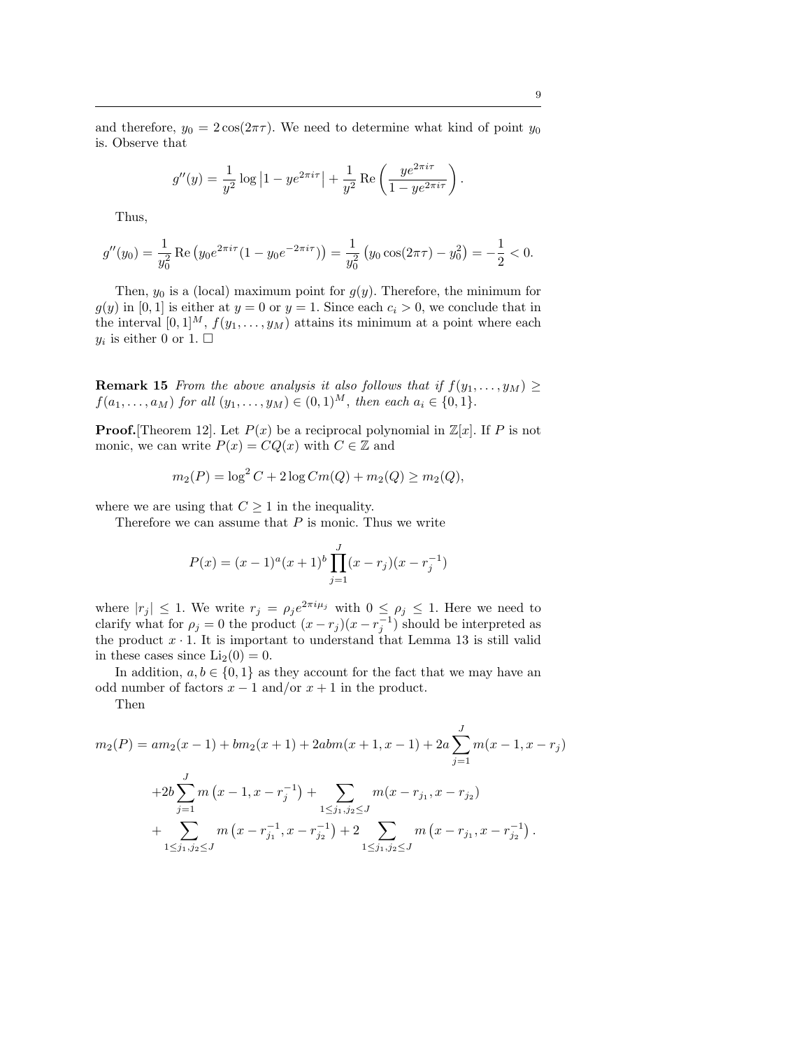and therefore, $y_0 = 2\cos(2\pi\tau)$. We need to determine what kind of point $y_0$ is. Observe that

$$g''(y) = \frac{1}{y^2}\log\left|1 - ye^{2\pi i\tau}\right| + \frac{1}{y^2}\operatorname{Re}\left(\frac{ye^{2\pi i\tau}}{1-ye^{2\pi i\tau}}\right).$$

Thus,

$$g''(y_0) = \frac{1}{y_0^2}\operatorname{Re}\left(y_0 e^{2\pi i\tau}(1-y_0e^{-2\pi i\tau})\right) = \frac{1}{y_0^2}\left(y_0\cos(2\pi\tau) - y_0^2\right) = -\frac{1}{2} < 0.$$

Then, $y_0$ is a (local) maximum point for $g(y)$. Therefore, the minimum for $g(y)$ in $[0,1]$ is either at $y=0$ or $y=1$. Since each $c_i > 0$, we conclude that in the interval $[0,1]^M$, $f(y_1,\dots,y_M)$ attains its minimum at a point where each $y_i$ is either 0 or 1. □

**Remark 15** *From the above analysis it also follows that if $f(y_1,\dots,y_M) \geq f(a_1,\dots,a_M)$ for all $(y_1,\dots,y_M) \in (0,1)^M$, then each $a_i \in \{0,1\}$.*

**Proof.**[Theorem 12]. Let $P(x)$ be a reciprocal polynomial in $\mathbb{Z}[x]$. If $P$ is not monic, we can write $P(x) = CQ(x)$ with $C \in \mathbb{Z}$ and

$$m_2(P) = \log^2 C + 2\log C m(Q) + m_2(Q) \geq m_2(Q),$$

where we are using that $C \geq 1$ in the inequality.

Therefore we can assume that $P$ is monic. Thus we write

$$P(x) = (x-1)^a(x+1)^b\prod_{j=1}^J (x-r_j)(x-r_j^{-1})$$

where $|r_j| \leq 1$. We write $r_j = \rho_j e^{2\pi i\mu_j}$ with $0 \leq \rho_j \leq 1$. Here we need to clarify what for $\rho_j = 0$ the product $(x-r_j)(x-r_j^{-1})$ should be interpreted as the product $x \cdot 1$. It is important to understand that Lemma 13 is still valid in these cases since $\mathrm{Li}_2(0) = 0$.

In addition, $a, b \in \{0,1\}$ as they account for the fact that we may have an odd number of factors $x-1$ and/or $x+1$ in the product.

Then

$$\begin{aligned}
m_2(P) &= am_2(x-1) + bm_2(x+1) + 2abm(x+1,x-1) + 2a\sum_{j=1}^J m(x-1,x-r_j) \\
&+2b\sum_{j=1}^J m\left(x-1,x-r_j^{-1}\right) + \sum_{1\leq j_1,j_2\leq J} m(x-r_{j_1},x-r_{j_2}) \\
&+ \sum_{1\leq j_1,j_2\leq J} m\left(x-r_{j_1}^{-1},x-r_{j_2}^{-1}\right) + 2\sum_{1\leq j_1,j_2\leq J} m\left(x-r_{j_1},x-r_{j_2}^{-1}\right).
\end{aligned}$$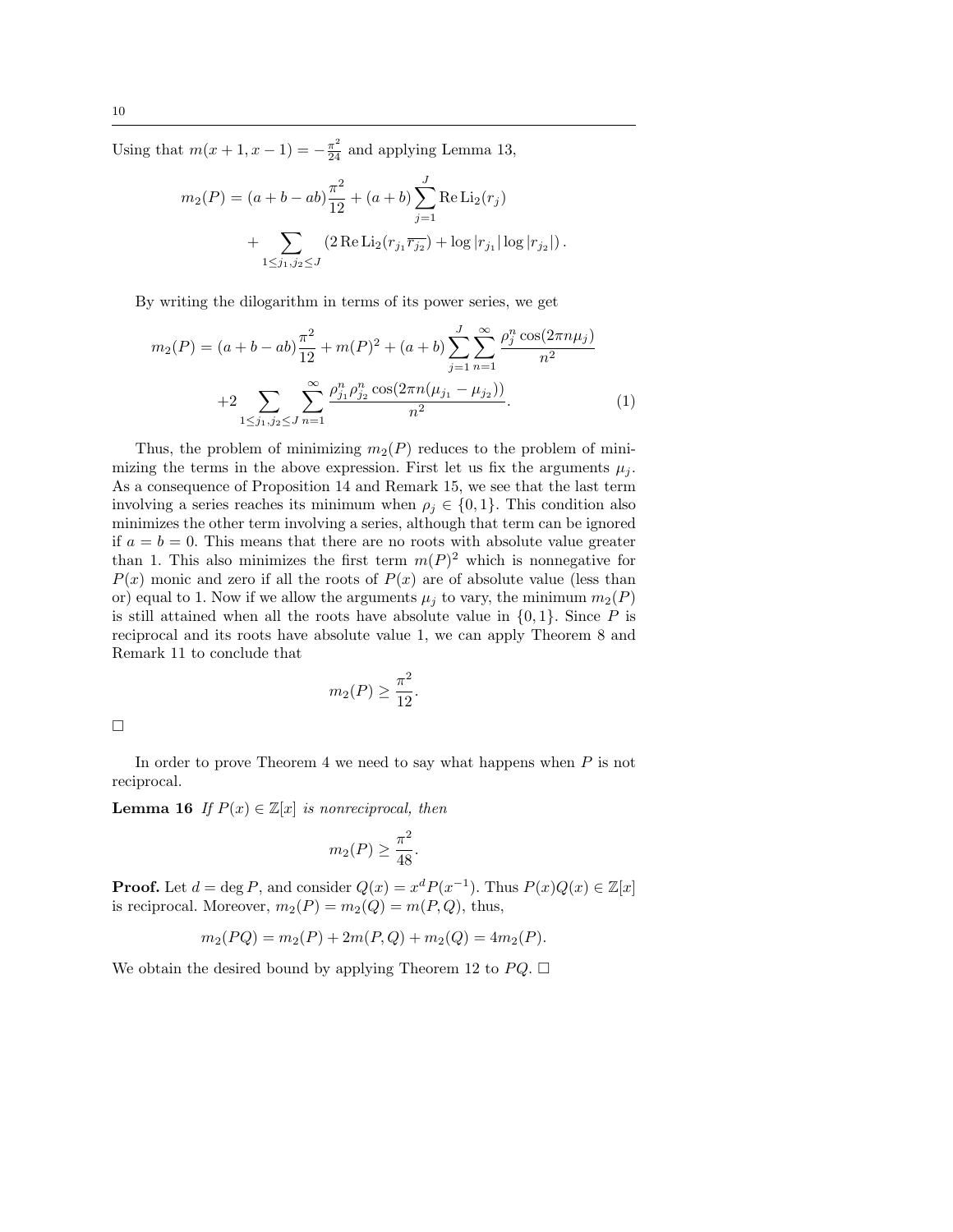Using that $m(x+1,x-1) = -\frac{\pi^2}{24}$ and applying Lemma 13,

$$
\begin{aligned}
m_2(P) = (a+b-ab)\frac{\pi^2}{12} + (a+b)\sum_{j=1}^{J} \operatorname{Re}\operatorname{Li}_2(r_j) \\
+ \sum_{1\le j_1,j_2\le J} \left(2\operatorname{Re}\operatorname{Li}_2(r_{j_1}\overline{r_{j_2}}) + \log|r_{j_1}|\log|r_{j_2}|\right).
\end{aligned}
$$

By writing the dilogarithm in terms of its power series, we get

$$
\begin{aligned}
m_2(P) = (a+b-ab)\frac{\pi^2}{12} + m(P)^2 + (a+b)\sum_{j=1}^{J}\sum_{n=1}^{\infty} \frac{\rho_j^n \cos(2\pi n \mu_j)}{n^2} \\
+2\sum_{1\le j_1,j_2\le J}\sum_{n=1}^{\infty} \frac{\rho_{j_1}^n \rho_{j_2}^n \cos(2\pi n(\mu_{j_1}-\mu_{j_2}))}{n^2}. \qquad (1)
\end{aligned}
$$

Thus, the problem of minimizing $m_2(P)$ reduces to the problem of minimizing the terms in the above expression. First let us fix the arguments $\mu_j$. As a consequence of Proposition 14 and Remark 15, we see that the last term involving a series reaches its minimum when $\rho_j \in \{0,1\}$. This condition also minimizes the other term involving a series, although that term can be ignored if $a=b=0$. This means that there are no roots with absolute value greater than 1. This also minimizes the first term $m(P)^2$ which is nonnegative for $P(x)$ monic and zero if all the roots of $P(x)$ are of absolute value (less than or) equal to 1. Now if we allow the arguments $\mu_j$ to vary, the minimum $m_2(P)$ is still attained when all the roots have absolute value in $\{0,1\}$. Since $P$ is reciprocal and its roots have absolute value 1, we can apply Theorem 8 and Remark 11 to conclude that

$$
m_2(P) \ge \frac{\pi^2}{12}.
$$

□

In order to prove Theorem 4 we need to say what happens when $P$ is not reciprocal.

**Lemma 16** *If $P(x) \in \mathbb{Z}[x]$ is nonreciprocal, then*

$$
m_2(P) \ge \frac{\pi^2}{48}.
$$

**Proof.** Let $d = \deg P$, and consider $Q(x) = x^d P(x^{-1})$. Thus $P(x)Q(x) \in \mathbb{Z}[x]$ is reciprocal. Moreover, $m_2(P) = m_2(Q) = m(P,Q)$, thus,

$$
m_2(PQ) = m_2(P) + 2m(P,Q) + m_2(Q) = 4m_2(P).
$$

We obtain the desired bound by applying Theorem 12 to $PQ$. □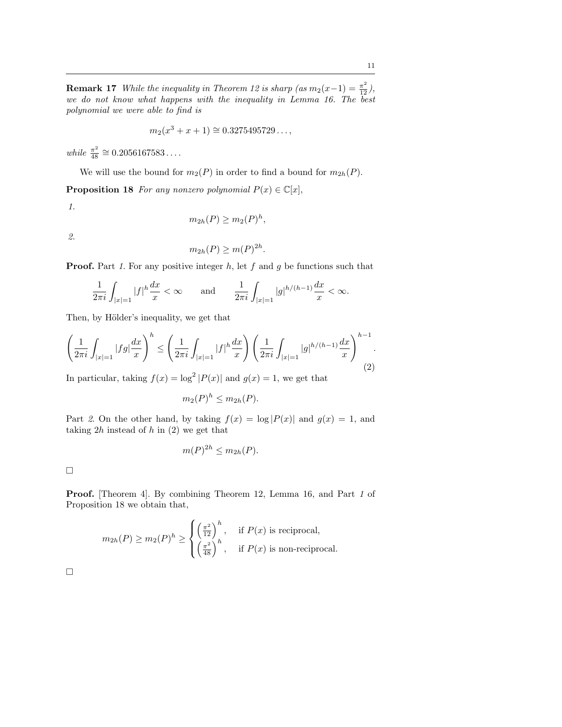**Remark 17** *While the inequality in Theorem 12 is sharp (as $m_2(x-1) = \frac{\pi^2}{12}$), we do not know what happens with the inequality in Lemma 16. The best polynomial we were able to find is*

$$m_2(x^3+x+1) \cong 0.3275495729\ldots,$$

*while* $\frac{\pi^2}{48} \cong 0.2056167583\ldots$.

We will use the bound for $m_2(P)$ in order to find a bound for $m_{2h}(P)$.

**Proposition 18** *For any nonzero polynomial $P(x) \in \mathbb{C}[x]$,*

*1.*

$$m_{2h}(P) \geq m_2(P)^h,$$

*2.*

$$m_{2h}(P) \geq m(P)^{2h}.$$

**Proof.** Part *1.* For any positive integer $h$, let $f$ and $g$ be functions such that

$$\frac{1}{2\pi i}\int_{|x|=1} |f|^h \frac{dx}{x} < \infty \qquad \text{and} \qquad \frac{1}{2\pi i}\int_{|x|=1} |g|^{h/(h-1)} \frac{dx}{x} < \infty.$$

Then, by Hölder's inequality, we get that

$$\left(\frac{1}{2\pi i}\int_{|x|=1} |fg| \frac{dx}{x}\right)^h \leq \left(\frac{1}{2\pi i}\int_{|x|=1} |f|^h \frac{dx}{x}\right)\left(\frac{1}{2\pi i}\int_{|x|=1} |g|^{h/(h-1)} \frac{dx}{x}\right)^{h-1}. \tag{2}$$

In particular, taking $f(x) = \log^2|P(x)|$ and $g(x) = 1$, we get that

$$m_2(P)^h \leq m_{2h}(P).$$

Part *2.* On the other hand, by taking $f(x) = \log|P(x)|$ and $g(x) = 1$, and taking $2h$ instead of $h$ in (2) we get that

$$m(P)^{2h} \leq m_{2h}(P).$$

□

**Proof.** [Theorem 4]. By combining Theorem 12, Lemma 16, and Part *1* of Proposition 18 we obtain that,

$$m_{2h}(P) \geq m_2(P)^h \geq \begin{cases} \left(\frac{\pi^2}{12}\right)^h, & \text{if } P(x) \text{ is reciprocal,} \\ \left(\frac{\pi^2}{48}\right)^h, & \text{if } P(x) \text{ is non-reciprocal.} \end{cases}$$

□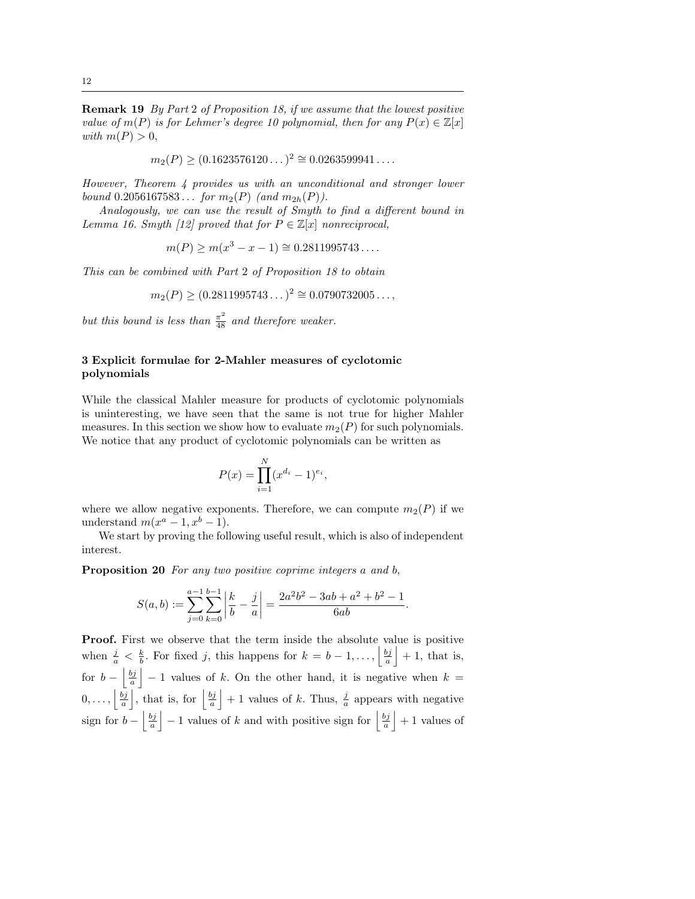**Remark 19** *By Part 2 of Proposition 18, if we assume that the lowest positive value of $m(P)$ is for Lehmer's degree 10 polynomial, then for any $P(x) \in \mathbb{Z}[x]$ with $m(P) > 0$,*

$$m_2(P) \geq (0.1623576120\ldots)^2 \cong 0.0263599941\ldots.$$

*However, Theorem 4 provides us with an unconditional and stronger lower bound $0.2056167583\ldots$ for $m_2(P)$ (and $m_{2h}(P)$).*

*Analogously, we can use the result of Smyth to find a different bound in Lemma 16. Smyth [12] proved that for $P \in \mathbb{Z}[x]$ nonreciprocal,*

$$m(P) \geq m(x^3 - x - 1) \cong 0.2811995743\ldots.$$

*This can be combined with Part 2 of Proposition 18 to obtain*

$$m_2(P) \geq (0.2811995743\ldots)^2 \cong 0.0790732005\ldots,$$

*but this bound is less than $\frac{\pi^2}{48}$ and therefore weaker.*

## 3 Explicit formulae for 2-Mahler measures of cyclotomic polynomials

While the classical Mahler measure for products of cyclotomic polynomials is uninteresting, we have seen that the same is not true for higher Mahler measures. In this section we show how to evaluate $m_2(P)$ for such polynomials. We notice that any product of cyclotomic polynomials can be written as

$$P(x) = \prod_{i=1}^{N} (x^{d_i} - 1)^{e_i},$$

where we allow negative exponents. Therefore, we can compute $m_2(P)$ if we understand $m(x^a - 1, x^b - 1)$.

We start by proving the following useful result, which is also of independent interest.

**Proposition 20** *For any two positive coprime integers $a$ and $b$,*

$$S(a,b) := \sum_{j=0}^{a-1} \sum_{k=0}^{b-1} \left| \frac{k}{b} - \frac{j}{a} \right| = \frac{2a^2b^2 - 3ab + a^2 + b^2 - 1}{6ab}.$$

**Proof.** First we observe that the term inside the absolute value is positive when $\frac{j}{a} < \frac{k}{b}$. For fixed $j$, this happens for $k = b-1, \ldots, \left\lfloor \frac{bj}{a} \right\rfloor + 1$, that is, for $b - \left\lfloor \frac{bj}{a} \right\rfloor - 1$ values of $k$. On the other hand, it is negative when $k = 0, \ldots, \left\lfloor \frac{bj}{a} \right\rfloor$, that is, for $\left\lfloor \frac{bj}{a} \right\rfloor + 1$ values of $k$. Thus, $\frac{j}{a}$ appears with negative sign for $b - \left\lfloor \frac{bj}{a} \right\rfloor - 1$ values of $k$ and with positive sign for $\left\lfloor \frac{bj}{a} \right\rfloor + 1$ values of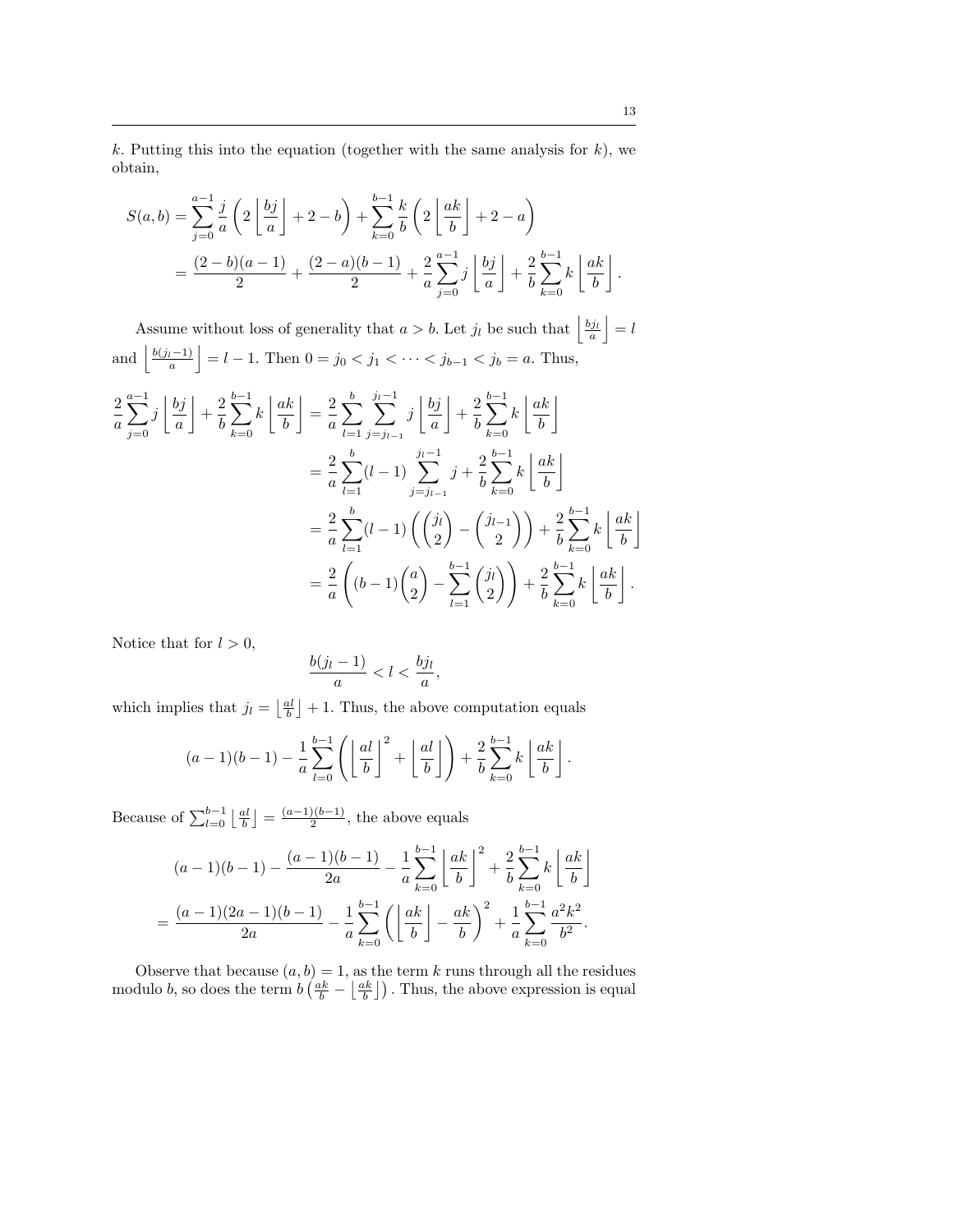$k$. Putting this into the equation (together with the same analysis for $k$), we obtain,

$$
\begin{aligned}
S(a,b) &= \sum_{j=0}^{a-1} \frac{j}{a}\left(2\left\lfloor \frac{bj}{a}\right\rfloor + 2 - b\right) + \sum_{k=0}^{b-1} \frac{k}{b}\left(2\left\lfloor \frac{ak}{b}\right\rfloor + 2 - a\right) \\
&= \frac{(2-b)(a-1)}{2} + \frac{(2-a)(b-1)}{2} + \frac{2}{a}\sum_{j=0}^{a-1} j\left\lfloor \frac{bj}{a}\right\rfloor + \frac{2}{b}\sum_{k=0}^{b-1} k\left\lfloor \frac{ak}{b}\right\rfloor .
\end{aligned}
$$

Assume without loss of generality that $a > b$. Let $j_l$ be such that $\left\lfloor \frac{bj_l}{a}\right\rfloor = l$ and $\left\lfloor \frac{b(j_l-1)}{a}\right\rfloor = l-1$. Then $0 = j_0 < j_1 < \cdots < j_{b-1} < j_b = a$. Thus,

$$
\begin{aligned}
\frac{2}{a}\sum_{j=0}^{a-1} j\left\lfloor \frac{bj}{a}\right\rfloor + \frac{2}{b}\sum_{k=0}^{b-1} k\left\lfloor \frac{ak}{b}\right\rfloor &= \frac{2}{a}\sum_{l=1}^{b}\sum_{j=j_{l-1}}^{j_l-1} j\left\lfloor \frac{bj}{a}\right\rfloor + \frac{2}{b}\sum_{k=0}^{b-1} k\left\lfloor \frac{ak}{b}\right\rfloor \\
&= \frac{2}{a}\sum_{l=1}^{b}(l-1)\sum_{j=j_{l-1}}^{j_l-1} j + \frac{2}{b}\sum_{k=0}^{b-1} k\left\lfloor \frac{ak}{b}\right\rfloor \\
&= \frac{2}{a}\sum_{l=1}^{b}(l-1)\left(\binom{j_l}{2} - \binom{j_{l-1}}{2}\right) + \frac{2}{b}\sum_{k=0}^{b-1} k\left\lfloor \frac{ak}{b}\right\rfloor \\
&= \frac{2}{a}\left((b-1)\binom{a}{2} - \sum_{l=1}^{b-1}\binom{j_l}{2}\right) + \frac{2}{b}\sum_{k=0}^{b-1} k\left\lfloor \frac{ak}{b}\right\rfloor .
\end{aligned}
$$

Notice that for $l > 0$,

$$
\frac{b(j_l-1)}{a} < l < \frac{bj_l}{a},
$$

which implies that $j_l = \left\lfloor \frac{al}{b}\right\rfloor + 1$. Thus, the above computation equals

$$
(a-1)(b-1) - \frac{1}{a}\sum_{l=0}^{b-1}\left(\left\lfloor \frac{al}{b}\right\rfloor^2 + \left\lfloor \frac{al}{b}\right\rfloor\right) + \frac{2}{b}\sum_{k=0}^{b-1} k\left\lfloor \frac{ak}{b}\right\rfloor .
$$

Because of $\sum_{l=0}^{b-1}\left\lfloor \frac{al}{b}\right\rfloor = \frac{(a-1)(b-1)}{2}$, the above equals

$$
\begin{aligned}
&(a-1)(b-1) - \frac{(a-1)(b-1)}{2a} - \frac{1}{a}\sum_{k=0}^{b-1}\left\lfloor \frac{ak}{b}\right\rfloor^2 + \frac{2}{b}\sum_{k=0}^{b-1} k\left\lfloor \frac{ak}{b}\right\rfloor \\
= &\frac{(a-1)(2a-1)(b-1)}{2a} - \frac{1}{a}\sum_{k=0}^{b-1}\left(\left\lfloor \frac{ak}{b}\right\rfloor - \frac{ak}{b}\right)^2 + \frac{1}{a}\sum_{k=0}^{b-1}\frac{a^2k^2}{b^2}.
\end{aligned}
$$

Observe that because $(a,b) = 1$, as the term $k$ runs through all the residues modulo $b$, so does the term $b\left(\frac{ak}{b} - \left\lfloor \frac{ak}{b}\right\rfloor\right)$. Thus, the above expression is equal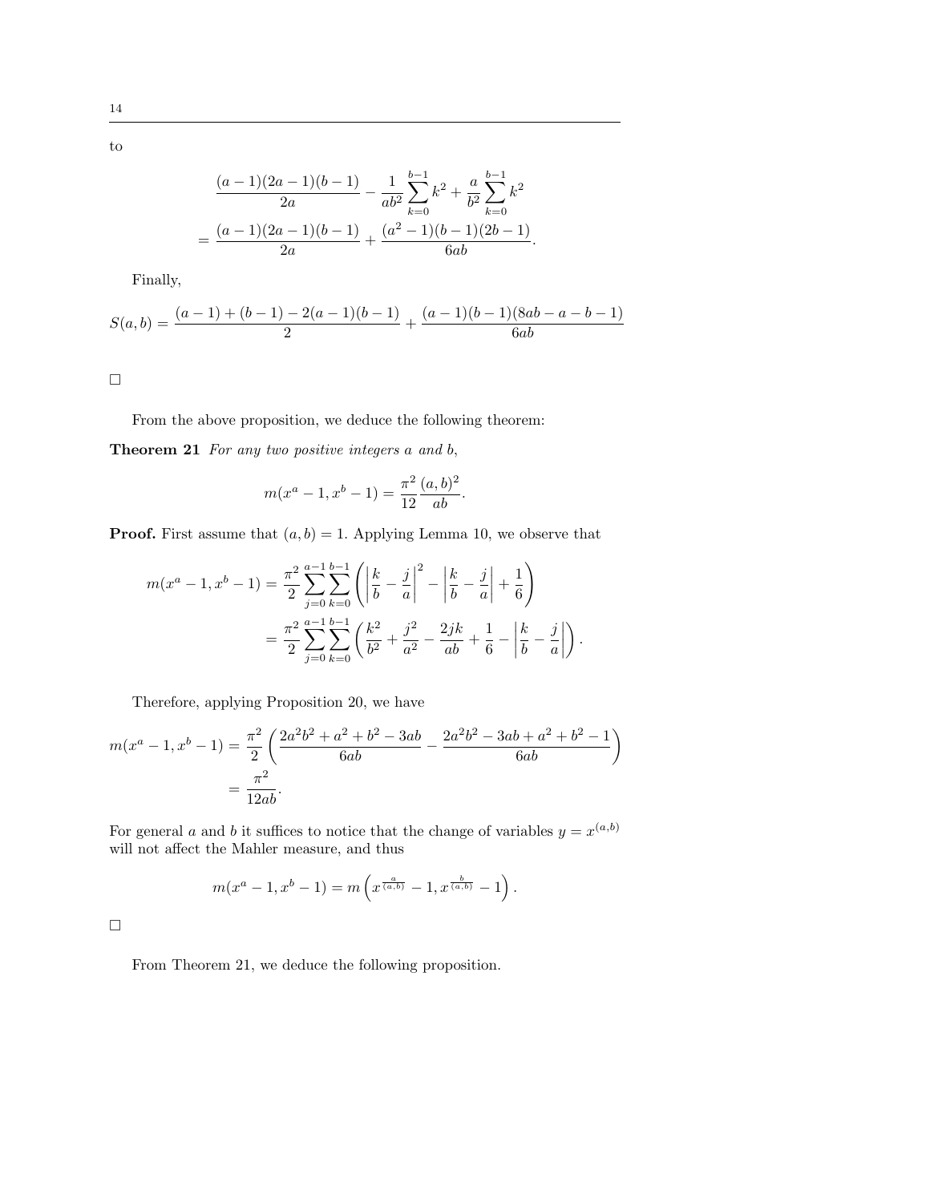to

$$
\begin{aligned}
&\frac{(a-1)(2a-1)(b-1)}{2a} - \frac{1}{ab^2}\sum_{k=0}^{b-1} k^2 + \frac{a}{b^2}\sum_{k=0}^{b-1} k^2 \\
&= \frac{(a-1)(2a-1)(b-1)}{2a} + \frac{(a^2-1)(b-1)(2b-1)}{6ab}.
\end{aligned}
$$

Finally,

$$
S(a,b) = \frac{(a-1)+(b-1)-2(a-1)(b-1)}{2} + \frac{(a-1)(b-1)(8ab-a-b-1)}{6ab}
$$

□

From the above proposition, we deduce the following theorem:

**Theorem 21** *For any two positive integers $a$ and $b$,*

$$
m(x^a-1, x^b-1) = \frac{\pi^2}{12}\frac{(a,b)^2}{ab}.
$$

**Proof.** First assume that $(a,b)=1$. Applying Lemma 10, we observe that

$$
\begin{aligned}
m(x^a-1, x^b-1) &= \frac{\pi^2}{2}\sum_{j=0}^{a-1}\sum_{k=0}^{b-1}\left(\left|\frac{k}{b}-\frac{j}{a}\right|^2 - \left|\frac{k}{b}-\frac{j}{a}\right| + \frac{1}{6}\right) \\
&= \frac{\pi^2}{2}\sum_{j=0}^{a-1}\sum_{k=0}^{b-1}\left(\frac{k^2}{b^2}+\frac{j^2}{a^2}-\frac{2jk}{ab}+\frac{1}{6}-\left|\frac{k}{b}-\frac{j}{a}\right|\right).
\end{aligned}
$$

Therefore, applying Proposition 20, we have

$$
\begin{aligned}
m(x^a-1, x^b-1) &= \frac{\pi^2}{2}\left(\frac{2a^2b^2+a^2+b^2-3ab}{6ab} - \frac{2a^2b^2-3ab+a^2+b^2-1}{6ab}\right) \\
&= \frac{\pi^2}{12ab}.
\end{aligned}
$$

For general $a$ and $b$ it suffices to notice that the change of variables $y = x^{(a,b)}$ will not affect the Mahler measure, and thus

$$
m(x^a-1, x^b-1) = m\left(x^{\frac{a}{(a,b)}}-1, x^{\frac{b}{(a,b)}}-1\right).
$$

□

From Theorem 21, we deduce the following proposition.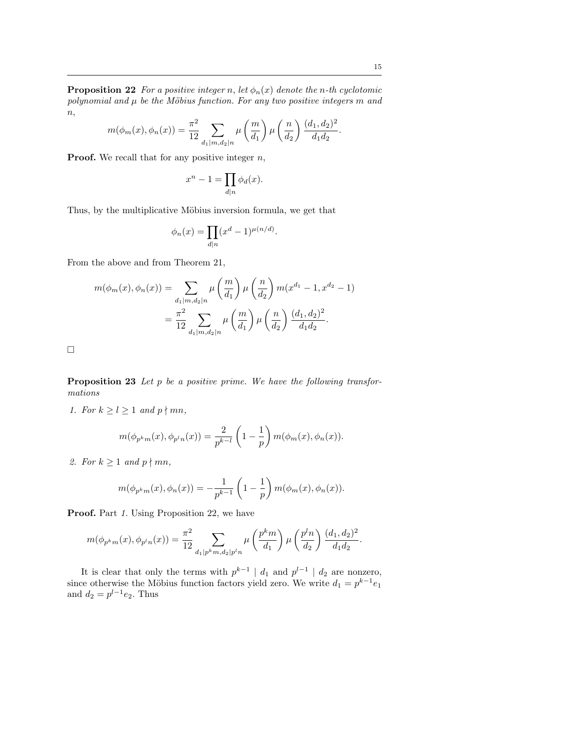**Proposition 22** *For a positive integer $n$, let $\phi_n(x)$ denote the $n$-th cyclotomic polynomial and $\mu$ be the Möbius function. For any two positive integers $m$ and $n$,*

$$m(\phi_m(x), \phi_n(x)) = \frac{\pi^2}{12} \sum_{d_1|m, d_2|n} \mu\left(\frac{m}{d_1}\right) \mu\left(\frac{n}{d_2}\right) \frac{(d_1, d_2)^2}{d_1 d_2}.$$

**Proof.** We recall that for any positive integer $n$,

$$x^n - 1 = \prod_{d|n} \phi_d(x).$$

Thus, by the multiplicative Möbius inversion formula, we get that

$$\phi_n(x) = \prod_{d|n} (x^d - 1)^{\mu(n/d)}.$$

From the above and from Theorem 21,

$$\begin{aligned} m(\phi_m(x), \phi_n(x)) &= \sum_{d_1|m, d_2|n} \mu\left(\frac{m}{d_1}\right) \mu\left(\frac{n}{d_2}\right) m(x^{d_1} - 1, x^{d_2} - 1) \\ &= \frac{\pi^2}{12} \sum_{d_1|m, d_2|n} \mu\left(\frac{m}{d_1}\right) \mu\left(\frac{n}{d_2}\right) \frac{(d_1, d_2)^2}{d_1 d_2}. \end{aligned}$$

□

**Proposition 23** *Let $p$ be a positive prime. We have the following transformations*

1. *For $k \geq l \geq 1$ and $p \nmid mn$,*

$$m(\phi_{p^k m}(x), \phi_{p^l n}(x)) = \frac{2}{p^{k-l}} \left(1 - \frac{1}{p}\right) m(\phi_m(x), \phi_n(x)).$$

2. *For $k \geq 1$ and $p \nmid mn$,*

$$m(\phi_{p^k m}(x), \phi_n(x)) = -\frac{1}{p^{k-1}} \left(1 - \frac{1}{p}\right) m(\phi_m(x), \phi_n(x)).$$

**Proof.** Part *1.* Using Proposition 22, we have

$$m(\phi_{p^k m}(x), \phi_{p^l n}(x)) = \frac{\pi^2}{12} \sum_{d_1|p^k m, d_2|p^l n} \mu\left(\frac{p^k m}{d_1}\right) \mu\left(\frac{p^l n}{d_2}\right) \frac{(d_1, d_2)^2}{d_1 d_2}.$$

It is clear that only the terms with $p^{k-1} \mid d_1$ and $p^{l-1} \mid d_2$ are nonzero, since otherwise the Möbius function factors yield zero. We write $d_1 = p^{k-1} e_1$ and $d_2 = p^{l-1} e_2$. Thus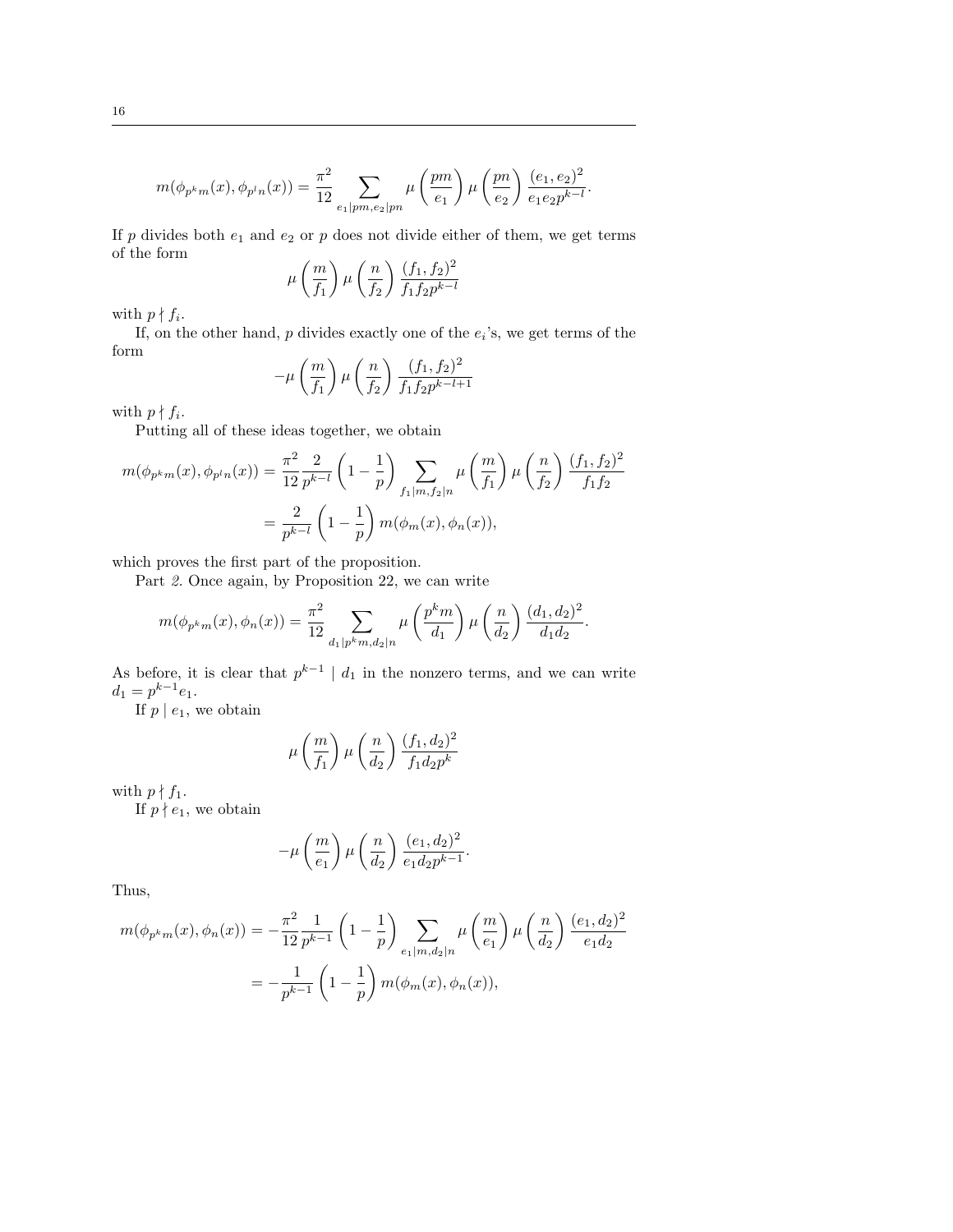$$m(\phi_{p^km}(x), \phi_{p^ln}(x)) = \frac{\pi^2}{12} \sum_{e_1|pm, e_2|pn} \mu\left(\frac{pm}{e_1}\right) \mu\left(\frac{pn}{e_2}\right) \frac{(e_1, e_2)^2}{e_1 e_2 p^{k-l}}.$$

If $p$ divides both $e_1$ and $e_2$ or $p$ does not divide either of them, we get terms of the form

$$\mu\left(\frac{m}{f_1}\right) \mu\left(\frac{n}{f_2}\right) \frac{(f_1, f_2)^2}{f_1 f_2 p^{k-l}}$$

with $p \nmid f_i$.

If, on the other hand, $p$ divides exactly one of the $e_i$'s, we get terms of the form

$$-\mu\left(\frac{m}{f_1}\right) \mu\left(\frac{n}{f_2}\right) \frac{(f_1, f_2)^2}{f_1 f_2 p^{k-l+1}}$$

with $p \nmid f_i$.

Putting all of these ideas together, we obtain

$$\begin{aligned} m(\phi_{p^km}(x), \phi_{p^ln}(x)) &= \frac{\pi^2}{12} \frac{2}{p^{k-l}} \left(1 - \frac{1}{p}\right) \sum_{f_1|m, f_2|n} \mu\left(\frac{m}{f_1}\right) \mu\left(\frac{n}{f_2}\right) \frac{(f_1, f_2)^2}{f_1 f_2} \\ &= \frac{2}{p^{k-l}} \left(1 - \frac{1}{p}\right) m(\phi_m(x), \phi_n(x)), \end{aligned}$$

which proves the first part of the proposition.

Part *2*. Once again, by Proposition 22, we can write

$$m(\phi_{p^km}(x), \phi_n(x)) = \frac{\pi^2}{12} \sum_{d_1|p^km, d_2|n} \mu\left(\frac{p^km}{d_1}\right) \mu\left(\frac{n}{d_2}\right) \frac{(d_1, d_2)^2}{d_1 d_2}.$$

As before, it is clear that $p^{k-1} \mid d_1$ in the nonzero terms, and we can write $d_1 = p^{k-1} e_1$.

If $p \mid e_1$, we obtain

$$\mu\left(\frac{m}{f_1}\right) \mu\left(\frac{n}{d_2}\right) \frac{(f_1, d_2)^2}{f_1 d_2 p^k}$$

with $p \nmid f_1$.

If $p \nmid e_1$, we obtain

$$-\mu\left(\frac{m}{e_1}\right) \mu\left(\frac{n}{d_2}\right) \frac{(e_1, d_2)^2}{e_1 d_2 p^{k-1}}.$$

Thus,

$$\begin{aligned} m(\phi_{p^km}(x), \phi_n(x)) &= -\frac{\pi^2}{12} \frac{1}{p^{k-1}} \left(1 - \frac{1}{p}\right) \sum_{e_1|m, d_2|n} \mu\left(\frac{m}{e_1}\right) \mu\left(\frac{n}{d_2}\right) \frac{(e_1, d_2)^2}{e_1 d_2} \\ &= -\frac{1}{p^{k-1}} \left(1 - \frac{1}{p}\right) m(\phi_m(x), \phi_n(x)), \end{aligned}$$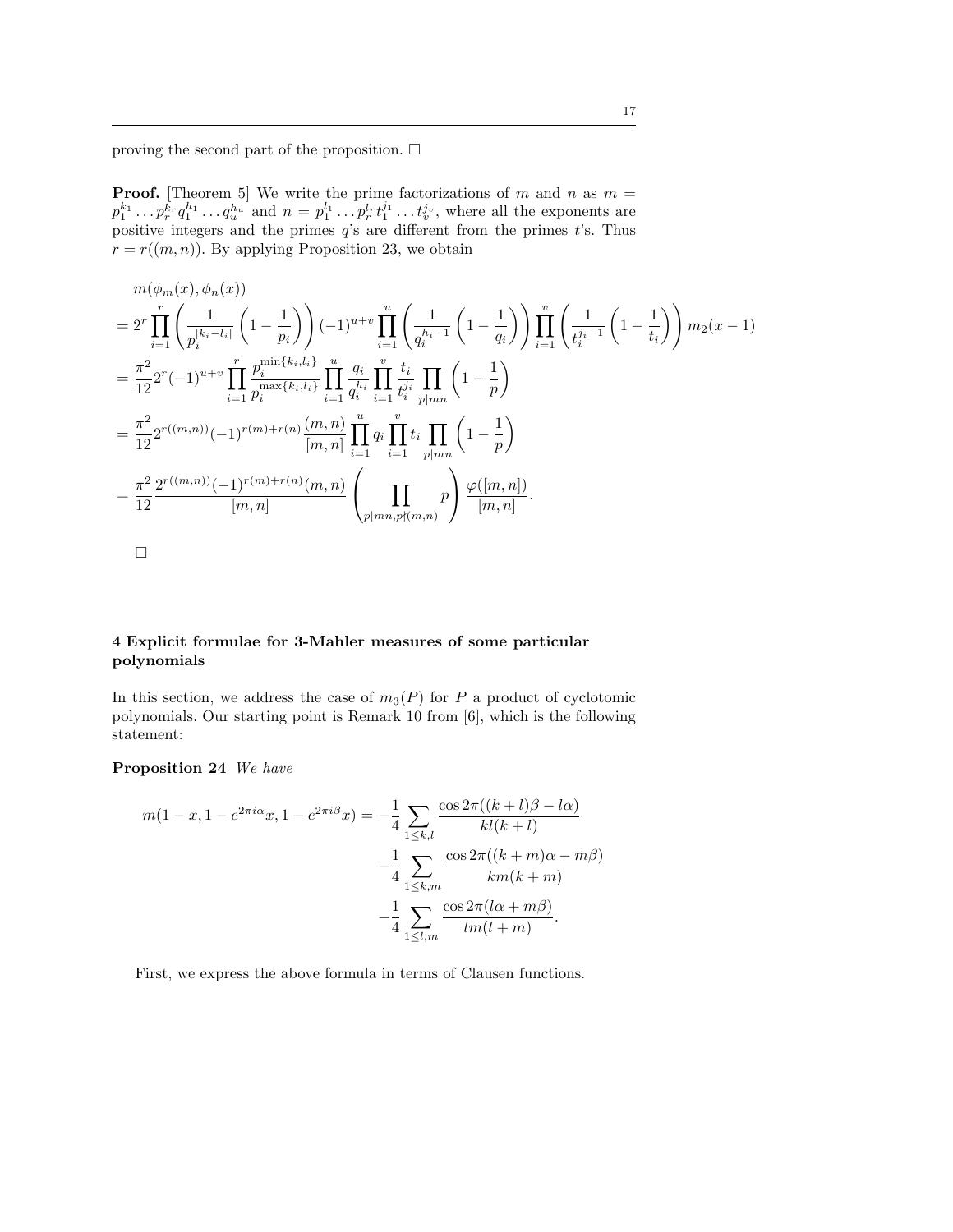proving the second part of the proposition. □

**Proof.** [Theorem 5] We write the prime factorizations of $m$ and $n$ as $m = p_1^{k_1} \dots p_r^{k_r} q_1^{h_1} \dots q_u^{h_u}$ and $n = p_1^{l_1} \dots p_r^{l_r} t_1^{j_1} \dots t_v^{j_v}$, where all the exponents are positive integers and the primes $q$'s are different from the primes $t$'s. Thus $r = r((m,n))$. By applying Proposition 23, we obtain

$$
\begin{aligned}
& m(\phi_m(x), \phi_n(x)) \\
&= 2^r \prod_{i=1}^{r} \left( \frac{1}{p_i^{|k_i - l_i|}} \left(1 - \frac{1}{p_i}\right) \right) (-1)^{u+v} \prod_{i=1}^{u} \left( \frac{1}{q_i^{h_i - 1}} \left(1 - \frac{1}{q_i}\right) \right) \prod_{i=1}^{v} \left( \frac{1}{t_i^{j_i - 1}} \left(1 - \frac{1}{t_i}\right) \right) m_2(x-1) \\
&= \frac{\pi^2}{12} 2^r (-1)^{u+v} \prod_{i=1}^{r} \frac{p_i^{\min\{k_i, l_i\}}}{p_i^{\max\{k_i, l_i\}}} \prod_{i=1}^{u} \frac{q_i}{q_i^{h_i}} \prod_{i=1}^{v} \frac{t_i}{t_i^{j_i}} \prod_{p \mid mn} \left(1 - \frac{1}{p}\right) \\
&= \frac{\pi^2}{12} 2^{r((m,n))} (-1)^{r(m)+r(n)} \frac{(m,n)}{[m,n]} \prod_{i=1}^{u} q_i \prod_{i=1}^{v} t_i \prod_{p \mid mn} \left(1 - \frac{1}{p}\right) \\
&= \frac{\pi^2}{12} \frac{2^{r((m,n))} (-1)^{r(m)+r(n)} (m,n)}{[m,n]} \left( \prod_{p \mid mn, p \nmid (m,n)} p \right) \frac{\varphi([m,n])}{[m,n]}.
\end{aligned}
$$

□

## 4 Explicit formulae for 3-Mahler measures of some particular polynomials

In this section, we address the case of $m_3(P)$ for $P$ a product of cyclotomic polynomials. Our starting point is Remark 10 from [6], which is the following statement:

**Proposition 24** *We have*

$$
\begin{aligned}
m(1-x, 1-e^{2\pi i \alpha}x, 1-e^{2\pi i \beta}x) = &-\frac{1}{4} \sum_{1 \le k,l} \frac{\cos 2\pi((k+l)\beta - l\alpha)}{kl(k+l)} \\
&-\frac{1}{4} \sum_{1 \le k,m} \frac{\cos 2\pi((k+m)\alpha - m\beta)}{km(k+m)} \\
&-\frac{1}{4} \sum_{1 \le l,m} \frac{\cos 2\pi(l\alpha + m\beta)}{lm(l+m)}.
\end{aligned}
$$

First, we express the above formula in terms of Clausen functions.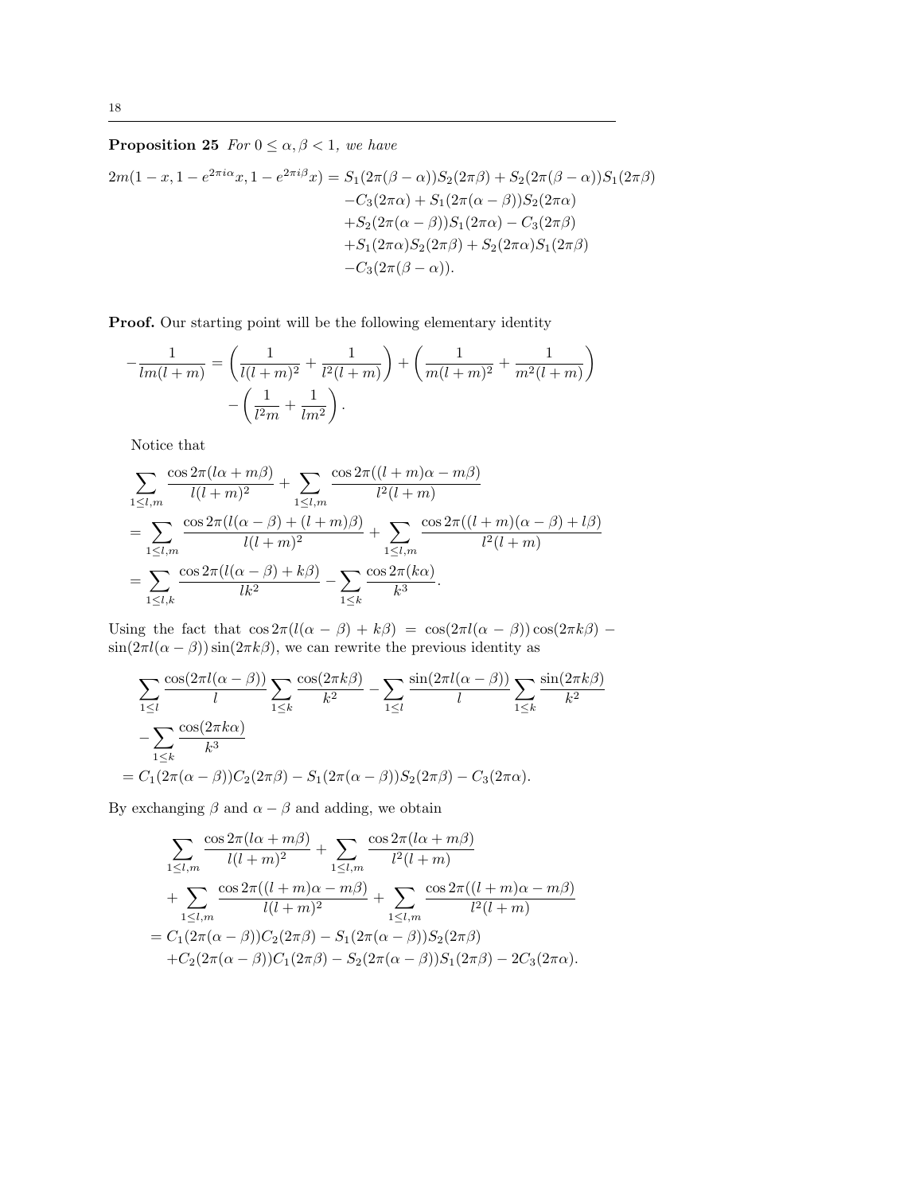**Proposition 25** *For $0 \leq \alpha, \beta < 1$, we have*

$$
\begin{aligned}
2m(1-x, 1-e^{2\pi i\alpha}x, 1-e^{2\pi i\beta}x) = \; & S_1(2\pi(\beta-\alpha))S_2(2\pi\beta) + S_2(2\pi(\beta-\alpha))S_1(2\pi\beta) \\
& -C_3(2\pi\alpha) + S_1(2\pi(\alpha-\beta))S_2(2\pi\alpha) \\
& +S_2(2\pi(\alpha-\beta))S_1(2\pi\alpha) - C_3(2\pi\beta) \\
& +S_1(2\pi\alpha)S_2(2\pi\beta) + S_2(2\pi\alpha)S_1(2\pi\beta) \\
& -C_3(2\pi(\beta-\alpha)).
\end{aligned}
$$

**Proof.** Our starting point will be the following elementary identity

$$
\begin{aligned}
-\frac{1}{lm(l+m)} = & \left(\frac{1}{l(l+m)^2} + \frac{1}{l^2(l+m)}\right) + \left(\frac{1}{m(l+m)^2} + \frac{1}{m^2(l+m)}\right) \\
& - \left(\frac{1}{l^2 m} + \frac{1}{lm^2}\right).
\end{aligned}
$$

Notice that

$$
\begin{aligned}
& \sum_{1 \leq l,m} \frac{\cos 2\pi(l\alpha + m\beta)}{l(l+m)^2} + \sum_{1 \leq l,m} \frac{\cos 2\pi((l+m)\alpha - m\beta)}{l^2(l+m)} \\
& = \sum_{1 \leq l,m} \frac{\cos 2\pi(l(\alpha-\beta) + (l+m)\beta)}{l(l+m)^2} + \sum_{1 \leq l,m} \frac{\cos 2\pi((l+m)(\alpha-\beta) + l\beta)}{l^2(l+m)} \\
& = \sum_{1 \leq l,k} \frac{\cos 2\pi(l(\alpha-\beta) + k\beta)}{lk^2} - \sum_{1 \leq k} \frac{\cos 2\pi(k\alpha)}{k^3}.
\end{aligned}
$$

Using the fact that $\cos 2\pi(l(\alpha-\beta) + k\beta) = \cos(2\pi l(\alpha-\beta))\cos(2\pi k\beta) - \sin(2\pi l(\alpha-\beta))\sin(2\pi k\beta)$, we can rewrite the previous identity as

$$
\begin{aligned}
& \sum_{1 \leq l} \frac{\cos(2\pi l(\alpha-\beta))}{l} \sum_{1 \leq k} \frac{\cos(2\pi k\beta)}{k^2} - \sum_{1 \leq l} \frac{\sin(2\pi l(\alpha-\beta))}{l} \sum_{1 \leq k} \frac{\sin(2\pi k\beta)}{k^2} \\
& - \sum_{1 \leq k} \frac{\cos(2\pi k\alpha)}{k^3} \\
& = C_1(2\pi(\alpha-\beta))C_2(2\pi\beta) - S_1(2\pi(\alpha-\beta))S_2(2\pi\beta) - C_3(2\pi\alpha).
\end{aligned}
$$

By exchanging $\beta$ and $\alpha - \beta$ and adding, we obtain

$$
\begin{aligned}
& \sum_{1 \leq l,m} \frac{\cos 2\pi(l\alpha + m\beta)}{l(l+m)^2} + \sum_{1 \leq l,m} \frac{\cos 2\pi(l\alpha + m\beta)}{l^2(l+m)} \\
& + \sum_{1 \leq l,m} \frac{\cos 2\pi((l+m)\alpha - m\beta)}{l(l+m)^2} + \sum_{1 \leq l,m} \frac{\cos 2\pi((l+m)\alpha - m\beta)}{l^2(l+m)} \\
& = C_1(2\pi(\alpha-\beta))C_2(2\pi\beta) - S_1(2\pi(\alpha-\beta))S_2(2\pi\beta) \\
& + C_2(2\pi(\alpha-\beta))C_1(2\pi\beta) - S_2(2\pi(\alpha-\beta))S_1(2\pi\beta) - 2C_3(2\pi\alpha).
\end{aligned}
$$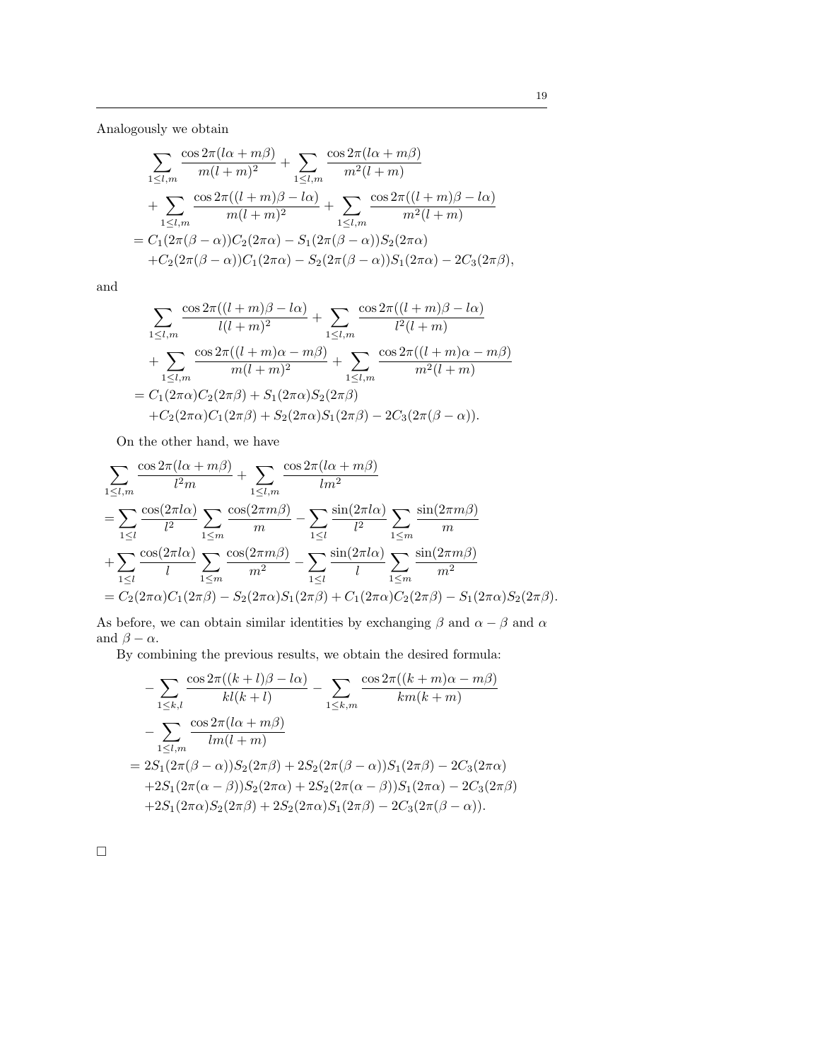Analogously we obtain

$$
\begin{aligned}
&\sum_{1\le l,m} \frac{\cos 2\pi(l\alpha+m\beta)}{m(l+m)^2} + \sum_{1\le l,m} \frac{\cos 2\pi(l\alpha+m\beta)}{m^2(l+m)} \\
&\quad + \sum_{1\le l,m} \frac{\cos 2\pi((l+m)\beta-l\alpha)}{m(l+m)^2} + \sum_{1\le l,m} \frac{\cos 2\pi((l+m)\beta-l\alpha)}{m^2(l+m)} \\
&= C_1(2\pi(\beta-\alpha))C_2(2\pi\alpha) - S_1(2\pi(\beta-\alpha))S_2(2\pi\alpha) \\
&\quad + C_2(2\pi(\beta-\alpha))C_1(2\pi\alpha) - S_2(2\pi(\beta-\alpha))S_1(2\pi\alpha) - 2C_3(2\pi\beta),
\end{aligned}
$$

and

$$
\begin{aligned}
&\sum_{1\le l,m} \frac{\cos 2\pi((l+m)\beta-l\alpha)}{l(l+m)^2} + \sum_{1\le l,m} \frac{\cos 2\pi((l+m)\beta-l\alpha)}{l^2(l+m)} \\
&\quad + \sum_{1\le l,m} \frac{\cos 2\pi((l+m)\alpha-m\beta)}{m(l+m)^2} + \sum_{1\le l,m} \frac{\cos 2\pi((l+m)\alpha-m\beta)}{m^2(l+m)} \\
&= C_1(2\pi\alpha)C_2(2\pi\beta) + S_1(2\pi\alpha)S_2(2\pi\beta) \\
&\quad + C_2(2\pi\alpha)C_1(2\pi\beta) + S_2(2\pi\alpha)S_1(2\pi\beta) - 2C_3(2\pi(\beta-\alpha)).
\end{aligned}
$$

On the other hand, we have

$$
\begin{aligned}
&\sum_{1\le l,m} \frac{\cos 2\pi(l\alpha+m\beta)}{l^2 m} + \sum_{1\le l,m} \frac{\cos 2\pi(l\alpha+m\beta)}{l m^2} \\
&= \sum_{1\le l} \frac{\cos(2\pi l\alpha)}{l^2} \sum_{1\le m} \frac{\cos(2\pi m\beta)}{m} - \sum_{1\le l} \frac{\sin(2\pi l\alpha)}{l^2} \sum_{1\le m} \frac{\sin(2\pi m\beta)}{m} \\
&\quad + \sum_{1\le l} \frac{\cos(2\pi l\alpha)}{l} \sum_{1\le m} \frac{\cos(2\pi m\beta)}{m^2} - \sum_{1\le l} \frac{\sin(2\pi l\alpha)}{l} \sum_{1\le m} \frac{\sin(2\pi m\beta)}{m^2} \\
&= C_2(2\pi\alpha)C_1(2\pi\beta) - S_2(2\pi\alpha)S_1(2\pi\beta) + C_1(2\pi\alpha)C_2(2\pi\beta) - S_1(2\pi\alpha)S_2(2\pi\beta).
\end{aligned}
$$

As before, we can obtain similar identities by exchanging $\beta$ and $\alpha-\beta$ and $\alpha$ and $\beta-\alpha$.

By combining the previous results, we obtain the desired formula:

$$
\begin{aligned}
&-\sum_{1\le k,l} \frac{\cos 2\pi((k+l)\beta-l\alpha)}{kl(k+l)} - \sum_{1\le k,m} \frac{\cos 2\pi((k+m)\alpha-m\beta)}{km(k+m)} \\
&\quad - \sum_{1\le l,m} \frac{\cos 2\pi(l\alpha+m\beta)}{lm(l+m)} \\
&= 2S_1(2\pi(\beta-\alpha))S_2(2\pi\beta) + 2S_2(2\pi(\beta-\alpha))S_1(2\pi\beta) - 2C_3(2\pi\alpha) \\
&\quad + 2S_1(2\pi(\alpha-\beta))S_2(2\pi\alpha) + 2S_2(2\pi(\alpha-\beta))S_1(2\pi\alpha) - 2C_3(2\pi\beta) \\
&\quad + 2S_1(2\pi\alpha)S_2(2\pi\beta) + 2S_2(2\pi\alpha)S_1(2\pi\beta) - 2C_3(2\pi(\beta-\alpha)).
\end{aligned}
$$

□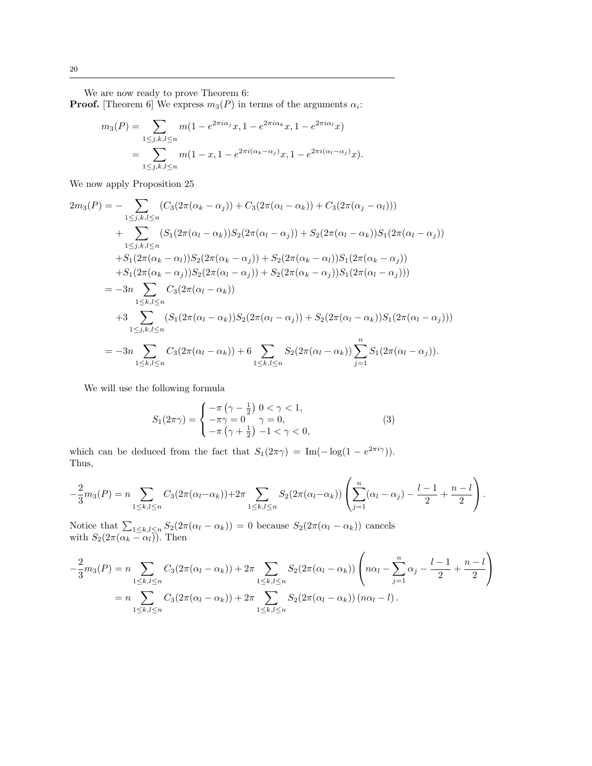We are now ready to prove Theorem 6:

**Proof.** [Theorem 6] We express $m_3(P)$ in terms of the arguments $\alpha_i$:

$$
\begin{aligned}
m_3(P) &= \sum_{1\le j,k,l\le n} m(1-e^{2\pi i\alpha_j}x, 1-e^{2\pi i\alpha_k}x, 1-e^{2\pi i\alpha_l}x)\\
&= \sum_{1\le j,k,l\le n} m(1-x, 1-e^{2\pi i(\alpha_k-\alpha_j)}x, 1-e^{2\pi i(\alpha_l-\alpha_j)}x).
\end{aligned}
$$

We now apply Proposition 25

$$
\begin{aligned}
2m_3(P) =& -\sum_{1\le j,k,l\le n}\left(C_3(2\pi(\alpha_k-\alpha_j))+C_3(2\pi(\alpha_l-\alpha_k))+C_3(2\pi(\alpha_j-\alpha_l))\right)\\
&+\sum_{1\le j,k,l\le n}\left(S_1(2\pi(\alpha_l-\alpha_k))S_2(2\pi(\alpha_l-\alpha_j))+S_2(2\pi(\alpha_l-\alpha_k))S_1(2\pi(\alpha_l-\alpha_j))\right.\\
&+S_1(2\pi(\alpha_k-\alpha_l))S_2(2\pi(\alpha_k-\alpha_j))+S_2(2\pi(\alpha_k-\alpha_l))S_1(2\pi(\alpha_k-\alpha_j))\\
&\left.+S_1(2\pi(\alpha_k-\alpha_j))S_2(2\pi(\alpha_l-\alpha_j))+S_2(2\pi(\alpha_k-\alpha_j))S_1(2\pi(\alpha_l-\alpha_j))\right)\\
=& -3n\sum_{1\le k,l\le n} C_3(2\pi(\alpha_l-\alpha_k))\\
&+3\sum_{1\le j,k,l\le n}\left(S_1(2\pi(\alpha_l-\alpha_k))S_2(2\pi(\alpha_l-\alpha_j))+S_2(2\pi(\alpha_l-\alpha_k))S_1(2\pi(\alpha_l-\alpha_j))\right)\\
=& -3n\sum_{1\le k,l\le n} C_3(2\pi(\alpha_l-\alpha_k))+6\sum_{1\le k,l\le n} S_2(2\pi(\alpha_l-\alpha_k))\sum_{j=1}^{n} S_1(2\pi(\alpha_l-\alpha_j)).
\end{aligned}
$$

We will use the following formula

$$
S_1(2\pi\gamma)=\begin{cases}-\pi\left(\gamma-\frac{1}{2}\right) & 0<\gamma<1,\\ -\pi\gamma=0 & \gamma=0,\\ -\pi\left(\gamma+\frac{1}{2}\right) & -1<\gamma<0,\end{cases} \tag{3}
$$

which can be deduced from the fact that $S_1(2\pi\gamma)=\mathrm{Im}(-\log(1-e^{2\pi i\gamma}))$. Thus,

$$
-\frac{2}{3}m_3(P)=n\sum_{1\le k,l\le n} C_3(2\pi(\alpha_l-\alpha_k))+2\pi\sum_{1\le k,l\le n} S_2(2\pi(\alpha_l-\alpha_k))\left(\sum_{j=1}^{n}(\alpha_l-\alpha_j)-\frac{l-1}{2}+\frac{n-l}{2}\right).
$$

Notice that $\sum_{1\le k,l\le n} S_2(2\pi(\alpha_l-\alpha_k))=0$ because $S_2(2\pi(\alpha_l-\alpha_k))$ cancels with $S_2(2\pi(\alpha_k-\alpha_l))$. Then

$$
\begin{aligned}
-\frac{2}{3}m_3(P) &= n\sum_{1\le k,l\le n} C_3(2\pi(\alpha_l-\alpha_k))+2\pi\sum_{1\le k,l\le n} S_2(2\pi(\alpha_l-\alpha_k))\left(n\alpha_l-\sum_{j=1}^{n}\alpha_j-\frac{l-1}{2}+\frac{n-l}{2}\right)\\
&= n\sum_{1\le k,l\le n} C_3(2\pi(\alpha_l-\alpha_k))+2\pi\sum_{1\le k,l\le n} S_2(2\pi(\alpha_l-\alpha_k))\left(n\alpha_l-l\right).
\end{aligned}
$$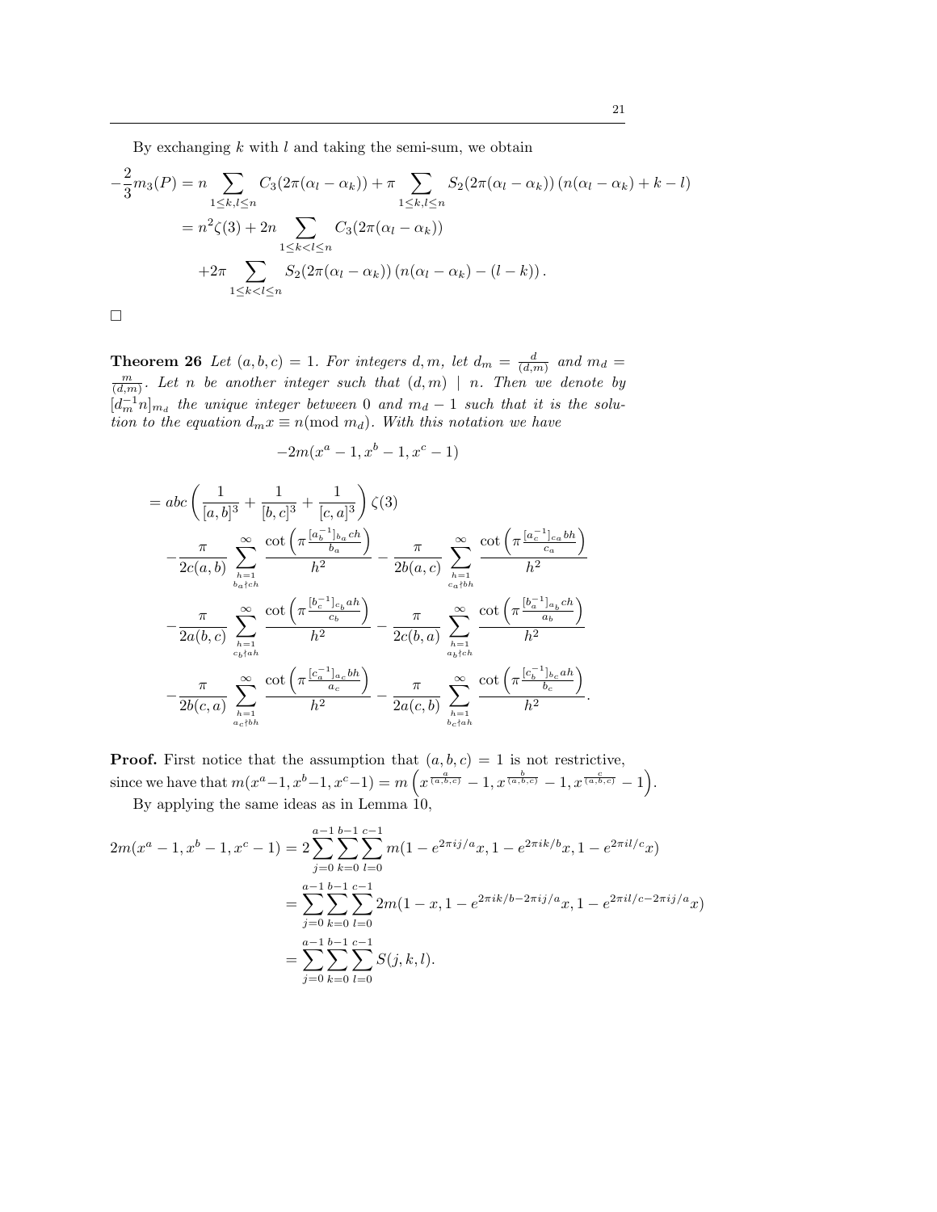By exchanging $k$ with $l$ and taking the semi-sum, we obtain

$$
\begin{aligned}
-\frac{2}{3}m_3(P) &= n\sum_{1\leq k,l\leq n} C_3(2\pi(\alpha_l-\alpha_k)) + \pi\sum_{1\leq k,l\leq n} S_2(2\pi(\alpha_l-\alpha_k))\left(n(\alpha_l-\alpha_k)+k-l\right)\\
&= n^2\zeta(3) + 2n\sum_{1\leq k<l\leq n} C_3(2\pi(\alpha_l-\alpha_k))\\
&\quad +2\pi\sum_{1\leq k<l\leq n} S_2(2\pi(\alpha_l-\alpha_k))\left(n(\alpha_l-\alpha_k)-(l-k)\right).
\end{aligned}
$$

□

**Theorem 26** *Let $(a,b,c)=1$. For integers $d,m$, let $d_m=\frac{d}{(d,m)}$ and $m_d=\frac{m}{(d,m)}$. Let $n$ be another integer such that $(d,m)\mid n$. Then we denote by $[d_m^{-1}n]_{m_d}$ the unique integer between 0 and $m_d-1$ such that it is the solution to the equation $d_m x\equiv n \pmod{m_d}$. With this notation we have*

$$
-2m(x^a-1,x^b-1,x^c-1)
$$

$$
\begin{aligned}
&= abc\left(\frac{1}{[a,b]^3}+\frac{1}{[b,c]^3}+\frac{1}{[c,a]^3}\right)\zeta(3)\\
&\quad -\frac{\pi}{2c(a,b)}\sum_{\substack{h=1\\ b_a\nmid ch}}^{\infty}\frac{\cot\left(\pi\frac{[a_b^{-1}]_{b_a}ch}{b_a}\right)}{h^2} - \frac{\pi}{2b(a,c)}\sum_{\substack{h=1\\ c_a\nmid bh}}^{\infty}\frac{\cot\left(\pi\frac{[a_c^{-1}]_{c_a}bh}{c_a}\right)}{h^2}\\
&\quad -\frac{\pi}{2a(b,c)}\sum_{\substack{h=1\\ c_b\nmid ah}}^{\infty}\frac{\cot\left(\pi\frac{[b_c^{-1}]_{c_b}ah}{c_b}\right)}{h^2} - \frac{\pi}{2c(b,a)}\sum_{\substack{h=1\\ a_b\nmid ch}}^{\infty}\frac{\cot\left(\pi\frac{[b_a^{-1}]_{a_b}ch}{a_b}\right)}{h^2}\\
&\quad -\frac{\pi}{2b(c,a)}\sum_{\substack{h=1\\ a_c\nmid bh}}^{\infty}\frac{\cot\left(\pi\frac{[c_a^{-1}]_{a_c}bh}{a_c}\right)}{h^2} - \frac{\pi}{2a(c,b)}\sum_{\substack{h=1\\ b_c\nmid ah}}^{\infty}\frac{\cot\left(\pi\frac{[c_b^{-1}]_{b_c}ah}{b_c}\right)}{h^2}.
\end{aligned}
$$

**Proof.** First notice that the assumption that $(a,b,c)=1$ is not restrictive, since we have that $m(x^a-1,x^b-1,x^c-1)=m\left(x^{\frac{a}{(a,b,c)}}-1,x^{\frac{b}{(a,b,c)}}-1,x^{\frac{c}{(a,b,c)}}-1\right)$.

By applying the same ideas as in Lemma 10,

$$
\begin{aligned}
2m(x^a-1,x^b-1,x^c-1) &= 2\sum_{j=0}^{a-1}\sum_{k=0}^{b-1}\sum_{l=0}^{c-1} m(1-e^{2\pi ij/a}x,1-e^{2\pi ik/b}x,1-e^{2\pi il/c}x)\\
&= \sum_{j=0}^{a-1}\sum_{k=0}^{b-1}\sum_{l=0}^{c-1} 2m(1-x,1-e^{2\pi ik/b-2\pi ij/a}x,1-e^{2\pi il/c-2\pi ij/a}x)\\
&= \sum_{j=0}^{a-1}\sum_{k=0}^{b-1}\sum_{l=0}^{c-1} S(j,k,l).
\end{aligned}
$$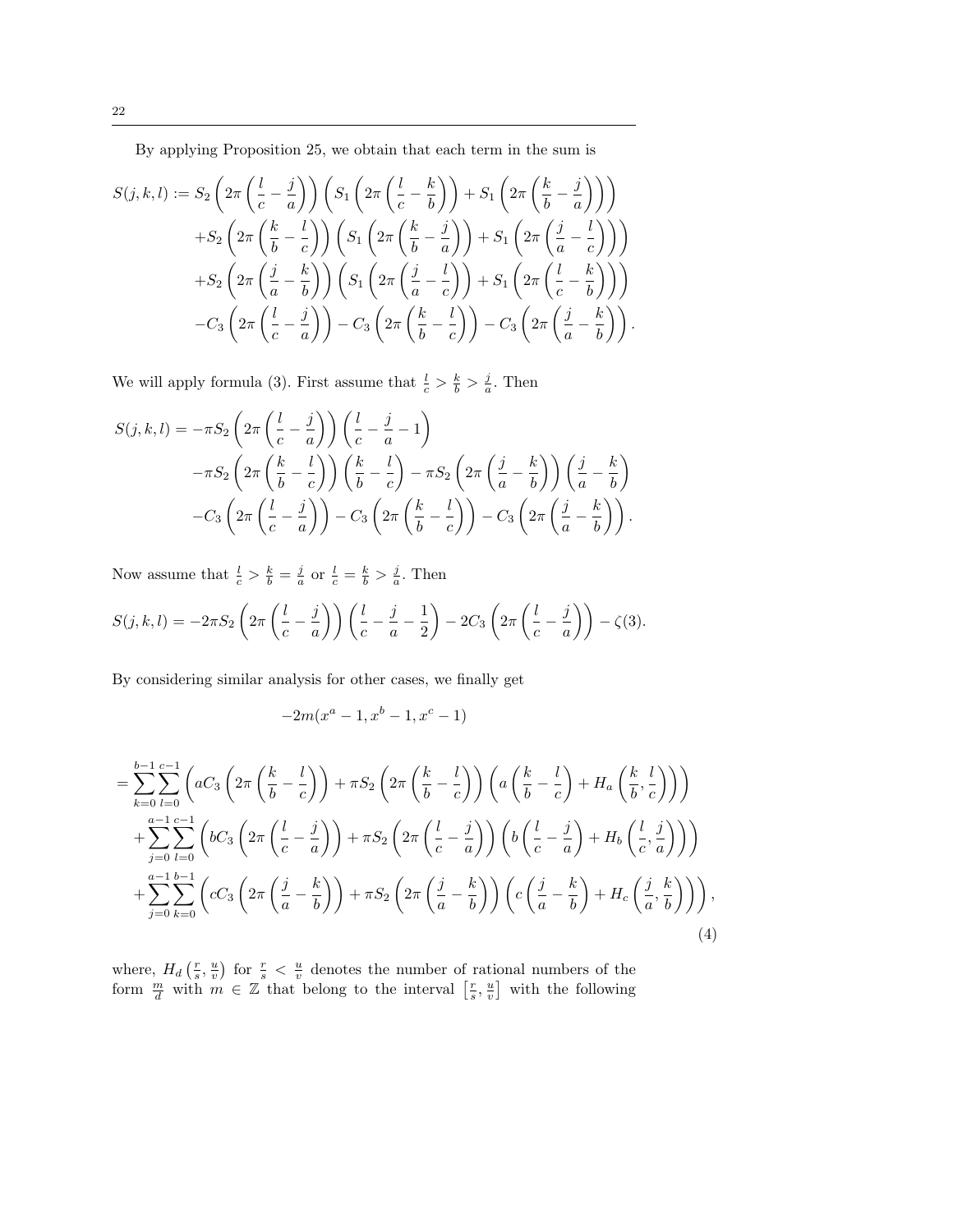By applying Proposition 25, we obtain that each term in the sum is

$$
\begin{aligned}
S(j,k,l) := {} & S_2\left(2\pi\left(\frac{l}{c}-\frac{j}{a}\right)\right)\left(S_1\left(2\pi\left(\frac{l}{c}-\frac{k}{b}\right)\right)+S_1\left(2\pi\left(\frac{k}{b}-\frac{j}{a}\right)\right)\right)\\
&+S_2\left(2\pi\left(\frac{k}{b}-\frac{l}{c}\right)\right)\left(S_1\left(2\pi\left(\frac{k}{b}-\frac{j}{a}\right)\right)+S_1\left(2\pi\left(\frac{j}{a}-\frac{l}{c}\right)\right)\right)\\
&+S_2\left(2\pi\left(\frac{j}{a}-\frac{k}{b}\right)\right)\left(S_1\left(2\pi\left(\frac{j}{a}-\frac{l}{c}\right)\right)+S_1\left(2\pi\left(\frac{l}{c}-\frac{k}{b}\right)\right)\right)\\
&-C_3\left(2\pi\left(\frac{l}{c}-\frac{j}{a}\right)\right)-C_3\left(2\pi\left(\frac{k}{b}-\frac{l}{c}\right)\right)-C_3\left(2\pi\left(\frac{j}{a}-\frac{k}{b}\right)\right).
\end{aligned}
$$

We will apply formula (3). First assume that $\frac{l}{c}>\frac{k}{b}>\frac{j}{a}$. Then

$$
\begin{aligned}
S(j,k,l) = {} & -\pi S_2\left(2\pi\left(\frac{l}{c}-\frac{j}{a}\right)\right)\left(\frac{l}{c}-\frac{j}{a}-1\right)\\
&-\pi S_2\left(2\pi\left(\frac{k}{b}-\frac{l}{c}\right)\right)\left(\frac{k}{b}-\frac{l}{c}\right)-\pi S_2\left(2\pi\left(\frac{j}{a}-\frac{k}{b}\right)\right)\left(\frac{j}{a}-\frac{k}{b}\right)\\
&-C_3\left(2\pi\left(\frac{l}{c}-\frac{j}{a}\right)\right)-C_3\left(2\pi\left(\frac{k}{b}-\frac{l}{c}\right)\right)-C_3\left(2\pi\left(\frac{j}{a}-\frac{k}{b}\right)\right).
\end{aligned}
$$

Now assume that $\frac{l}{c}>\frac{k}{b}=\frac{j}{a}$ or $\frac{l}{c}=\frac{k}{b}>\frac{j}{a}$. Then

$$
S(j,k,l) = -2\pi S_2\left(2\pi\left(\frac{l}{c}-\frac{j}{a}\right)\right)\left(\frac{l}{c}-\frac{j}{a}-\frac{1}{2}\right)-2C_3\left(2\pi\left(\frac{l}{c}-\frac{j}{a}\right)\right)-\zeta(3).
$$

By considering similar analysis for other cases, we finally get

$$
-2m(x^a-1,x^b-1,x^c-1)
$$

$$
\begin{aligned}
= {} & \sum_{k=0}^{b-1}\sum_{l=0}^{c-1}\left(aC_3\left(2\pi\left(\frac{k}{b}-\frac{l}{c}\right)\right)+\pi S_2\left(2\pi\left(\frac{k}{b}-\frac{l}{c}\right)\right)\left(a\left(\frac{k}{b}-\frac{l}{c}\right)+H_a\left(\frac{k}{b},\frac{l}{c}\right)\right)\right)\\
&+\sum_{j=0}^{a-1}\sum_{l=0}^{c-1}\left(bC_3\left(2\pi\left(\frac{l}{c}-\frac{j}{a}\right)\right)+\pi S_2\left(2\pi\left(\frac{l}{c}-\frac{j}{a}\right)\right)\left(b\left(\frac{l}{c}-\frac{j}{a}\right)+H_b\left(\frac{l}{c},\frac{j}{a}\right)\right)\right)\\
&+\sum_{j=0}^{a-1}\sum_{k=0}^{b-1}\left(cC_3\left(2\pi\left(\frac{j}{a}-\frac{k}{b}\right)\right)+\pi S_2\left(2\pi\left(\frac{j}{a}-\frac{k}{b}\right)\right)\left(c\left(\frac{j}{a}-\frac{k}{b}\right)+H_c\left(\frac{j}{a},\frac{k}{b}\right)\right)\right),
\end{aligned}
\tag{4}
$$

where, $H_d\left(\frac{r}{s},\frac{u}{v}\right)$ for $\frac{r}{s}<\frac{u}{v}$ denotes the number of rational numbers of the form $\frac{m}{d}$ with $m\in\mathbb{Z}$ that belong to the interval $\left[\frac{r}{s},\frac{u}{v}\right]$ with the following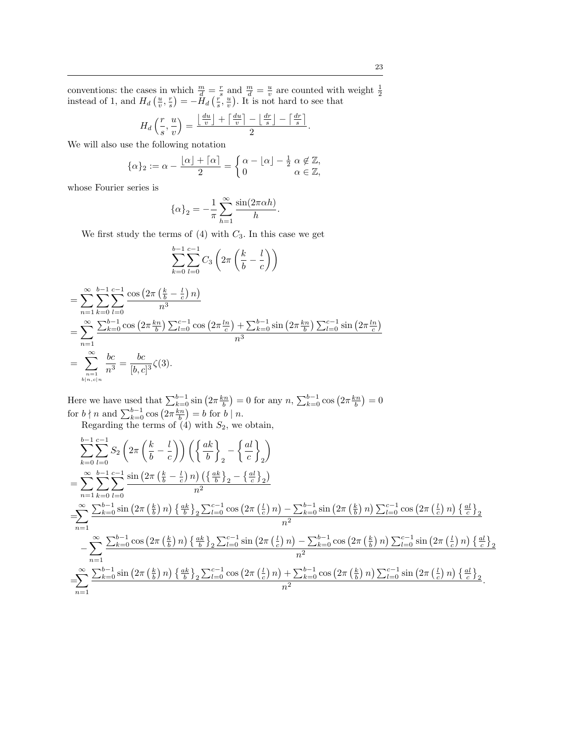conventions: the cases in which $\frac{m}{d} = \frac{r}{s}$ and $\frac{m}{d} = \frac{u}{v}$ are counted with weight $\frac{1}{2}$ instead of 1, and $H_d\left(\frac{u}{v}, \frac{r}{s}\right) = -H_d\left(\frac{r}{s}, \frac{u}{v}\right)$. It is not hard to see that

$$H_d\left(\frac{r}{s}, \frac{u}{v}\right) = \frac{\left\lfloor \frac{du}{v} \right\rfloor + \left\lceil \frac{du}{v} \right\rceil - \left\lfloor \frac{dr}{s} \right\rfloor - \left\lceil \frac{dr}{s} \right\rceil}{2}.$$

We will also use the following notation

$$\{\alpha\}_2 := \alpha - \frac{\lfloor \alpha \rfloor + \lceil \alpha \rceil}{2} = \begin{cases} \alpha - \lfloor \alpha \rfloor - \frac{1}{2} & \alpha \notin \mathbb{Z}, \\ 0 & \alpha \in \mathbb{Z}, \end{cases}$$

whose Fourier series is

$$\{\alpha\}_2 = -\frac{1}{\pi} \sum_{h=1}^{\infty} \frac{\sin(2\pi\alpha h)}{h}.$$

We first study the terms of (4) with $C_3$. In this case we get

$$\sum_{k=0}^{b-1} \sum_{l=0}^{c-1} C_3\left(2\pi\left(\frac{k}{b} - \frac{l}{c}\right)\right)$$

$$\begin{aligned}
&= \sum_{n=1}^{\infty} \sum_{k=0}^{b-1} \sum_{l=0}^{c-1} \frac{\cos\left(2\pi\left(\frac{k}{b} - \frac{l}{c}\right)n\right)}{n^3} \\
&= \sum_{n=1}^{\infty} \frac{\sum_{k=0}^{b-1} \cos\left(2\pi\frac{kn}{b}\right) \sum_{l=0}^{c-1} \cos\left(2\pi\frac{ln}{c}\right) + \sum_{k=0}^{b-1} \sin\left(2\pi\frac{kn}{b}\right) \sum_{l=0}^{c-1} \sin\left(2\pi\frac{ln}{c}\right)}{n^3} \\
&= \sum_{\substack{n=1 \\ b|n,\, c|n}}^{\infty} \frac{bc}{n^3} = \frac{bc}{[b,c]^3}\zeta(3).
\end{aligned}$$

Here we have used that $\sum_{k=0}^{b-1} \sin\left(2\pi\frac{kn}{b}\right) = 0$ for any $n$, $\sum_{k=0}^{b-1} \cos\left(2\pi\frac{kn}{b}\right) = 0$ for $b \nmid n$ and $\sum_{k=0}^{b-1} \cos\left(2\pi\frac{kn}{b}\right) = b$ for $b \mid n$.

Regarding the terms of (4) with $S_2$, we obtain,

$$\begin{aligned}
&\sum_{k=0}^{b-1} \sum_{l=0}^{c-1} S_2\left(2\pi\left(\frac{k}{b} - \frac{l}{c}\right)\right)\left(\left\{\frac{ak}{b}\right\}_2 - \left\{\frac{al}{c}\right\}_2\right) \\
&= \sum_{n=1}^{\infty} \sum_{k=0}^{b-1} \sum_{l=0}^{c-1} \frac{\sin\left(2\pi\left(\frac{k}{b} - \frac{l}{c}\right)n\right)\left(\left\{\frac{ak}{b}\right\}_2 - \left\{\frac{al}{c}\right\}_2\right)}{n^2} \\
&= \sum_{n=1}^{\infty} \frac{\sum_{k=0}^{b-1} \sin\left(2\pi\left(\frac{k}{b}\right)n\right)\left\{\frac{ak}{b}\right\}_2 \sum_{l=0}^{c-1} \cos\left(2\pi\left(\frac{l}{c}\right)n\right) - \sum_{k=0}^{b-1} \sin\left(2\pi\left(\frac{k}{b}\right)n\right) \sum_{l=0}^{c-1} \cos\left(2\pi\left(\frac{l}{c}\right)n\right)\left\{\frac{al}{c}\right\}_2}{n^2} \\
&\quad - \sum_{n=1}^{\infty} \frac{\sum_{k=0}^{b-1} \cos\left(2\pi\left(\frac{k}{b}\right)n\right)\left\{\frac{ak}{b}\right\}_2 \sum_{l=0}^{c-1} \sin\left(2\pi\left(\frac{l}{c}\right)n\right) - \sum_{k=0}^{b-1} \cos\left(2\pi\left(\frac{k}{b}\right)n\right) \sum_{l=0}^{c-1} \sin\left(2\pi\left(\frac{l}{c}\right)n\right)\left\{\frac{al}{c}\right\}_2}{n^2} \\
&= \sum_{n=1}^{\infty} \frac{\sum_{k=0}^{b-1} \sin\left(2\pi\left(\frac{k}{b}\right)n\right)\left\{\frac{ak}{b}\right\}_2 \sum_{l=0}^{c-1} \cos\left(2\pi\left(\frac{l}{c}\right)n\right) + \sum_{k=0}^{b-1} \cos\left(2\pi\left(\frac{k}{b}\right)n\right) \sum_{l=0}^{c-1} \sin\left(2\pi\left(\frac{l}{c}\right)n\right)\left\{\frac{al}{c}\right\}_2}{n^2}.
\end{aligned}$$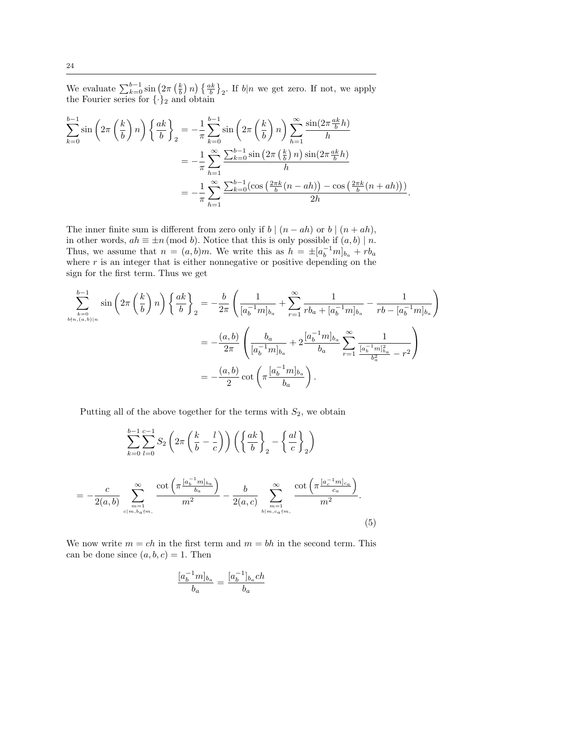We evaluate $\sum_{k=0}^{b-1} \sin\left(2\pi\left(\frac{k}{b}\right)n\right)\left\{\frac{ak}{b}\right\}_2$. If $b|n$ we get zero. If not, we apply the Fourier series for $\{\cdot\}_2$ and obtain

$$
\begin{aligned}
\sum_{k=0}^{b-1} \sin\left(2\pi\left(\frac{k}{b}\right)n\right)\left\{\frac{ak}{b}\right\}_2 &= -\frac{1}{\pi}\sum_{k=0}^{b-1} \sin\left(2\pi\left(\frac{k}{b}\right)n\right)\sum_{h=1}^{\infty}\frac{\sin(2\pi\frac{ak}{b}h)}{h} \\
&= -\frac{1}{\pi}\sum_{h=1}^{\infty}\frac{\sum_{k=0}^{b-1}\sin\left(2\pi\left(\frac{k}{b}\right)n\right)\sin(2\pi\frac{ak}{b}h)}{h} \\
&= -\frac{1}{\pi}\sum_{h=1}^{\infty}\frac{\sum_{k=0}^{b-1}(\cos\left(\frac{2\pi k}{b}(n-ah)\right)-\cos\left(\frac{2\pi k}{b}(n+ah)\right))}{2h}.
\end{aligned}
$$

The inner finite sum is different from zero only if $b \mid (n-ah)$ or $b \mid (n+ah)$, in other words, $ah \equiv \pm n \,(\mathrm{mod}\ b)$. Notice that this is only possible if $(a,b) \mid n$. Thus, we assume that $n = (a,b)m$. We write this as $h = \pm[a_b^{-1}m]_{b_a} + rb_a$ where $r$ is an integer that is either nonnegative or positive depending on the sign for the first term. Thus we get

$$
\begin{aligned}
\sum_{\substack{k=0 \\ b\nmid n,\,(a,b)|n}}^{b-1} \sin\left(2\pi\left(\frac{k}{b}\right)n\right)\left\{\frac{ak}{b}\right\}_2 &= -\frac{b}{2\pi}\left(\frac{1}{[a_b^{-1}m]_{b_a}}+\sum_{r=1}^{\infty}\frac{1}{rb_a+[a_b^{-1}m]_{b_a}}-\frac{1}{rb-[a_b^{-1}m]_{b_a}}\right) \\
&= -\frac{(a,b)}{2\pi}\left(\frac{b_a}{[a_b^{-1}m]_{b_a}}+2\frac{[a_b^{-1}m]_{b_a}}{b_a}\sum_{r=1}^{\infty}\frac{1}{\frac{[a_b^{-1}m]_{b_a}^2}{b_a^2}-r^2}\right) \\
&= -\frac{(a,b)}{2}\cot\left(\pi\frac{[a_b^{-1}m]_{b_a}}{b_a}\right).
\end{aligned}
$$

Putting all of the above together for the terms with $S_2$, we obtain

$$
\sum_{k=0}^{b-1}\sum_{l=0}^{c-1} S_2\left(2\pi\left(\frac{k}{b}-\frac{l}{c}\right)\right)\left(\left\{\frac{ak}{b}\right\}_2-\left\{\frac{al}{c}\right\}_2\right)
$$

$$
= -\frac{c}{2(a,b)}\sum_{\substack{m=1 \\ c|m,\,b_a\nmid m,}}^{\infty}\frac{\cot\left(\pi\frac{[a_b^{-1}m]_{b_a}}{b_a}\right)}{m^2}-\frac{b}{2(a,c)}\sum_{\substack{m=1 \\ b|m,\,c_a\nmid m,}}^{\infty}\frac{\cot\left(\pi\frac{[a_c^{-1}m]_{c_a}}{c_a}\right)}{m^2}. \tag{5}
$$

We now write $m = ch$ in the first term and $m = bh$ in the second term. This can be done since $(a,b,c)=1$. Then

$$
\frac{[a_b^{-1}m]_{b_a}}{b_a} = \frac{[a_b^{-1}]_{b_a}ch}{b_a}
$$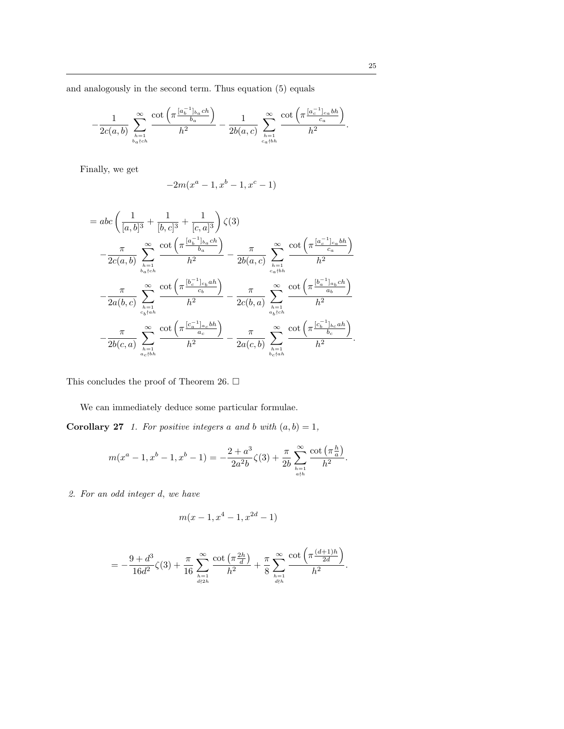and analogously in the second term. Thus equation (5) equals

$$-\frac{1}{2c(a,b)}\sum_{\substack{h=1\\ b_a\nmid ch}}^{\infty}\frac{\cot\left(\pi\frac{[a_b^{-1}]_{b_a}ch}{b_a}\right)}{h^2}-\frac{1}{2b(a,c)}\sum_{\substack{h=1\\ c_a\nmid bh}}^{\infty}\frac{\cot\left(\pi\frac{[a_c^{-1}]_{c_a}bh}{c_a}\right)}{h^2}.$$

Finally, we get

$$-2m(x^a-1,x^b-1,x^c-1)$$

$$\begin{aligned}
&= abc\left(\frac{1}{[a,b]^3}+\frac{1}{[b,c]^3}+\frac{1}{[c,a]^3}\right)\zeta(3)\\
&\quad-\frac{\pi}{2c(a,b)}\sum_{\substack{h=1\\ b_a\nmid ch}}^{\infty}\frac{\cot\left(\pi\frac{[a_b^{-1}]_{b_a}ch}{b_a}\right)}{h^2}-\frac{\pi}{2b(a,c)}\sum_{\substack{h=1\\ c_a\nmid bh}}^{\infty}\frac{\cot\left(\pi\frac{[a_c^{-1}]_{c_a}bh}{c_a}\right)}{h^2}\\
&\quad-\frac{\pi}{2a(b,c)}\sum_{\substack{h=1\\ c_b\nmid ah}}^{\infty}\frac{\cot\left(\pi\frac{[b_c^{-1}]_{c_b}ah}{c_b}\right)}{h^2}-\frac{\pi}{2c(b,a)}\sum_{\substack{h=1\\ a_b\nmid ch}}^{\infty}\frac{\cot\left(\pi\frac{[b_a^{-1}]_{a_b}ch}{a_b}\right)}{h^2}\\
&\quad-\frac{\pi}{2b(c,a)}\sum_{\substack{h=1\\ a_c\nmid bh}}^{\infty}\frac{\cot\left(\pi\frac{[c_a^{-1}]_{a_c}bh}{a_c}\right)}{h^2}-\frac{\pi}{2a(c,b)}\sum_{\substack{h=1\\ b_c\nmid ah}}^{\infty}\frac{\cot\left(\pi\frac{[c_b^{-1}]_{b_c}ah}{b_c}\right)}{h^2}.
\end{aligned}$$

This concludes the proof of Theorem 26. □

We can immediately deduce some particular formulae.

**Corollary 27** *1. For positive integers $a$ and $b$ with $(a,b)=1$,*

$$m(x^a-1,x^b-1,x^b-1)=-\frac{2+a^3}{2a^2b}\zeta(3)+\frac{\pi}{2b}\sum_{\substack{h=1\\ a\nmid h}}^{\infty}\frac{\cot\left(\pi\frac{h}{a}\right)}{h^2}.$$

*2. For an odd integer $d$, we have*

$$m(x-1,x^4-1,x^{2d}-1)$$

$$=-\frac{9+d^3}{16d^2}\zeta(3)+\frac{\pi}{16}\sum_{\substack{h=1\\ d\nmid 2h}}^{\infty}\frac{\cot\left(\pi\frac{2h}{d}\right)}{h^2}+\frac{\pi}{8}\sum_{\substack{h=1\\ d\nmid h}}^{\infty}\frac{\cot\left(\pi\frac{(d+1)h}{2d}\right)}{h^2}.$$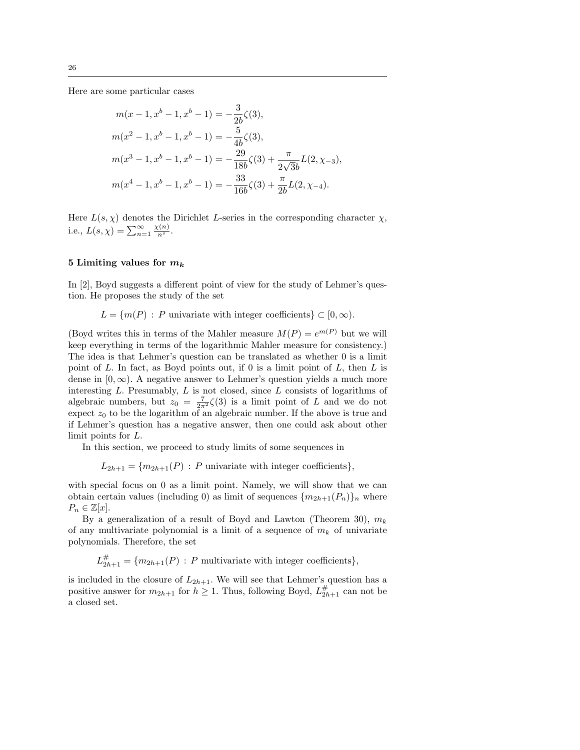Here are some particular cases

$$
\begin{aligned}
m(x-1, x^b-1, x^b-1) &= -\frac{3}{2b}\zeta(3),\\
m(x^2-1, x^b-1, x^b-1) &= -\frac{5}{4b}\zeta(3),\\
m(x^3-1, x^b-1, x^b-1) &= -\frac{29}{18b}\zeta(3) + \frac{\pi}{2\sqrt{3}b}L(2,\chi_{-3}),\\
m(x^4-1, x^b-1, x^b-1) &= -\frac{33}{16b}\zeta(3) + \frac{\pi}{2b}L(2,\chi_{-4}).
\end{aligned}
$$

Here $L(s,\chi)$ denotes the Dirichlet $L$-series in the corresponding character $\chi$, i.e., $L(s,\chi) = \sum_{n=1}^{\infty} \frac{\chi(n)}{n^s}$.

## 5 Limiting values for $m_k$

In [2], Boyd suggests a different point of view for the study of Lehmer's question. He proposes the study of the set

$$L = \{m(P) \,:\, P \text{ univariate with integer coefficients}\} \subset [0,\infty).$$

(Boyd writes this in terms of the Mahler measure $M(P) = e^{m(P)}$ but we will keep everything in terms of the logarithmic Mahler measure for consistency.) The idea is that Lehmer's question can be translated as whether 0 is a limit point of $L$. In fact, as Boyd points out, if 0 is a limit point of $L$, then $L$ is dense in $[0,\infty)$. A negative answer to Lehmer's question yields a much more interesting $L$. Presumably, $L$ is not closed, since $L$ consists of logarithms of algebraic numbers, but $z_0 = \frac{7}{2\pi^2}\zeta(3)$ is a limit point of $L$ and we do not expect $z_0$ to be the logarithm of an algebraic number. If the above is true and if Lehmer's question has a negative answer, then one could ask about other limit points for $L$.

In this section, we proceed to study limits of some sequences in

$$L_{2h+1} = \{m_{2h+1}(P) \,:\, P \text{ univariate with integer coefficients}\},$$

with special focus on 0 as a limit point. Namely, we will show that we can obtain certain values (including 0) as limit of sequences $\{m_{2h+1}(P_n)\}_n$ where $P_n \in \mathbb{Z}[x]$.

By a generalization of a result of Boyd and Lawton (Theorem 30), $m_k$ of any multivariate polynomial is a limit of a sequence of $m_k$ of univariate polynomials. Therefore, the set

$$L_{2h+1}^{\#} = \{m_{2h+1}(P) \,:\, P \text{ multivariate with integer coefficients}\},$$

is included in the closure of $L_{2h+1}$. We will see that Lehmer's question has a positive answer for $m_{2h+1}$ for $h \geq 1$. Thus, following Boyd, $L_{2h+1}^{\#}$ can not be a closed set.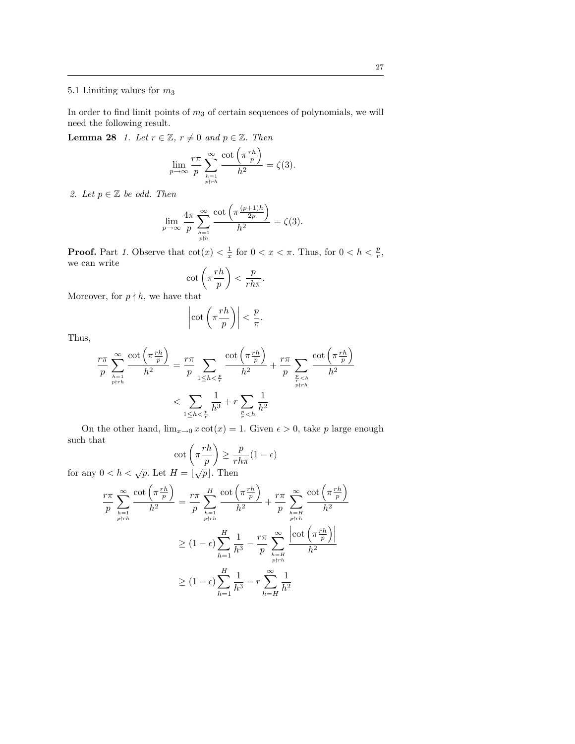5.1 Limiting values for $m_3$

In order to find limit points of $m_3$ of certain sequences of polynomials, we will need the following result.

**Lemma 28** *1. Let $r \in \mathbb{Z}$, $r \neq 0$ and $p \in \mathbb{Z}$. Then*

$$\lim_{p\to\infty} \frac{r\pi}{p} \sum_{\substack{h=1\\ p\nmid rh}}^{\infty} \frac{\cot\left(\pi \frac{rh}{p}\right)}{h^2} = \zeta(3).$$

*2. Let $p \in \mathbb{Z}$ be odd. Then*

$$\lim_{p\to\infty} \frac{4\pi}{p} \sum_{\substack{h=1\\ p\nmid h}}^{\infty} \frac{\cot\left(\pi \frac{(p+1)h}{2p}\right)}{h^2} = \zeta(3).$$

**Proof.** Part *1.* Observe that $\cot(x) < \frac{1}{x}$ for $0 < x < \pi$. Thus, for $0 < h < \frac{p}{r}$, we can write

$$\cot\left(\pi \frac{rh}{p}\right) < \frac{p}{rh\pi}.$$

Moreover, for $p \nmid h$, we have that

$$\left|\cot\left(\pi \frac{rh}{p}\right)\right| < \frac{p}{\pi}.$$

Thus,

$$\begin{aligned}
\frac{r\pi}{p} \sum_{\substack{h=1\\ p\nmid rh}}^{\infty} \frac{\cot\left(\pi \frac{rh}{p}\right)}{h^2} &= \frac{r\pi}{p} \sum_{1\leq h<\frac{p}{r}} \frac{\cot\left(\pi \frac{rh}{p}\right)}{h^2} + \frac{r\pi}{p} \sum_{\substack{\frac{p}{r}<h\\ p\nmid rh}} \frac{\cot\left(\pi \frac{rh}{p}\right)}{h^2} \\
&< \sum_{1\leq h<\frac{p}{r}} \frac{1}{h^3} + r \sum_{\frac{p}{r}<h} \frac{1}{h^2}
\end{aligned}$$

On the other hand, $\lim_{x\to 0} x\cot(x) = 1$. Given $\epsilon > 0$, take $p$ large enough such that

$$\cot\left(\pi \frac{rh}{p}\right) \geq \frac{p}{rh\pi}(1-\epsilon)$$

for any $0 < h < \sqrt{p}$. Let $H = \lfloor \sqrt{p} \rfloor$. Then

$$\begin{aligned}
\frac{r\pi}{p} \sum_{\substack{h=1\\ p\nmid rh}}^{\infty} \frac{\cot\left(\pi \frac{rh}{p}\right)}{h^2} &= \frac{r\pi}{p} \sum_{\substack{h=1\\ p\nmid rh}}^{H} \frac{\cot\left(\pi \frac{rh}{p}\right)}{h^2} + \frac{r\pi}{p} \sum_{\substack{h=H\\ p\nmid rh}}^{\infty} \frac{\cot\left(\pi \frac{rh}{p}\right)}{h^2} \\
&\geq (1-\epsilon) \sum_{h=1}^{H} \frac{1}{h^3} - \frac{r\pi}{p} \sum_{\substack{h=H\\ p\nmid rh}}^{\infty} \frac{\left|\cot\left(\pi \frac{rh}{p}\right)\right|}{h^2} \\
&\geq (1-\epsilon) \sum_{h=1}^{H} \frac{1}{h^3} - r \sum_{h=H}^{\infty} \frac{1}{h^2}
\end{aligned}$$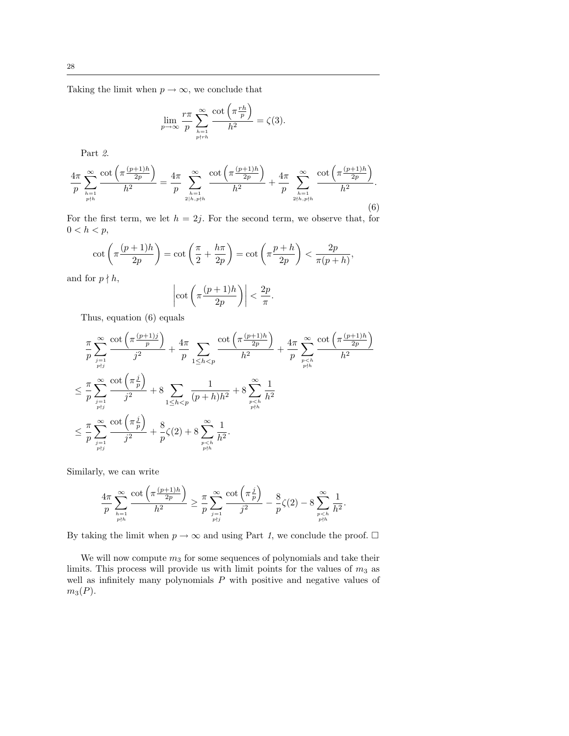Taking the limit when $p \to \infty$, we conclude that

$$\lim_{p\to\infty} \frac{r\pi}{p} \sum_{\substack{h=1\\ p\nmid rh}}^{\infty} \frac{\cot\left(\pi \frac{rh}{p}\right)}{h^2} = \zeta(3).$$

Part *2.*

$$\frac{4\pi}{p} \sum_{\substack{h=1\\ p\nmid h}}^{\infty} \frac{\cot\left(\pi \frac{(p+1)h}{2p}\right)}{h^2} = \frac{4\pi}{p} \sum_{\substack{h=1\\ 2|h,\, p\nmid h}}^{\infty} \frac{\cot\left(\pi \frac{(p+1)h}{2p}\right)}{h^2} + \frac{4\pi}{p} \sum_{\substack{h=1\\ 2\nmid h,\, p\nmid h}}^{\infty} \frac{\cot\left(\pi \frac{(p+1)h}{2p}\right)}{h^2}. \tag{6}$$

For the first term, we let $h = 2j$. For the second term, we observe that, for $0 < h < p$,

$$\cot\left(\pi \frac{(p+1)h}{2p}\right) = \cot\left(\frac{\pi}{2} + \frac{h\pi}{2p}\right) = \cot\left(\pi \frac{p+h}{2p}\right) < \frac{2p}{\pi(p+h)},$$

and for $p \nmid h$,

$$\left|\cot\left(\pi \frac{(p+1)h}{2p}\right)\right| < \frac{2p}{\pi}.$$

Thus, equation (6) equals

$$\begin{aligned}
&\frac{\pi}{p} \sum_{\substack{j=1\\ p\nmid j}}^{\infty} \frac{\cot\left(\pi \frac{(p+1)j}{p}\right)}{j^2} + \frac{4\pi}{p} \sum_{1\le h<p} \frac{\cot\left(\pi \frac{(p+1)h}{2p}\right)}{h^2} + \frac{4\pi}{p} \sum_{\substack{p<h\\ p\nmid h}}^{\infty} \frac{\cot\left(\pi \frac{(p+1)h}{2p}\right)}{h^2} \\
&\le \frac{\pi}{p} \sum_{\substack{j=1\\ p\nmid j}}^{\infty} \frac{\cot\left(\pi \frac{j}{p}\right)}{j^2} + 8 \sum_{1\le h<p} \frac{1}{(p+h)h^2} + 8 \sum_{\substack{p<h\\ p\nmid h}}^{\infty} \frac{1}{h^2} \\
&\le \frac{\pi}{p} \sum_{\substack{j=1\\ p\nmid j}}^{\infty} \frac{\cot\left(\pi \frac{j}{p}\right)}{j^2} + \frac{8}{p}\zeta(2) + 8 \sum_{\substack{p<h\\ p\nmid h}}^{\infty} \frac{1}{h^2}.
\end{aligned}$$

Similarly, we can write

$$\frac{4\pi}{p} \sum_{\substack{h=1\\ p\nmid h}}^{\infty} \frac{\cot\left(\pi \frac{(p+1)h}{2p}\right)}{h^2} \ge \frac{\pi}{p} \sum_{\substack{j=1\\ p\nmid j}}^{\infty} \frac{\cot\left(\pi \frac{j}{p}\right)}{j^2} - \frac{8}{p}\zeta(2) - 8 \sum_{\substack{p<h\\ p\nmid h}}^{\infty} \frac{1}{h^2}.$$

By taking the limit when $p \to \infty$ and using Part *1*, we conclude the proof. □

We will now compute $m_3$ for some sequences of polynomials and take their limits. This process will provide us with limit points for the values of $m_3$ as well as infinitely many polynomials $P$ with positive and negative values of $m_3(P)$.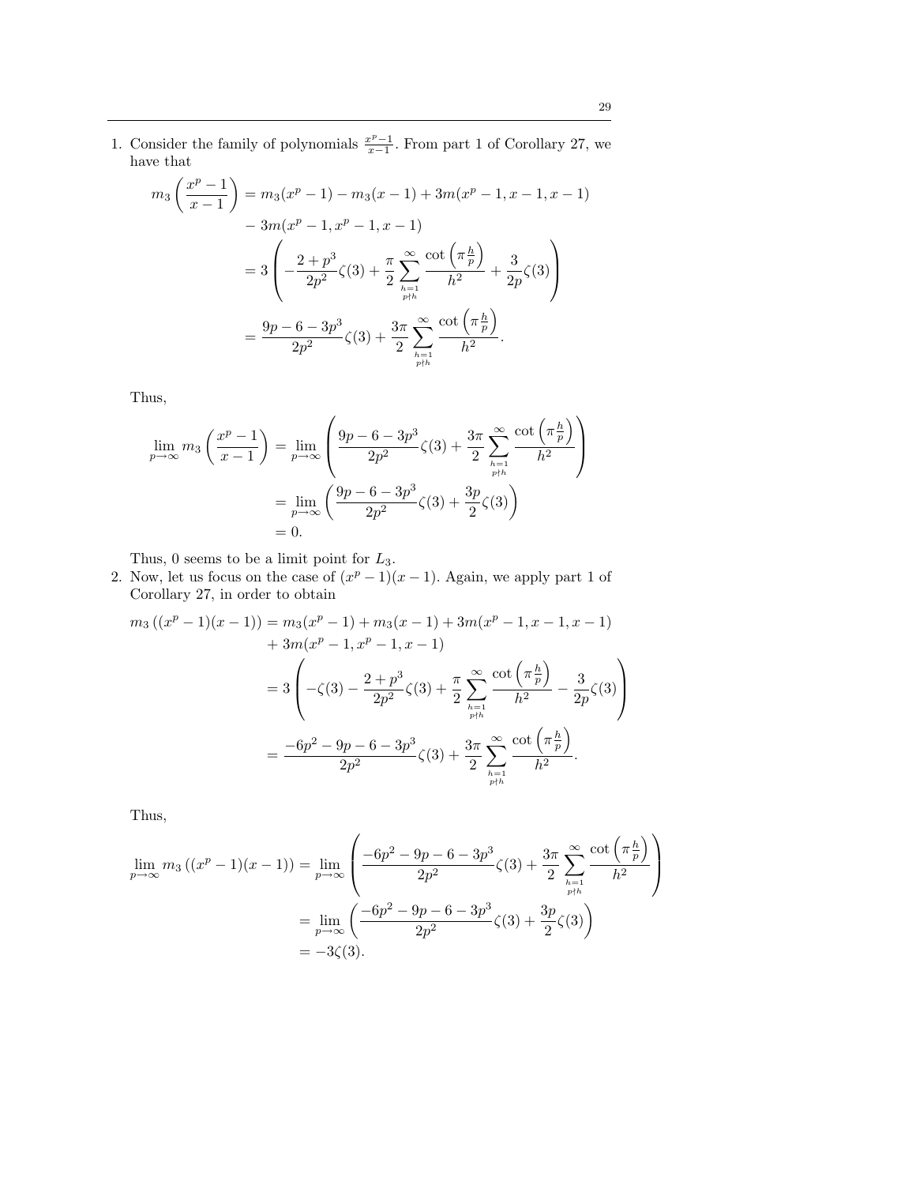1. Consider the family of polynomials $\frac{x^p-1}{x-1}$. From part 1 of Corollary 27, we have that

$$
\begin{aligned}
m_3\left(\frac{x^p-1}{x-1}\right) &= m_3(x^p-1) - m_3(x-1) + 3m(x^p-1, x-1, x-1) \\
&\quad - 3m(x^p-1, x^p-1, x-1) \\
&= 3\left(-\frac{2+p^3}{2p^2}\zeta(3) + \frac{\pi}{2}\sum_{\substack{h=1 \\ p\nmid h}}^{\infty} \frac{\cot\left(\pi\frac{h}{p}\right)}{h^2} + \frac{3}{2p}\zeta(3)\right) \\
&= \frac{9p-6-3p^3}{2p^2}\zeta(3) + \frac{3\pi}{2}\sum_{\substack{h=1 \\ p\nmid h}}^{\infty} \frac{\cot\left(\pi\frac{h}{p}\right)}{h^2}.
\end{aligned}
$$

Thus,

$$
\begin{aligned}
\lim_{p\to\infty} m_3\left(\frac{x^p-1}{x-1}\right) &= \lim_{p\to\infty}\left(\frac{9p-6-3p^3}{2p^2}\zeta(3) + \frac{3\pi}{2}\sum_{\substack{h=1 \\ p\nmid h}}^{\infty} \frac{\cot\left(\pi\frac{h}{p}\right)}{h^2}\right) \\
&= \lim_{p\to\infty}\left(\frac{9p-6-3p^3}{2p^2}\zeta(3) + \frac{3p}{2}\zeta(3)\right) \\
&= 0.
\end{aligned}
$$

Thus, 0 seems to be a limit point for $L_3$.

2. Now, let us focus on the case of $(x^p-1)(x-1)$. Again, we apply part 1 of Corollary 27, in order to obtain

$$
\begin{aligned}
m_3\left((x^p-1)(x-1)\right) &= m_3(x^p-1) + m_3(x-1) + 3m(x^p-1, x-1, x-1) \\
&\quad + 3m(x^p-1, x^p-1, x-1) \\
&= 3\left(-\zeta(3) - \frac{2+p^3}{2p^2}\zeta(3) + \frac{\pi}{2}\sum_{\substack{h=1 \\ p\nmid h}}^{\infty} \frac{\cot\left(\pi\frac{h}{p}\right)}{h^2} - \frac{3}{2p}\zeta(3)\right) \\
&= \frac{-6p^2-9p-6-3p^3}{2p^2}\zeta(3) + \frac{3\pi}{2}\sum_{\substack{h=1 \\ p\nmid h}}^{\infty} \frac{\cot\left(\pi\frac{h}{p}\right)}{h^2}.
\end{aligned}
$$

Thus,

$$
\begin{aligned}
\lim_{p\to\infty} m_3\left((x^p-1)(x-1)\right) &= \lim_{p\to\infty}\left(\frac{-6p^2-9p-6-3p^3}{2p^2}\zeta(3) + \frac{3\pi}{2}\sum_{\substack{h=1 \\ p\nmid h}}^{\infty} \frac{\cot\left(\pi\frac{h}{p}\right)}{h^2}\right) \\
&= \lim_{p\to\infty}\left(\frac{-6p^2-9p-6-3p^3}{2p^2}\zeta(3) + \frac{3p}{2}\zeta(3)\right) \\
&= -3\zeta(3).
\end{aligned}
$$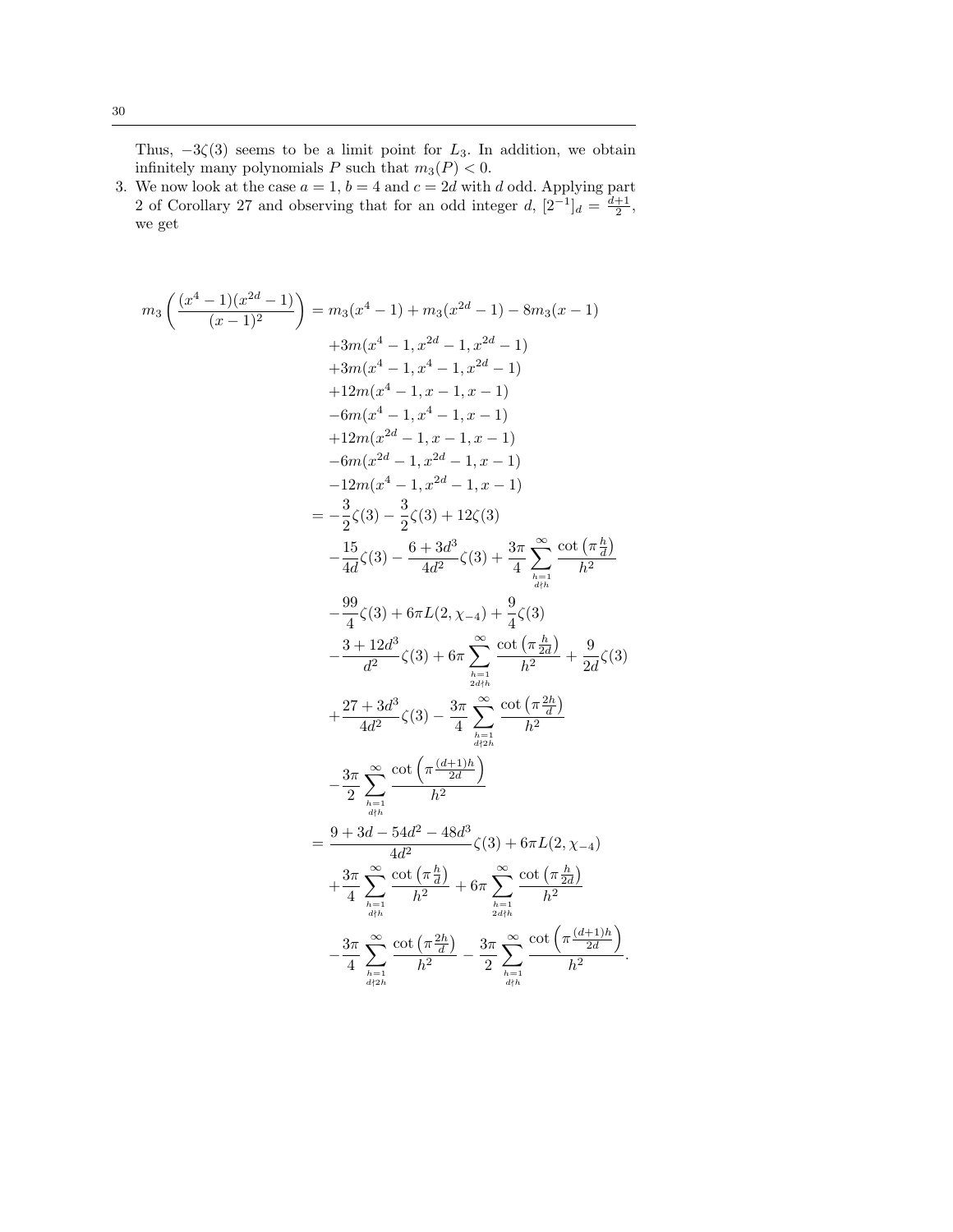Thus, $-3\zeta(3)$ seems to be a limit point for $L_3$. In addition, we obtain infinitely many polynomials $P$ such that $m_3(P) < 0$.

3. We now look at the case $a = 1$, $b = 4$ and $c = 2d$ with $d$ odd. Applying part 2 of Corollary 27 and observing that for an odd integer $d$, $[2^{-1}]_d = \frac{d+1}{2}$, we get

$$
\begin{aligned}
m_3\left(\frac{(x^4-1)(x^{2d}-1)}{(x-1)^2}\right) &= m_3(x^4-1) + m_3(x^{2d}-1) - 8m_3(x-1) \\
&\quad +3m(x^4-1, x^{2d}-1, x^{2d}-1) \\
&\quad +3m(x^4-1, x^4-1, x^{2d}-1) \\
&\quad +12m(x^4-1, x-1, x-1) \\
&\quad -6m(x^4-1, x^4-1, x-1) \\
&\quad +12m(x^{2d}-1, x-1, x-1) \\
&\quad -6m(x^{2d}-1, x^{2d}-1, x-1) \\
&\quad -12m(x^4-1, x^{2d}-1, x-1) \\
&= -\frac{3}{2}\zeta(3) - \frac{3}{2}\zeta(3) + 12\zeta(3) \\
&\quad -\frac{15}{4d}\zeta(3) - \frac{6+3d^3}{4d^2}\zeta(3) + \frac{3\pi}{4}\sum_{\substack{h=1 \\ d\nmid h}}^{\infty} \frac{\cot\left(\pi\frac{h}{d}\right)}{h^2} \\
&\quad -\frac{99}{4}\zeta(3) + 6\pi L(2,\chi_{-4}) + \frac{9}{4}\zeta(3) \\
&\quad -\frac{3+12d^3}{d^2}\zeta(3) + 6\pi\sum_{\substack{h=1 \\ 2d\nmid h}}^{\infty} \frac{\cot\left(\pi\frac{h}{2d}\right)}{h^2} + \frac{9}{2d}\zeta(3) \\
&\quad +\frac{27+3d^3}{4d^2}\zeta(3) - \frac{3\pi}{4}\sum_{\substack{h=1 \\ d\nmid 2h}}^{\infty} \frac{\cot\left(\pi\frac{2h}{d}\right)}{h^2} \\
&\quad -\frac{3\pi}{2}\sum_{\substack{h=1 \\ d\nmid h}}^{\infty} \frac{\cot\left(\pi\frac{(d+1)h}{2d}\right)}{h^2} \\
&= \frac{9+3d-54d^2-48d^3}{4d^2}\zeta(3) + 6\pi L(2,\chi_{-4}) \\
&\quad +\frac{3\pi}{4}\sum_{\substack{h=1 \\ d\nmid h}}^{\infty} \frac{\cot\left(\pi\frac{h}{d}\right)}{h^2} + 6\pi\sum_{\substack{h=1 \\ 2d\nmid h}}^{\infty} \frac{\cot\left(\pi\frac{h}{2d}\right)}{h^2} \\
&\quad -\frac{3\pi}{4}\sum_{\substack{h=1 \\ d\nmid 2h}}^{\infty} \frac{\cot\left(\pi\frac{2h}{d}\right)}{h^2} - \frac{3\pi}{2}\sum_{\substack{h=1 \\ d\nmid h}}^{\infty} \frac{\cot\left(\pi\frac{(d+1)h}{2d}\right)}{h^2}.
\end{aligned}
$$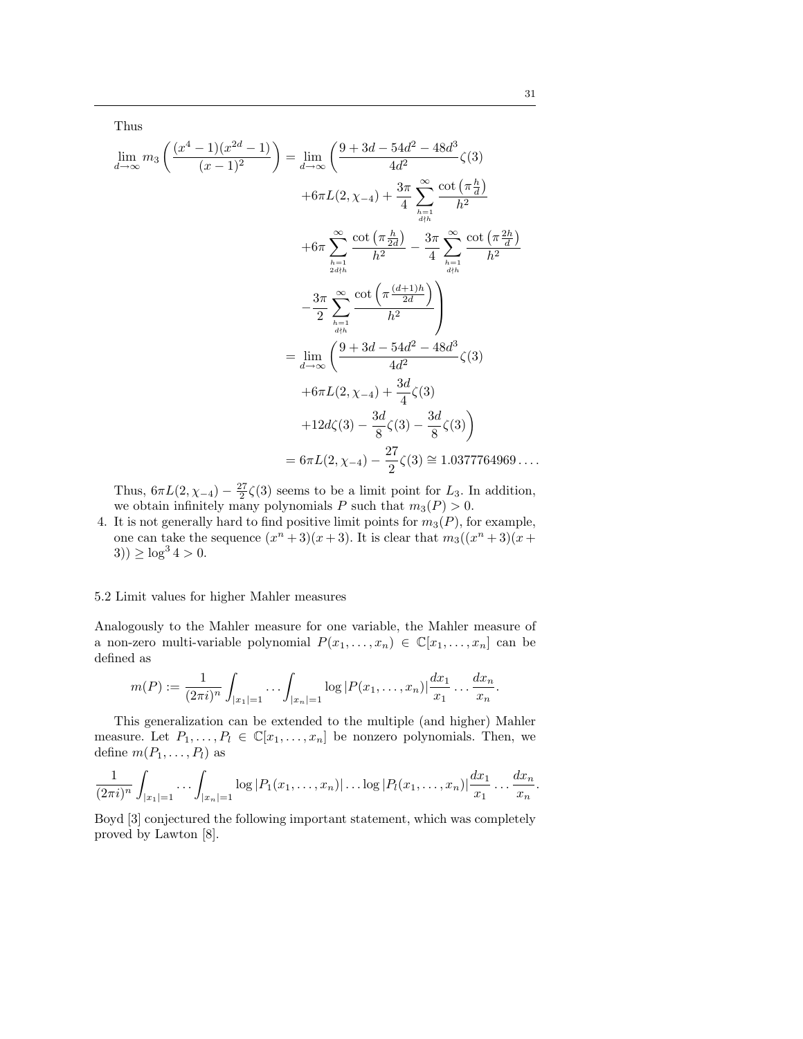Thus

$$
\begin{aligned}
\lim_{d\to\infty} m_3\left(\frac{(x^4-1)(x^{2d}-1)}{(x-1)^2}\right) &= \lim_{d\to\infty}\left(\frac{9+3d-54d^2-48d^3}{4d^2}\zeta(3)\right.\\
&\quad +6\pi L(2,\chi_{-4}) + \frac{3\pi}{4}\sum_{\substack{h=1\\ d\nmid h}}^{\infty}\frac{\cot\left(\pi\frac{h}{d}\right)}{h^2}\\
&\quad +6\pi\sum_{\substack{h=1\\ 2d\nmid h}}^{\infty}\frac{\cot\left(\pi\frac{h}{2d}\right)}{h^2} - \frac{3\pi}{4}\sum_{\substack{h=1\\ d\nmid h}}^{\infty}\frac{\cot\left(\pi\frac{2h}{d}\right)}{h^2}\\
&\quad \left.-\frac{3\pi}{2}\sum_{\substack{h=1\\ d\nmid h}}^{\infty}\frac{\cot\left(\pi\frac{(d+1)h}{2d}\right)}{h^2}\right)\\
&= \lim_{d\to\infty}\left(\frac{9+3d-54d^2-48d^3}{4d^2}\zeta(3)\right.\\
&\quad +6\pi L(2,\chi_{-4}) + \frac{3d}{4}\zeta(3)\\
&\quad \left.+12d\zeta(3) - \frac{3d}{8}\zeta(3) - \frac{3d}{8}\zeta(3)\right)\\
&= 6\pi L(2,\chi_{-4}) - \frac{27}{2}\zeta(3) \cong 1.0377764969\ldots.
\end{aligned}
$$

Thus, $6\pi L(2,\chi_{-4}) - \frac{27}{2}\zeta(3)$ seems to be a limit point for $L_3$. In addition, we obtain infinitely many polynomials $P$ such that $m_3(P) > 0$.

4. It is not generally hard to find positive limit points for $m_3(P)$, for example, one can take the sequence $(x^n+3)(x+3)$. It is clear that $m_3((x^n+3)(x+3)) \geq \log^3 4 > 0$.

## 5.2 Limit values for higher Mahler measures

Analogously to the Mahler measure for one variable, the Mahler measure of a non-zero multi-variable polynomial $P(x_1,\ldots,x_n) \in \mathbb{C}[x_1,\ldots,x_n]$ can be defined as

$$
m(P) := \frac{1}{(2\pi i)^n}\int_{|x_1|=1}\cdots\int_{|x_n|=1}\log|P(x_1,\ldots,x_n)|\frac{dx_1}{x_1}\cdots\frac{dx_n}{x_n}.
$$

This generalization can be extended to the multiple (and higher) Mahler measure. Let $P_1,\ldots,P_l \in \mathbb{C}[x_1,\ldots,x_n]$ be nonzero polynomials. Then, we define $m(P_1,\ldots,P_l)$ as

$$
\frac{1}{(2\pi i)^n}\int_{|x_1|=1}\cdots\int_{|x_n|=1}\log|P_1(x_1,\ldots,x_n)|\ldots\log|P_l(x_1,\ldots,x_n)|\frac{dx_1}{x_1}\cdots\frac{dx_n}{x_n}.
$$

Boyd [3] conjectured the following important statement, which was completely proved by Lawton [8].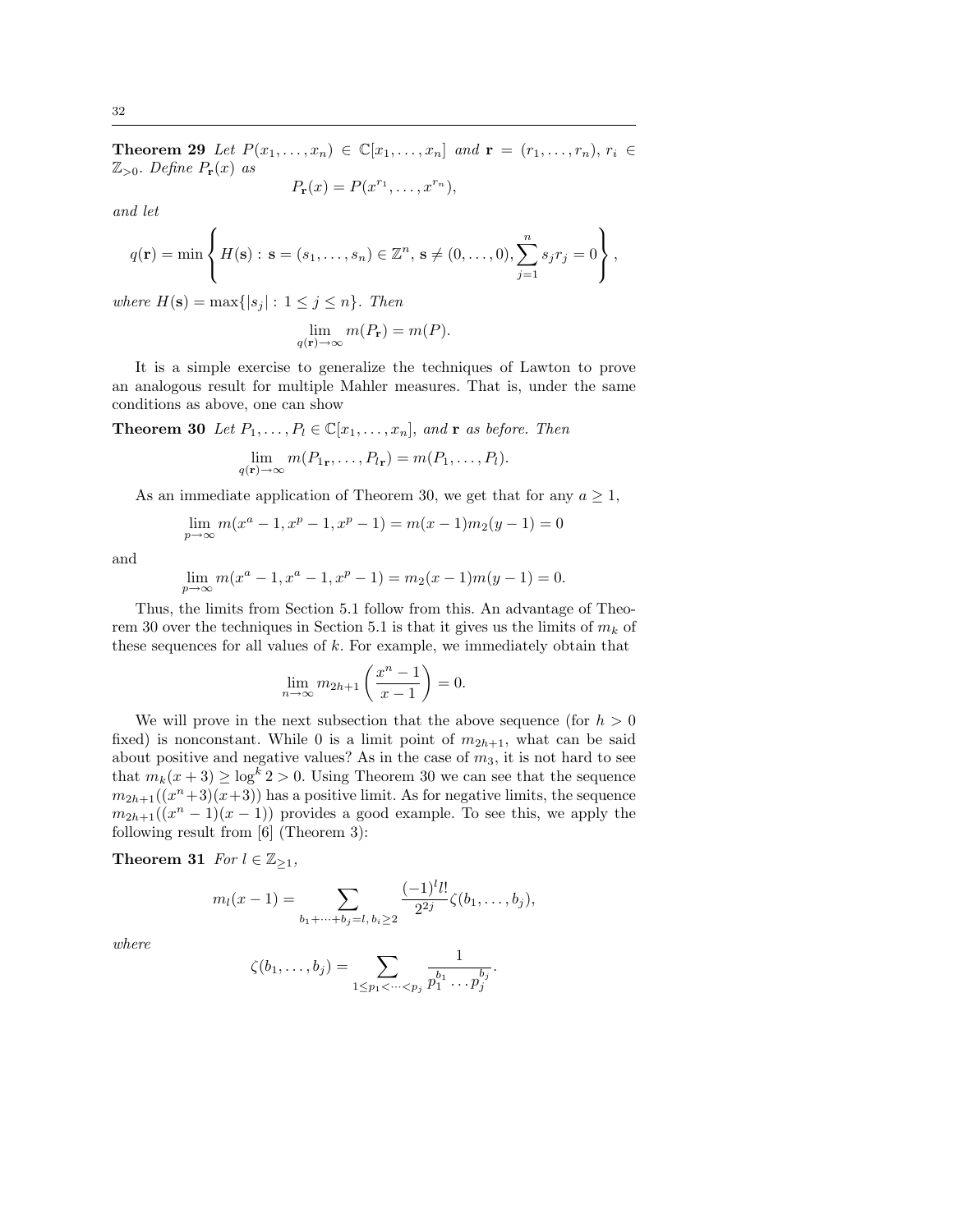**Theorem 29** *Let $P(x_1, \dots, x_n) \in \mathbb{C}[x_1, \dots, x_n]$ and $\mathbf{r} = (r_1, \dots, r_n)$, $r_i \in \mathbb{Z}_{>0}$. Define $P_{\mathbf{r}}(x)$ as*

$$P_{\mathbf{r}}(x) = P(x^{r_1}, \dots, x^{r_n}),$$

*and let*

$$q(\mathbf{r}) = \min \left\{ H(\mathbf{s}) : \mathbf{s} = (s_1, \dots, s_n) \in \mathbb{Z}^n, \, \mathbf{s} \neq (0, \dots, 0), \sum_{j=1}^{n} s_j r_j = 0 \right\},$$

*where $H(\mathbf{s}) = \max\{|s_j| : 1 \leq j \leq n\}$. Then*

$$\lim_{q(\mathbf{r}) \to \infty} m(P_{\mathbf{r}}) = m(P).$$

It is a simple exercise to generalize the techniques of Lawton to prove an analogous result for multiple Mahler measures. That is, under the same conditions as above, one can show

**Theorem 30** *Let $P_1, \dots, P_l \in \mathbb{C}[x_1, \dots, x_n]$, and $\mathbf{r}$ as before. Then*

$$\lim_{q(\mathbf{r}) \to \infty} m(P_{1\mathbf{r}}, \dots, P_{l\mathbf{r}}) = m(P_1, \dots, P_l).$$

As an immediate application of Theorem 30, we get that for any $a \geq 1$,

$$\lim_{p \to \infty} m(x^a - 1, x^p - 1, x^p - 1) = m(x - 1) m_2(y - 1) = 0$$

and

$$\lim_{p \to \infty} m(x^a - 1, x^a - 1, x^p - 1) = m_2(x - 1) m(y - 1) = 0.$$

Thus, the limits from Section 5.1 follow from this. An advantage of Theorem 30 over the techniques in Section 5.1 is that it gives us the limits of $m_k$ of these sequences for all values of $k$. For example, we immediately obtain that

$$\lim_{n \to \infty} m_{2h+1} \left( \frac{x^n - 1}{x - 1} \right) = 0.$$

We will prove in the next subsection that the above sequence (for $h > 0$ fixed) is nonconstant. While 0 is a limit point of $m_{2h+1}$, what can be said about positive and negative values? As in the case of $m_3$, it is not hard to see that $m_k(x + 3) \geq \log^k 2 > 0$. Using Theorem 30 we can see that the sequence $m_{2h+1}((x^n+3)(x+3))$ has a positive limit. As for negative limits, the sequence $m_{2h+1}((x^n - 1)(x - 1))$ provides a good example. To see this, we apply the following result from [6] (Theorem 3):

**Theorem 31** *For $l \in \mathbb{Z}_{\geq 1}$,*

$$m_l(x - 1) = \sum_{b_1 + \cdots + b_j = l, \, b_i \geq 2} \frac{(-1)^l l!}{2^{2j}} \zeta(b_1, \dots, b_j),$$

*where*

$$\zeta(b_1, \dots, b_j) = \sum_{1 \leq p_1 < \cdots < p_j} \frac{1}{p_1^{b_1} \dots p_j^{b_j}}.$$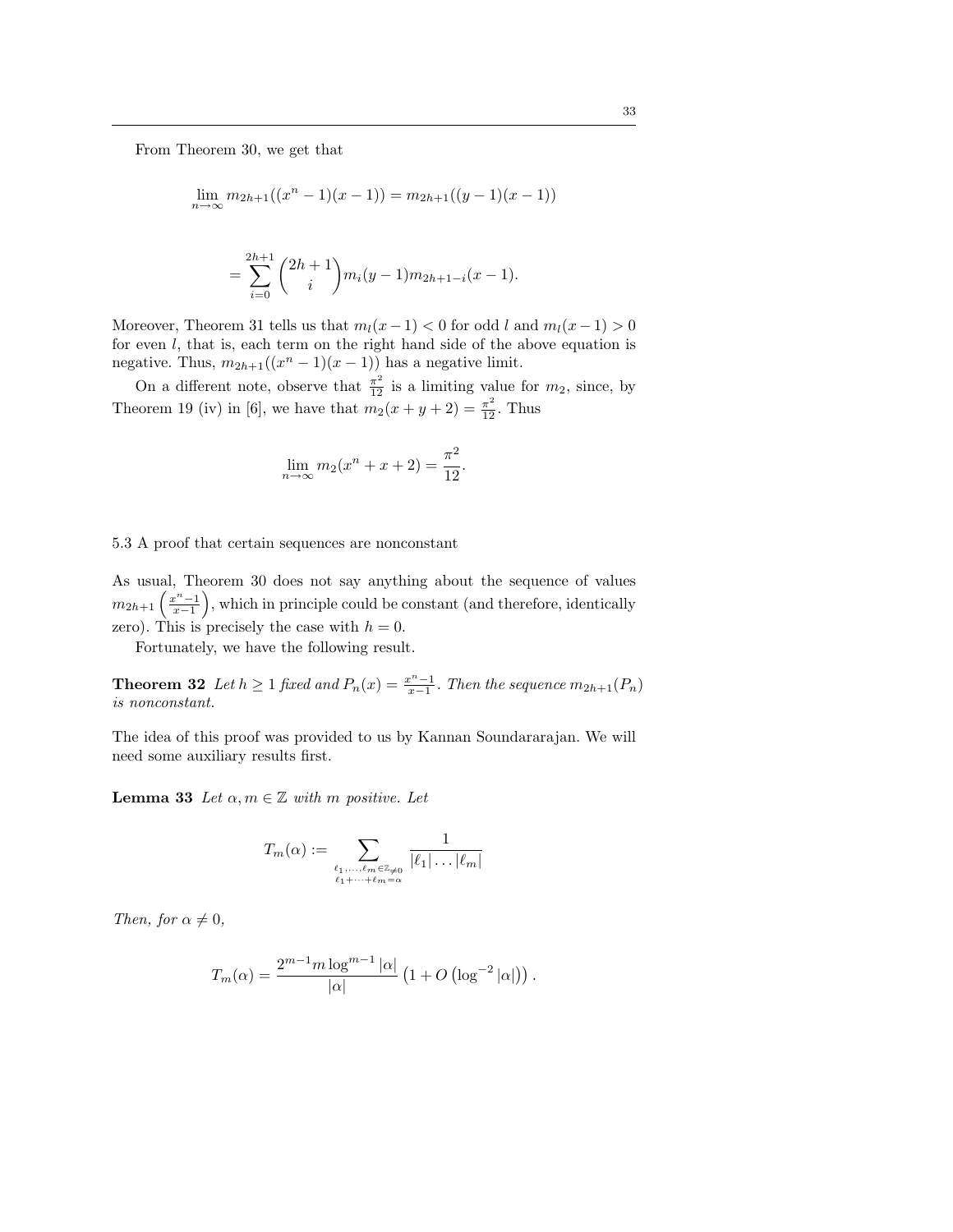From Theorem 30, we get that

$$\lim_{n\to\infty} m_{2h+1}((x^n-1)(x-1)) = m_{2h+1}((y-1)(x-1))$$

$$= \sum_{i=0}^{2h+1} \binom{2h+1}{i} m_i(y-1) m_{2h+1-i}(x-1).$$

Moreover, Theorem 31 tells us that $m_l(x-1) < 0$ for odd $l$ and $m_l(x-1) > 0$ for even $l$, that is, each term on the right hand side of the above equation is negative. Thus, $m_{2h+1}((x^n-1)(x-1))$ has a negative limit.

On a different note, observe that $\frac{\pi^2}{12}$ is a limiting value for $m_2$, since, by Theorem 19 (iv) in [6], we have that $m_2(x+y+2) = \frac{\pi^2}{12}$. Thus

$$\lim_{n\to\infty} m_2(x^n+x+2) = \frac{\pi^2}{12}.$$

### 5.3 A proof that certain sequences are nonconstant

As usual, Theorem 30 does not say anything about the sequence of values $m_{2h+1}\left(\frac{x^n-1}{x-1}\right)$, which in principle could be constant (and therefore, identically zero). This is precisely the case with $h = 0$.

Fortunately, we have the following result.

**Theorem 32** *Let $h \geq 1$ fixed and $P_n(x) = \frac{x^n-1}{x-1}$. Then the sequence $m_{2h+1}(P_n)$ is nonconstant.*

The idea of this proof was provided to us by Kannan Soundararajan. We will need some auxiliary results first.

**Lemma 33** *Let $\alpha, m \in \mathbb{Z}$ with $m$ positive. Let*

$$T_m(\alpha) := \sum_{\substack{\ell_1,\ldots,\ell_m \in \mathbb{Z}_{\neq 0} \\ \ell_1+\cdots+\ell_m=\alpha}} \frac{1}{|\ell_1|\ldots|\ell_m|}$$

*Then, for $\alpha \neq 0$,*

$$T_m(\alpha) = \frac{2^{m-1} m \log^{m-1}|\alpha|}{|\alpha|}\left(1 + O\left(\log^{-2}|\alpha|\right)\right).$$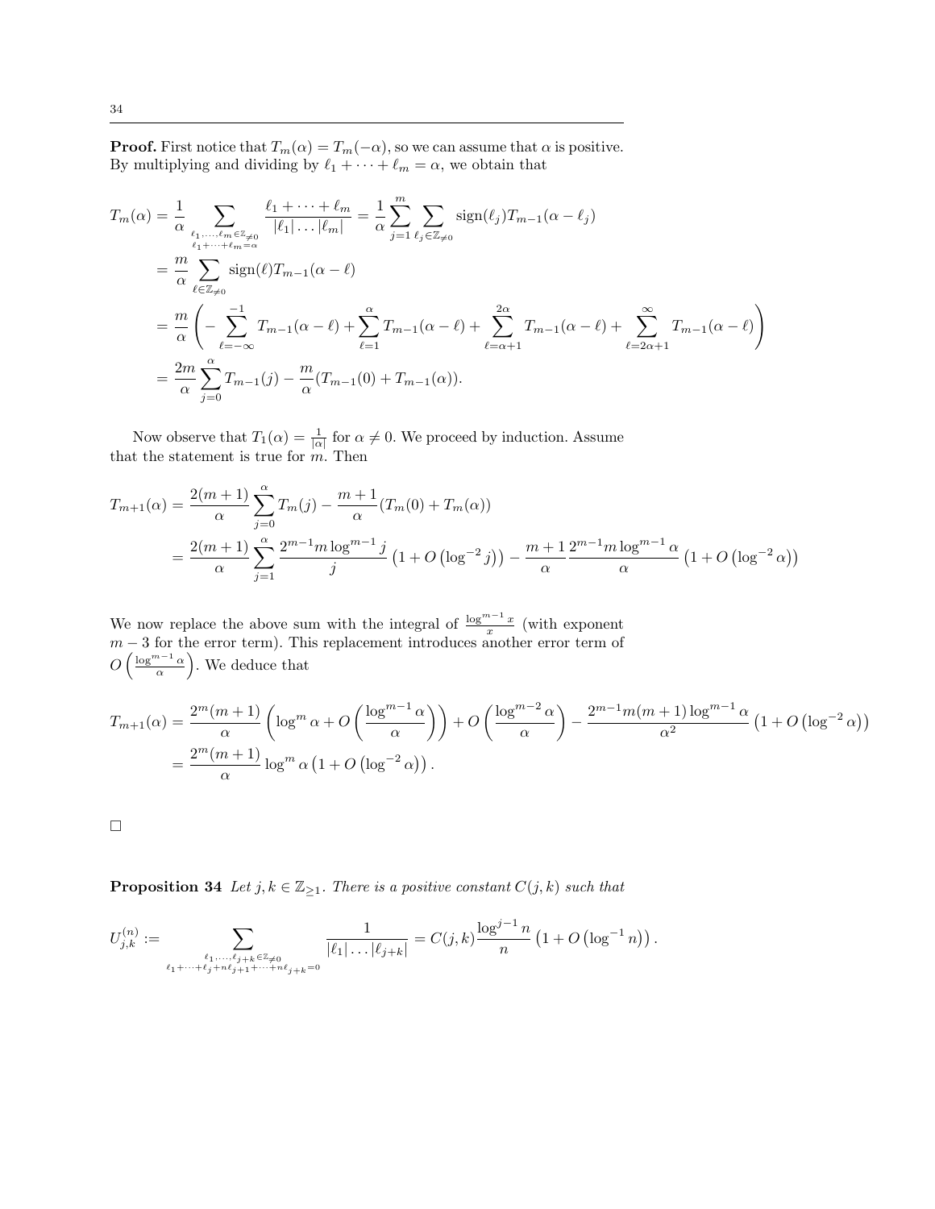**Proof.** First notice that $T_m(\alpha) = T_m(-\alpha)$, so we can assume that $\alpha$ is positive. By multiplying and dividing by $\ell_1 + \dots + \ell_m = \alpha$, we obtain that

$$
\begin{aligned}
T_m(\alpha) &= \frac{1}{\alpha} \sum_{\substack{\ell_1,\dots,\ell_m \in \mathbb{Z}_{\neq 0} \\ \ell_1+\dots+\ell_m=\alpha}} \frac{\ell_1 + \dots + \ell_m}{|\ell_1| \dots |\ell_m|} = \frac{1}{\alpha} \sum_{j=1}^{m} \sum_{\ell_j \in \mathbb{Z}_{\neq 0}} \operatorname{sign}(\ell_j) T_{m-1}(\alpha - \ell_j) \\
&= \frac{m}{\alpha} \sum_{\ell \in \mathbb{Z}_{\neq 0}} \operatorname{sign}(\ell) T_{m-1}(\alpha - \ell) \\
&= \frac{m}{\alpha} \left( - \sum_{\ell=-\infty}^{-1} T_{m-1}(\alpha - \ell) + \sum_{\ell=1}^{\alpha} T_{m-1}(\alpha - \ell) + \sum_{\ell=\alpha+1}^{2\alpha} T_{m-1}(\alpha - \ell) + \sum_{\ell=2\alpha+1}^{\infty} T_{m-1}(\alpha - \ell) \right) \\
&= \frac{2m}{\alpha} \sum_{j=0}^{\alpha} T_{m-1}(j) - \frac{m}{\alpha}(T_{m-1}(0) + T_{m-1}(\alpha)).
\end{aligned}
$$

Now observe that $T_1(\alpha) = \frac{1}{|\alpha|}$ for $\alpha \neq 0$. We proceed by induction. Assume that the statement is true for $m$. Then

$$
\begin{aligned}
T_{m+1}(\alpha) &= \frac{2(m+1)}{\alpha} \sum_{j=0}^{\alpha} T_m(j) - \frac{m+1}{\alpha}(T_m(0) + T_m(\alpha)) \\
&= \frac{2(m+1)}{\alpha} \sum_{j=1}^{\alpha} \frac{2^{m-1} m \log^{m-1} j}{j} \left(1 + O\left(\log^{-2} j\right)\right) - \frac{m+1}{\alpha} \frac{2^{m-1} m \log^{m-1} \alpha}{\alpha} \left(1 + O\left(\log^{-2} \alpha\right)\right)
\end{aligned}
$$

We now replace the above sum with the integral of $\frac{\log^{m-1} x}{x}$ (with exponent $m-3$ for the error term). This replacement introduces another error term of $O\left(\frac{\log^{m-1} \alpha}{\alpha}\right)$. We deduce that

$$
\begin{aligned}
T_{m+1}(\alpha) &= \frac{2^m(m+1)}{\alpha} \left( \log^m \alpha + O\left(\frac{\log^{m-1} \alpha}{\alpha}\right) \right) + O\left(\frac{\log^{m-2} \alpha}{\alpha}\right) - \frac{2^{m-1} m(m+1) \log^{m-1} \alpha}{\alpha^2} \left(1 + O\left(\log^{-2} \alpha\right)\right) \\
&= \frac{2^m(m+1)}{\alpha} \log^m \alpha \left(1 + O\left(\log^{-2} \alpha\right)\right).
\end{aligned}
$$

□

**Proposition 34** *Let $j, k \in \mathbb{Z}_{\geq 1}$. There is a positive constant $C(j,k)$ such that*

$$
U_{j,k}^{(n)} := \sum_{\substack{\ell_1,\dots,\ell_{j+k} \in \mathbb{Z}_{\neq 0} \\ \ell_1+\dots+\ell_j+n\ell_{j+1}+\dots+n\ell_{j+k}=0}} \frac{1}{|\ell_1| \dots |\ell_{j+k}|} = C(j,k) \frac{\log^{j-1} n}{n} \left(1 + O\left(\log^{-1} n\right)\right).
$$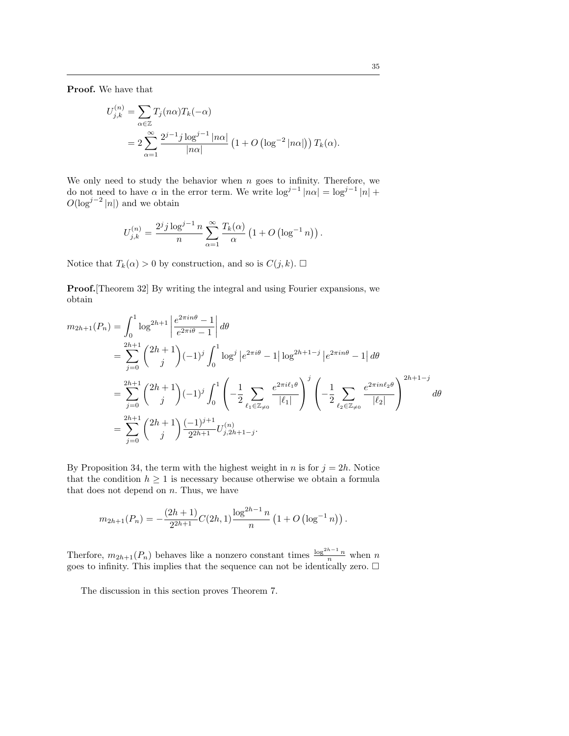**Proof.** We have that

$$
\begin{aligned}
U_{j,k}^{(n)} &= \sum_{\alpha \in \mathbb{Z}} T_j(n\alpha) T_k(-\alpha) \\
&= 2 \sum_{\alpha=1}^{\infty} \frac{2^{j-1} j \log^{j-1} |n\alpha|}{|n\alpha|} \left(1 + O\left(\log^{-2} |n\alpha|\right)\right) T_k(\alpha).
\end{aligned}
$$

We only need to study the behavior when $n$ goes to infinity. Therefore, we do not need to have $\alpha$ in the error term. We write $\log^{j-1} |n\alpha| = \log^{j-1} |n| + O(\log^{j-2} |n|)$ and we obtain

$$
U_{j,k}^{(n)} = \frac{2^j j \log^{j-1} n}{n} \sum_{\alpha=1}^{\infty} \frac{T_k(\alpha)}{\alpha} \left(1 + O\left(\log^{-1} n\right)\right).
$$

Notice that $T_k(\alpha) > 0$ by construction, and so is $C(j,k)$. □

**Proof.**[Theorem 32] By writing the integral and using Fourier expansions, we obtain

$$
\begin{aligned}
m_{2h+1}(P_n) &= \int_0^1 \log^{2h+1} \left| \frac{e^{2\pi i n\theta} - 1}{e^{2\pi i\theta} - 1} \right| d\theta \\
&= \sum_{j=0}^{2h+1} \binom{2h+1}{j} (-1)^j \int_0^1 \log^j \left|e^{2\pi i\theta} - 1\right| \log^{2h+1-j} \left|e^{2\pi i n\theta} - 1\right| d\theta \\
&= \sum_{j=0}^{2h+1} \binom{2h+1}{j} (-1)^j \int_0^1 \left( -\frac{1}{2} \sum_{\ell_1 \in \mathbb{Z}_{\neq 0}} \frac{e^{2\pi i \ell_1 \theta}}{|\ell_1|} \right)^j \left( -\frac{1}{2} \sum_{\ell_2 \in \mathbb{Z}_{\neq 0}} \frac{e^{2\pi i n \ell_2 \theta}}{|\ell_2|} \right)^{2h+1-j} d\theta \\
&= \sum_{j=0}^{2h+1} \binom{2h+1}{j} \frac{(-1)^{j+1}}{2^{2h+1}} U_{j,2h+1-j}^{(n)}.
\end{aligned}
$$

By Proposition 34, the term with the highest weight in $n$ is for $j = 2h$. Notice that the condition $h \geq 1$ is necessary because otherwise we obtain a formula that does not depend on $n$. Thus, we have

$$
m_{2h+1}(P_n) = -\frac{(2h+1)}{2^{2h+1}} C(2h,1) \frac{\log^{2h-1} n}{n} \left(1 + O\left(\log^{-1} n\right)\right).
$$

Therfore, $m_{2h+1}(P_n)$ behaves like a nonzero constant times $\frac{\log^{2h-1} n}{n}$ when $n$ goes to infinity. This implies that the sequence can not be identically zero. □

The discussion in this section proves Theorem 7.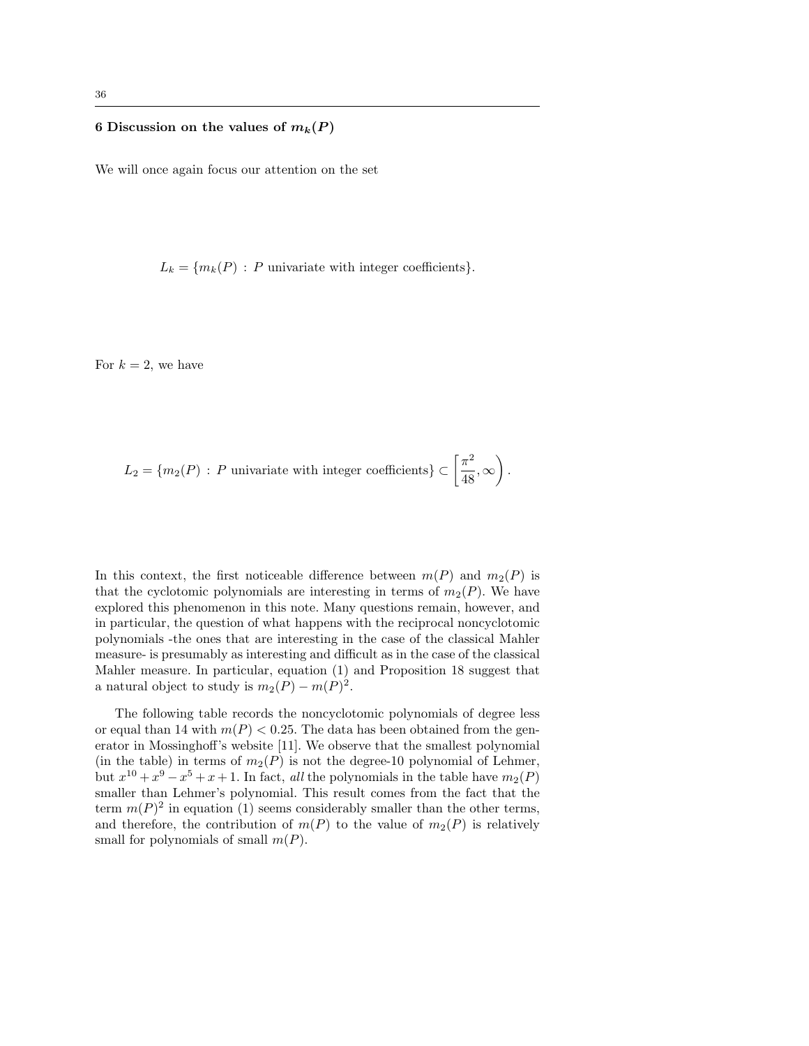## 6 Discussion on the values of $m_k(P)$

We will once again focus our attention on the set

$$L_k = \{m_k(P) \,:\, P \text{ univariate with integer coefficients}\}.$$

For $k = 2$, we have

$$L_2 = \{m_2(P) \,:\, P \text{ univariate with integer coefficients}\} \subset \left[\frac{\pi^2}{48}, \infty\right).$$

In this context, the first noticeable difference between $m(P)$ and $m_2(P)$ is that the cyclotomic polynomials are interesting in terms of $m_2(P)$. We have explored this phenomenon in this note. Many questions remain, however, and in particular, the question of what happens with the reciprocal noncyclotomic polynomials -the ones that are interesting in the case of the classical Mahler measure- is presumably as interesting and difficult as in the case of the classical Mahler measure. In particular, equation (1) and Proposition 18 suggest that a natural object to study is $m_2(P) - m(P)^2$.

The following table records the noncyclotomic polynomials of degree less or equal than 14 with $m(P) < 0.25$. The data has been obtained from the generator in Mossinghoff's website [11]. We observe that the smallest polynomial (in the table) in terms of $m_2(P)$ is not the degree-10 polynomial of Lehmer, but $x^{10} + x^9 - x^5 + x + 1$. In fact, *all* the polynomials in the table have $m_2(P)$ smaller than Lehmer's polynomial. This result comes from the fact that the term $m(P)^2$ in equation (1) seems considerably smaller than the other terms, and therefore, the contribution of $m(P)$ to the value of $m_2(P)$ is relatively small for polynomials of small $m(P)$.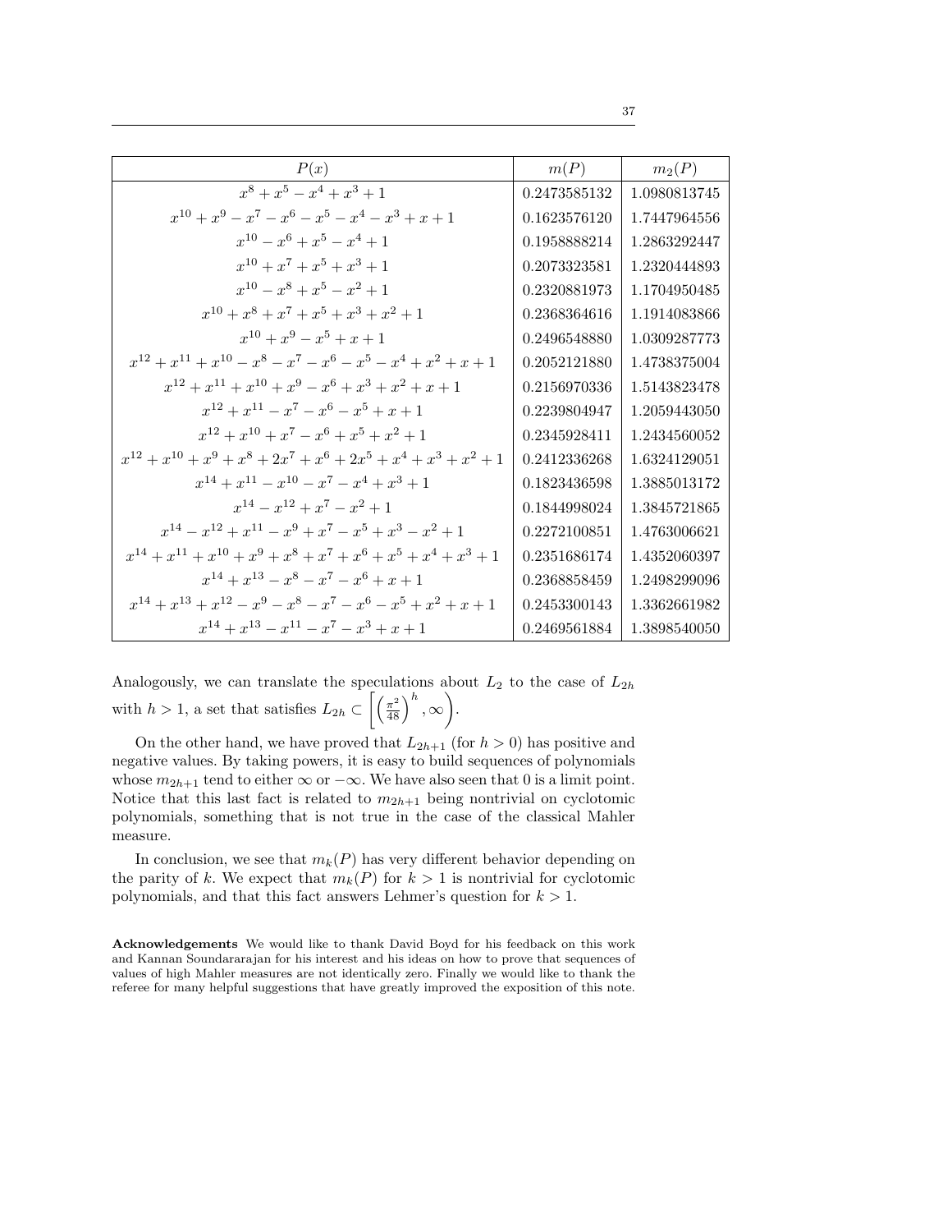| $P(x)$ | $m(P)$ | $m_2(P)$ |
|---|---|---|
| $x^8 + x^5 - x^4 + x^3 + 1$ | 0.2473585132 | 1.0980813745 |
| $x^{10} + x^9 - x^7 - x^6 - x^5 - x^4 - x^3 + x + 1$ | 0.1623576120 | 1.7447964556 |
| $x^{10} - x^6 + x^5 - x^4 + 1$ | 0.1958888214 | 1.2863292447 |
| $x^{10} + x^7 + x^5 + x^3 + 1$ | 0.2073323581 | 1.2320444893 |
| $x^{10} - x^8 + x^5 - x^2 + 1$ | 0.2320881973 | 1.1704950485 |
| $x^{10} + x^8 + x^7 + x^5 + x^3 + x^2 + 1$ | 0.2368364616 | 1.1914083866 |
| $x^{10} + x^9 - x^5 + x + 1$ | 0.2496548880 | 1.0309287773 |
| $x^{12} + x^{11} + x^{10} - x^8 - x^7 - x^6 - x^5 - x^4 + x^2 + x + 1$ | 0.2052121880 | 1.4738375004 |
| $x^{12} + x^{11} + x^{10} + x^9 - x^6 + x^3 + x^2 + x + 1$ | 0.2156970336 | 1.5143823478 |
| $x^{12} + x^{11} - x^7 - x^6 - x^5 + x + 1$ | 0.2239804947 | 1.2059443050 |
| $x^{12} + x^{10} + x^7 - x^6 + x^5 + x^2 + 1$ | 0.2345928411 | 1.2434560052 |
| $x^{12} + x^{10} + x^9 + x^8 + 2x^7 + x^6 + 2x^5 + x^4 + x^3 + x^2 + 1$ | 0.2412336268 | 1.6324129051 |
| $x^{14} + x^{11} - x^{10} - x^7 - x^4 + x^3 + 1$ | 0.1823436598 | 1.3885013172 |
| $x^{14} - x^{12} + x^7 - x^2 + 1$ | 0.1844998024 | 1.3845721865 |
| $x^{14} - x^{12} + x^{11} - x^9 + x^7 - x^5 + x^3 - x^2 + 1$ | 0.2272100851 | 1.4763006621 |
| $x^{14} + x^{11} + x^{10} + x^9 + x^8 + x^7 + x^6 + x^5 + x^4 + x^3 + 1$ | 0.2351686174 | 1.4352060397 |
| $x^{14} + x^{13} - x^8 - x^7 - x^6 + x + 1$ | 0.2368858459 | 1.2498299096 |
| $x^{14} + x^{13} + x^{12} - x^9 - x^8 - x^7 - x^6 - x^5 + x^2 + x + 1$ | 0.2453300143 | 1.3362661982 |
| $x^{14} + x^{13} - x^{11} - x^7 - x^3 + x + 1$ | 0.2469561884 | 1.3898540050 |

Analogously, we can translate the speculations about $L_2$ to the case of $L_{2h}$ with $h > 1$, a set that satisfies $L_{2h} \subset \left[ \left(\frac{\pi^2}{48}\right)^h, \infty \right)$.

On the other hand, we have proved that $L_{2h+1}$ (for $h > 0$) has positive and negative values. By taking powers, it is easy to build sequences of polynomials whose $m_{2h+1}$ tend to either $\infty$ or $-\infty$. We have also seen that 0 is a limit point. Notice that this last fact is related to $m_{2h+1}$ being nontrivial on cyclotomic polynomials, something that is not true in the case of the classical Mahler measure.

In conclusion, we see that $m_k(P)$ has very different behavior depending on the parity of $k$. We expect that $m_k(P)$ for $k > 1$ is nontrivial for cyclotomic polynomials, and that this fact answers Lehmer's question for $k > 1$.

**Acknowledgements** We would like to thank David Boyd for his feedback on this work and Kannan Soundararajan for his interest and his ideas on how to prove that sequences of values of high Mahler measures are not identically zero. Finally we would like to thank the referee for many helpful suggestions that have greatly improved the exposition of this note.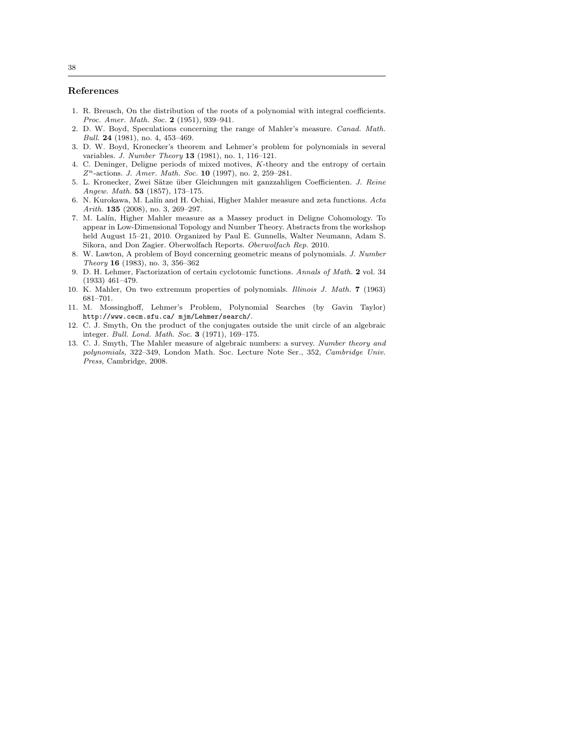## References

1. R. Breusch, On the distribution of the roots of a polynomial with integral coefficients. *Proc. Amer. Math. Soc.* **2** (1951), 939–941.
2. D. W. Boyd, Speculations concerning the range of Mahler's measure. *Canad. Math. Bull.* **24** (1981), no. 4, 453–469.
3. D. W. Boyd, Kronecker's theorem and Lehmer's problem for polynomials in several variables. *J. Number Theory* **13** (1981), no. 1, 116–121.
4. C. Deninger, Deligne periods of mixed motives, $K$-theory and the entropy of certain $Z^n$-actions. *J. Amer. Math. Soc.* **10** (1997), no. 2, 259–281.
5. L. Kronecker, Zwei Sätze über Gleichungen mit ganzzahligen Coefficienten. *J. Reine Angew. Math.* **53** (1857), 173–175.
6. N. Kurokawa, M. Lalín and H. Ochiai, Higher Mahler measure and zeta functions. *Acta Arith.* **135** (2008), no. 3, 269–297.
7. M. Lalín, Higher Mahler measure as a Massey product in Deligne Cohomology. To appear in Low-Dimensional Topology and Number Theory. Abstracts from the workshop held August 15–21, 2010. Organized by Paul E. Gunnells, Walter Neumann, Adam S. Sikora, and Don Zagier. Oberwolfach Reports. *Oberwolfach Rep.* 2010.
8. W. Lawton, A problem of Boyd concerning geometric means of polynomials. *J. Number Theory* **16** (1983), no. 3, 356–362
9. D. H. Lehmer, Factorization of certain cyclotomic functions. *Annals of Math.* **2** vol. 34 (1933) 461–479.
10. K. Mahler, On two extremum properties of polynomials. *Illinois J. Math.* **7** (1963) 681–701.
11. M. Mossinghoff, Lehmer's Problem, Polynomial Searches (by Gavin Taylor) `http://www.cecm.sfu.ca/ mjm/Lehmer/search/`.
12. C. J. Smyth, On the product of the conjugates outside the unit circle of an algebraic integer. *Bull. Lond. Math. Soc.* **3** (1971), 169–175.
13. C. J. Smyth, The Mahler measure of algebraic numbers: a survey. *Number theory and polynomials,* 322–349, London Math. Soc. Lecture Note Ser., 352, *Cambridge Univ. Press,* Cambridge, 2008.